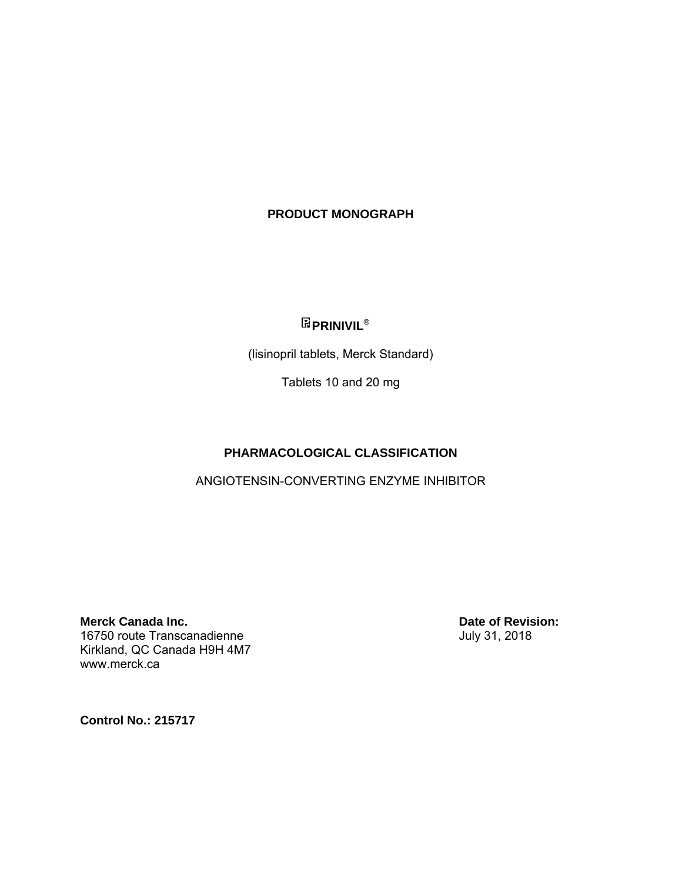# PRODUCT MONOGRAPH

## ℞ PRINIVIL®

(lisinopril tablets, Merck Standard)

Tablets 10 and 20 mg

## PHARMACOLOGICAL CLASSIFICATION

ANGIOTENSIN-CONVERTING ENZYME INHIBITOR

**Merck Canada Inc.**
16750 route Transcanadienne
Kirkland, QC Canada H9H 4M7
www.merck.ca

**Date of Revision:**
July 31, 2018

**Control No.: 215717**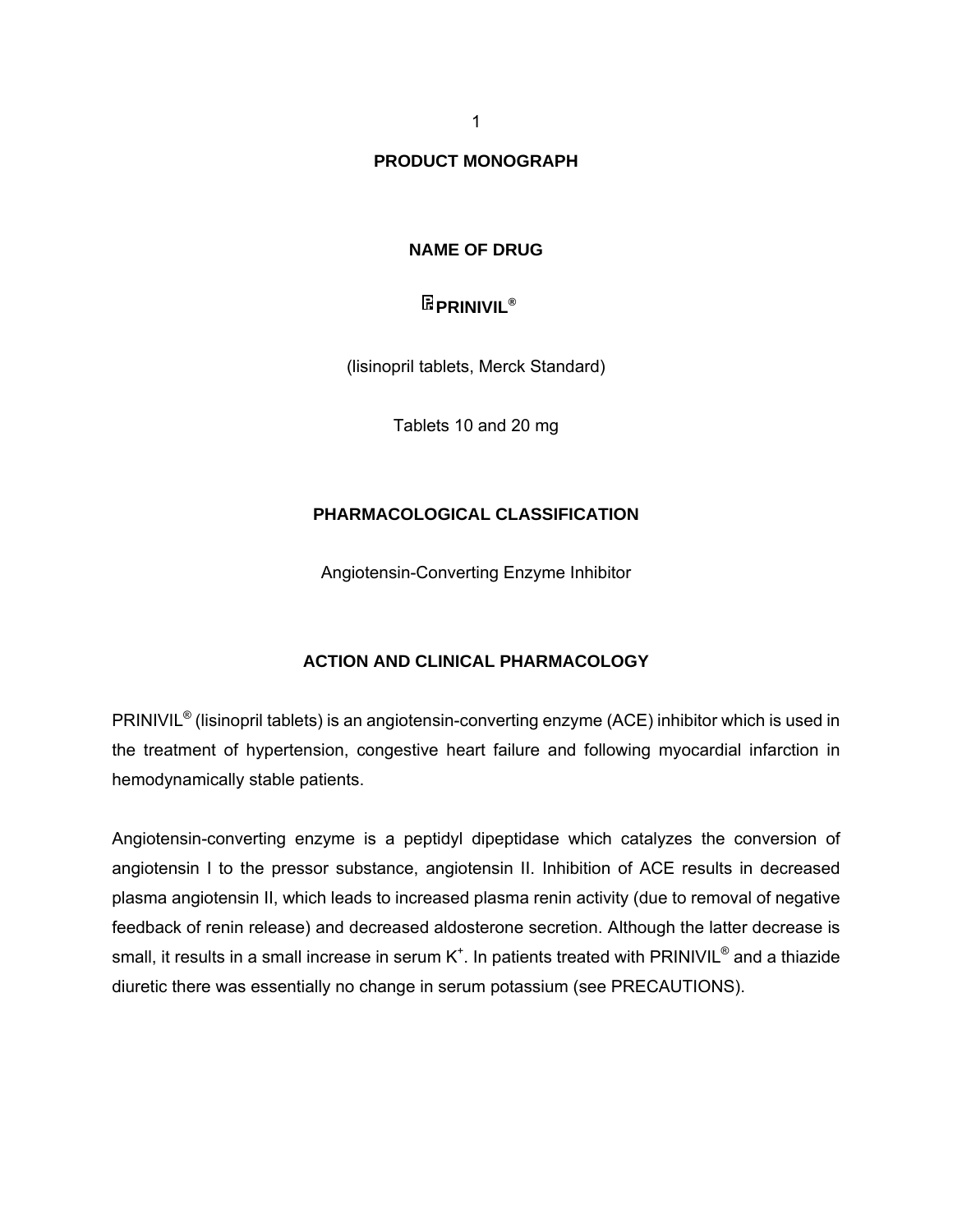# PRODUCT MONOGRAPH

## NAME OF DRUG

**℞PRINIVIL®**

(lisinopril tablets, Merck Standard)

Tablets 10 and 20 mg

## PHARMACOLOGICAL CLASSIFICATION

Angiotensin-Converting Enzyme Inhibitor

## ACTION AND CLINICAL PHARMACOLOGY

PRINIVIL® (lisinopril tablets) is an angiotensin-converting enzyme (ACE) inhibitor which is used in the treatment of hypertension, congestive heart failure and following myocardial infarction in hemodynamically stable patients.

Angiotensin-converting enzyme is a peptidyl dipeptidase which catalyzes the conversion of angiotensin I to the pressor substance, angiotensin II. Inhibition of ACE results in decreased plasma angiotensin II, which leads to increased plasma renin activity (due to removal of negative feedback of renin release) and decreased aldosterone secretion. Although the latter decrease is small, it results in a small increase in serum $K^+$. In patients treated with PRINIVIL® and a thiazide diuretic there was essentially no change in serum potassium (see PRECAUTIONS).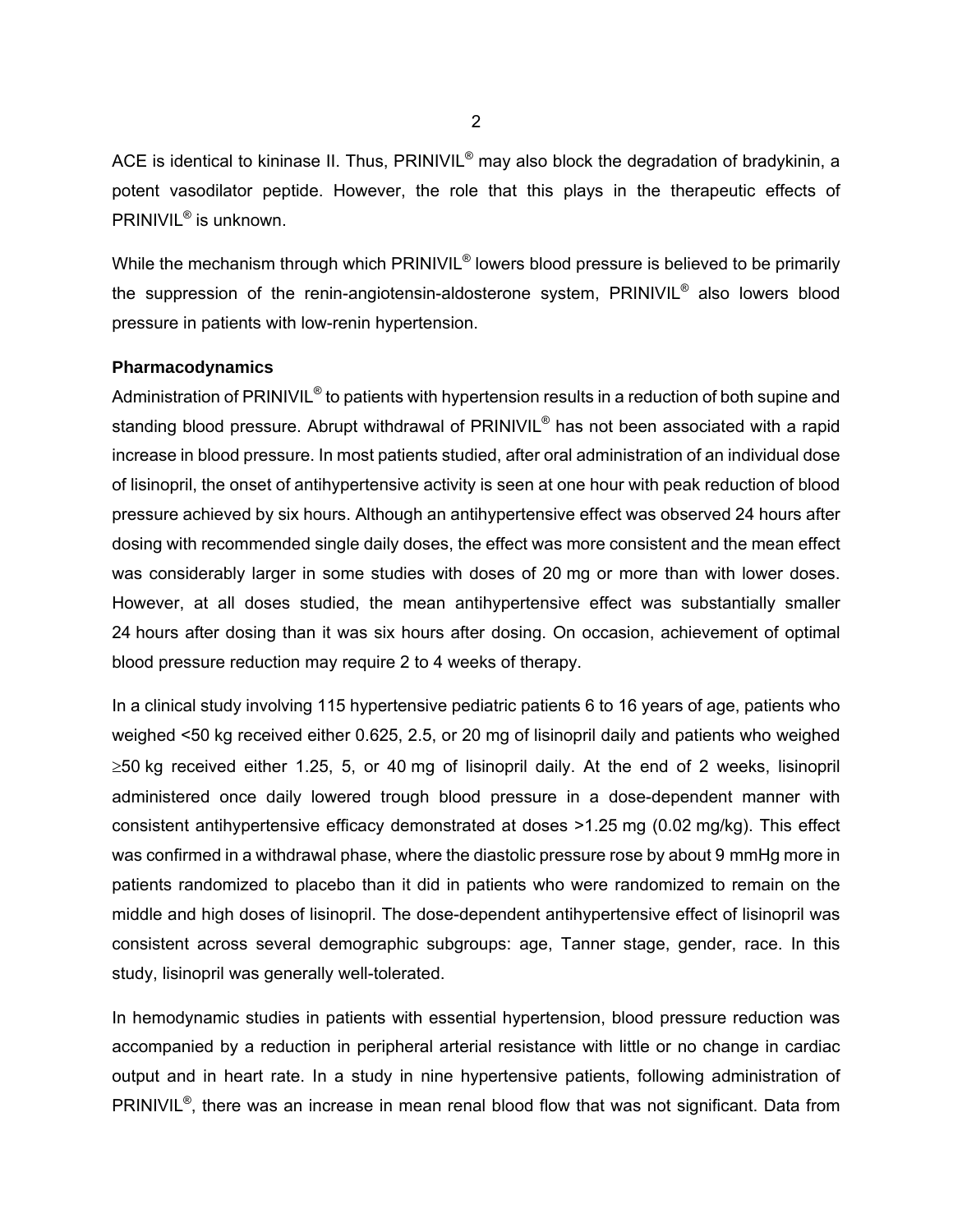ACE is identical to kininase II. Thus, PRINIVIL® may also block the degradation of bradykinin, a potent vasodilator peptide. However, the role that this plays in the therapeutic effects of PRINIVIL® is unknown.

While the mechanism through which PRINIVIL® lowers blood pressure is believed to be primarily the suppression of the renin-angiotensin-aldosterone system, PRINIVIL® also lowers blood pressure in patients with low-renin hypertension.

**Pharmacodynamics**

Administration of PRINIVIL® to patients with hypertension results in a reduction of both supine and standing blood pressure. Abrupt withdrawal of PRINIVIL® has not been associated with a rapid increase in blood pressure. In most patients studied, after oral administration of an individual dose of lisinopril, the onset of antihypertensive activity is seen at one hour with peak reduction of blood pressure achieved by six hours. Although an antihypertensive effect was observed 24 hours after dosing with recommended single daily doses, the effect was more consistent and the mean effect was considerably larger in some studies with doses of 20 mg or more than with lower doses. However, at all doses studied, the mean antihypertensive effect was substantially smaller 24 hours after dosing than it was six hours after dosing. On occasion, achievement of optimal blood pressure reduction may require 2 to 4 weeks of therapy.

In a clinical study involving 115 hypertensive pediatric patients 6 to 16 years of age, patients who weighed <50 kg received either 0.625, 2.5, or 20 mg of lisinopril daily and patients who weighed ≥50 kg received either 1.25, 5, or 40 mg of lisinopril daily. At the end of 2 weeks, lisinopril administered once daily lowered trough blood pressure in a dose-dependent manner with consistent antihypertensive efficacy demonstrated at doses >1.25 mg (0.02 mg/kg). This effect was confirmed in a withdrawal phase, where the diastolic pressure rose by about 9 mmHg more in patients randomized to placebo than it did in patients who were randomized to remain on the middle and high doses of lisinopril. The dose-dependent antihypertensive effect of lisinopril was consistent across several demographic subgroups: age, Tanner stage, gender, race. In this study, lisinopril was generally well-tolerated.

In hemodynamic studies in patients with essential hypertension, blood pressure reduction was accompanied by a reduction in peripheral arterial resistance with little or no change in cardiac output and in heart rate. In a study in nine hypertensive patients, following administration of PRINIVIL®, there was an increase in mean renal blood flow that was not significant. Data from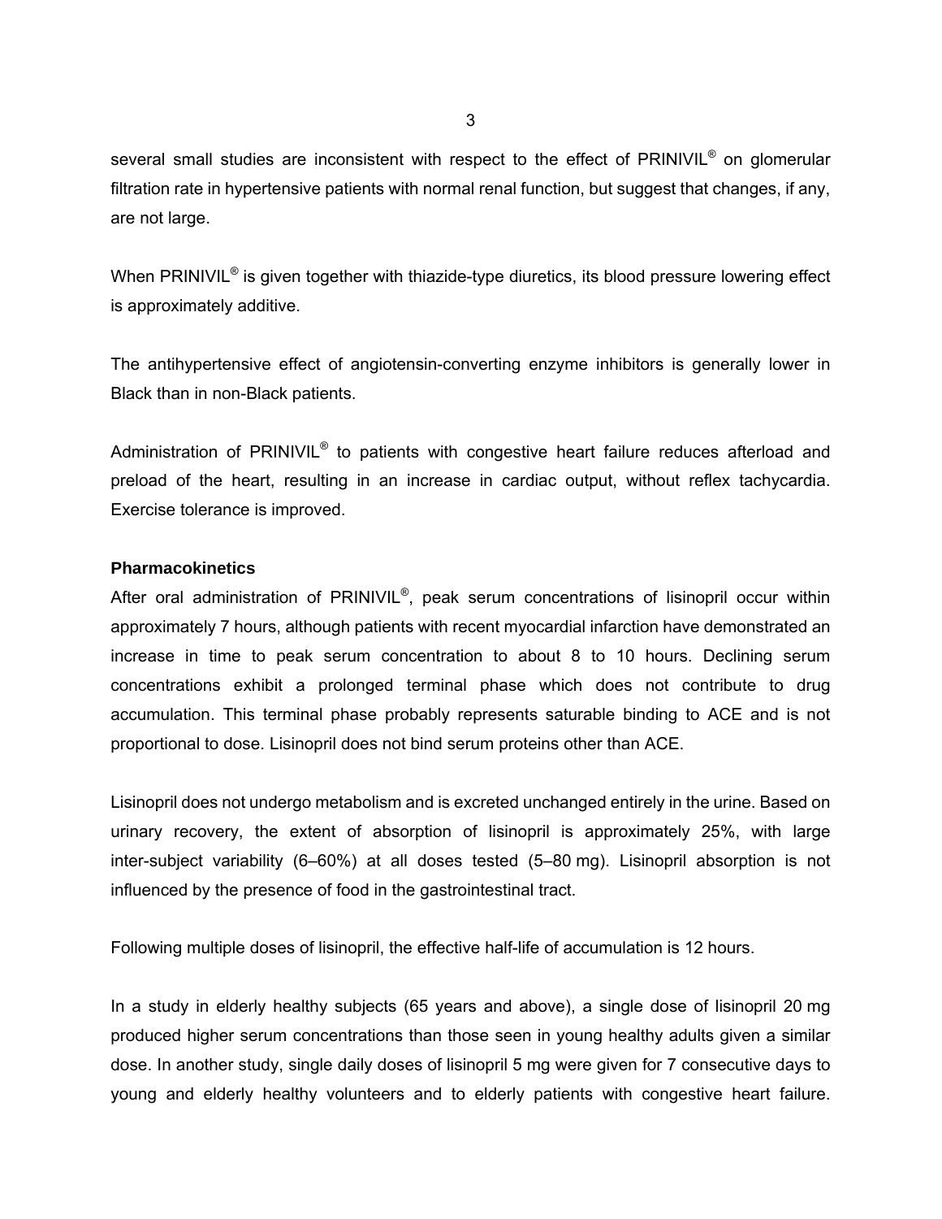several small studies are inconsistent with respect to the effect of PRINIVIL® on glomerular filtration rate in hypertensive patients with normal renal function, but suggest that changes, if any, are not large.

When PRINIVIL® is given together with thiazide-type diuretics, its blood pressure lowering effect is approximately additive.

The antihypertensive effect of angiotensin-converting enzyme inhibitors is generally lower in Black than in non-Black patients.

Administration of PRINIVIL® to patients with congestive heart failure reduces afterload and preload of the heart, resulting in an increase in cardiac output, without reflex tachycardia. Exercise tolerance is improved.

**Pharmacokinetics**

After oral administration of PRINIVIL®, peak serum concentrations of lisinopril occur within approximately 7 hours, although patients with recent myocardial infarction have demonstrated an increase in time to peak serum concentration to about 8 to 10 hours. Declining serum concentrations exhibit a prolonged terminal phase which does not contribute to drug accumulation. This terminal phase probably represents saturable binding to ACE and is not proportional to dose. Lisinopril does not bind serum proteins other than ACE.

Lisinopril does not undergo metabolism and is excreted unchanged entirely in the urine. Based on urinary recovery, the extent of absorption of lisinopril is approximately 25%, with large inter-subject variability (6–60%) at all doses tested (5–80 mg). Lisinopril absorption is not influenced by the presence of food in the gastrointestinal tract.

Following multiple doses of lisinopril, the effective half-life of accumulation is 12 hours.

In a study in elderly healthy subjects (65 years and above), a single dose of lisinopril 20 mg produced higher serum concentrations than those seen in young healthy adults given a similar dose. In another study, single daily doses of lisinopril 5 mg were given for 7 consecutive days to young and elderly healthy volunteers and to elderly patients with congestive heart failure.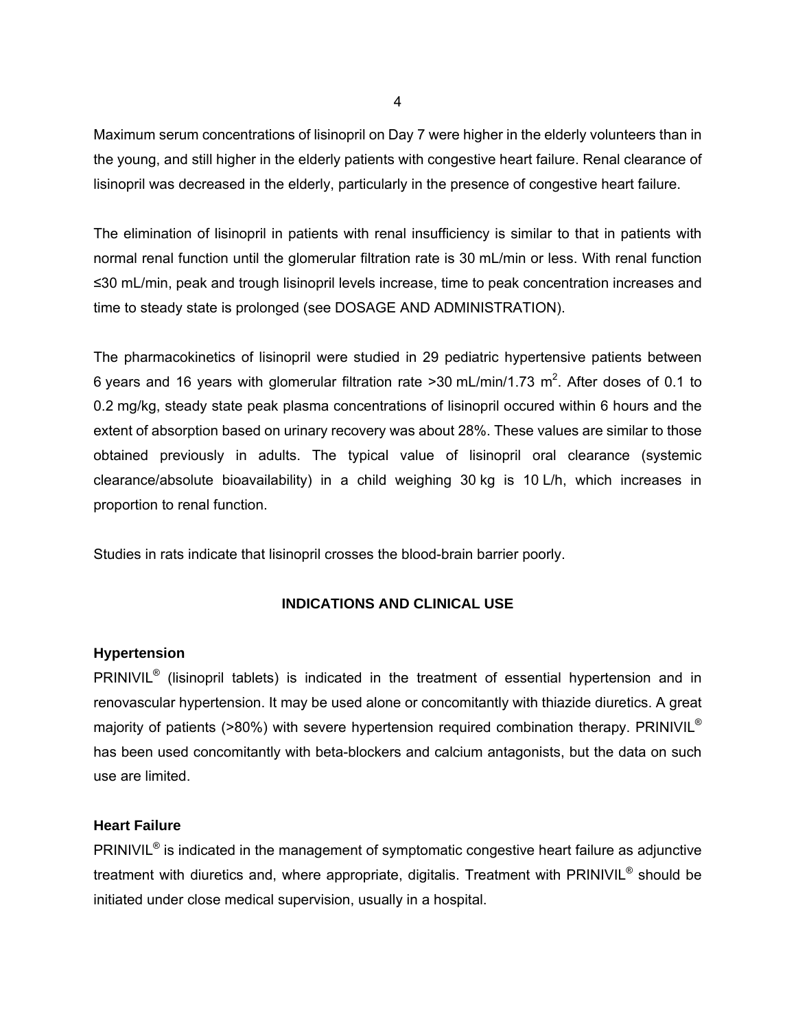Maximum serum concentrations of lisinopril on Day 7 were higher in the elderly volunteers than in the young, and still higher in the elderly patients with congestive heart failure. Renal clearance of lisinopril was decreased in the elderly, particularly in the presence of congestive heart failure.

The elimination of lisinopril in patients with renal insufficiency is similar to that in patients with normal renal function until the glomerular filtration rate is 30 mL/min or less. With renal function ≤30 mL/min, peak and trough lisinopril levels increase, time to peak concentration increases and time to steady state is prolonged (see DOSAGE AND ADMINISTRATION).

The pharmacokinetics of lisinopril were studied in 29 pediatric hypertensive patients between 6 years and 16 years with glomerular filtration rate >30 mL/min/1.73 $m^2$. After doses of 0.1 to 0.2 mg/kg, steady state peak plasma concentrations of lisinopril occured within 6 hours and the extent of absorption based on urinary recovery was about 28%. These values are similar to those obtained previously in adults. The typical value of lisinopril oral clearance (systemic clearance/absolute bioavailability) in a child weighing 30 kg is 10 L/h, which increases in proportion to renal function.

Studies in rats indicate that lisinopril crosses the blood-brain barrier poorly.

## INDICATIONS AND CLINICAL USE

### Hypertension

PRINIVIL® (lisinopril tablets) is indicated in the treatment of essential hypertension and in renovascular hypertension. It may be used alone or concomitantly with thiazide diuretics. A great majority of patients (>80%) with severe hypertension required combination therapy. PRINIVIL® has been used concomitantly with beta-blockers and calcium antagonists, but the data on such use are limited.

### Heart Failure

PRINIVIL® is indicated in the management of symptomatic congestive heart failure as adjunctive treatment with diuretics and, where appropriate, digitalis. Treatment with PRINIVIL® should be initiated under close medical supervision, usually in a hospital.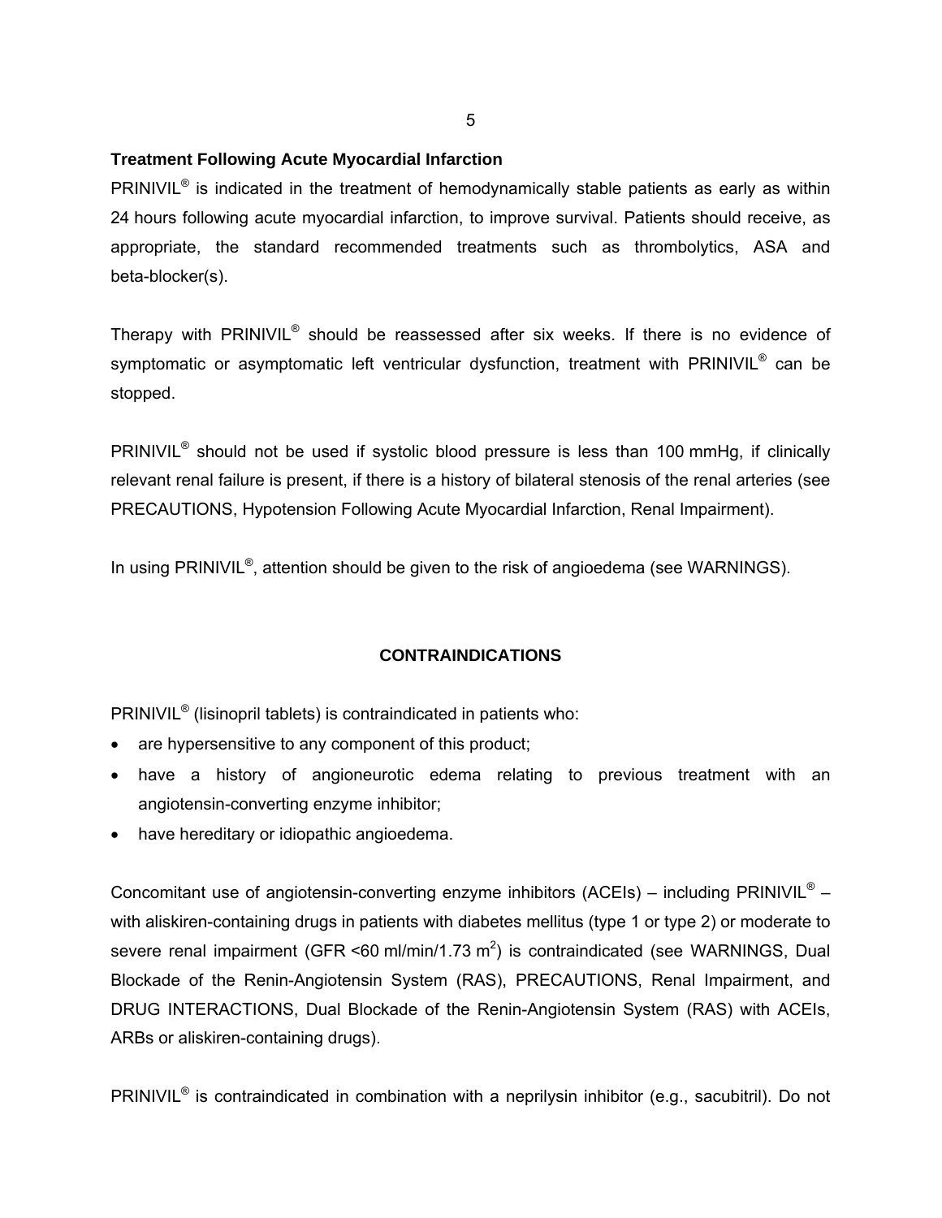### Treatment Following Acute Myocardial Infarction

PRINIVIL® is indicated in the treatment of hemodynamically stable patients as early as within 24 hours following acute myocardial infarction, to improve survival. Patients should receive, as appropriate, the standard recommended treatments such as thrombolytics, ASA and beta-blocker(s).

Therapy with PRINIVIL® should be reassessed after six weeks. If there is no evidence of symptomatic or asymptomatic left ventricular dysfunction, treatment with PRINIVIL® can be stopped.

PRINIVIL® should not be used if systolic blood pressure is less than 100 mmHg, if clinically relevant renal failure is present, if there is a history of bilateral stenosis of the renal arteries (see PRECAUTIONS, Hypotension Following Acute Myocardial Infarction, Renal Impairment).

In using PRINIVIL®, attention should be given to the risk of angioedema (see WARNINGS).

## CONTRAINDICATIONS

PRINIVIL® (lisinopril tablets) is contraindicated in patients who:

- are hypersensitive to any component of this product;
- have a history of angioneurotic edema relating to previous treatment with an angiotensin-converting enzyme inhibitor;
- have hereditary or idiopathic angioedema.

Concomitant use of angiotensin-converting enzyme inhibitors (ACEIs) – including PRINIVIL® – with aliskiren-containing drugs in patients with diabetes mellitus (type 1 or type 2) or moderate to severe renal impairment (GFR <60 ml/min/1.73 $m^2$) is contraindicated (see WARNINGS, Dual Blockade of the Renin-Angiotensin System (RAS), PRECAUTIONS, Renal Impairment, and DRUG INTERACTIONS, Dual Blockade of the Renin-Angiotensin System (RAS) with ACEIs, ARBs or aliskiren-containing drugs).

PRINIVIL® is contraindicated in combination with a neprilysin inhibitor (e.g., sacubitril). Do not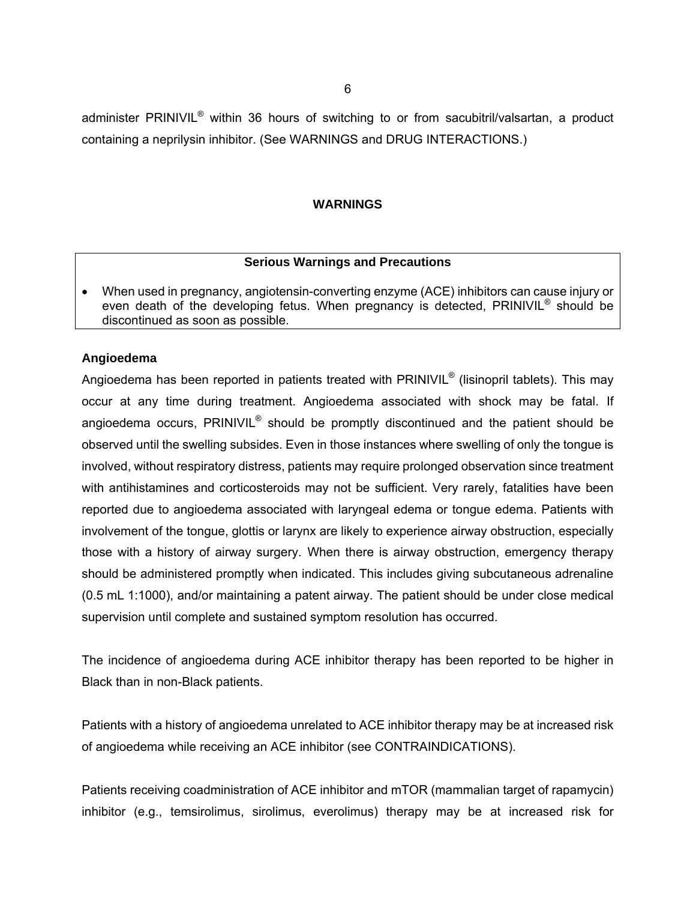administer PRINIVIL® within 36 hours of switching to or from sacubitril/valsartan, a product containing a neprilysin inhibitor. (See WARNINGS and DRUG INTERACTIONS.)

## WARNINGS

| **Serious Warnings and Precautions** |
|---|
| • When used in pregnancy, angiotensin-converting enzyme (ACE) inhibitors can cause injury or even death of the developing fetus. When pregnancy is detected, PRINIVIL® should be discontinued as soon as possible. |

### Angioedema

Angioedema has been reported in patients treated with PRINIVIL® (lisinopril tablets). This may occur at any time during treatment. Angioedema associated with shock may be fatal. If angioedema occurs, PRINIVIL® should be promptly discontinued and the patient should be observed until the swelling subsides. Even in those instances where swelling of only the tongue is involved, without respiratory distress, patients may require prolonged observation since treatment with antihistamines and corticosteroids may not be sufficient. Very rarely, fatalities have been reported due to angioedema associated with laryngeal edema or tongue edema. Patients with involvement of the tongue, glottis or larynx are likely to experience airway obstruction, especially those with a history of airway surgery. When there is airway obstruction, emergency therapy should be administered promptly when indicated. This includes giving subcutaneous adrenaline (0.5 mL 1:1000), and/or maintaining a patent airway. The patient should be under close medical supervision until complete and sustained symptom resolution has occurred.

The incidence of angioedema during ACE inhibitor therapy has been reported to be higher in Black than in non-Black patients.

Patients with a history of angioedema unrelated to ACE inhibitor therapy may be at increased risk of angioedema while receiving an ACE inhibitor (see CONTRAINDICATIONS).

Patients receiving coadministration of ACE inhibitor and mTOR (mammalian target of rapamycin) inhibitor (e.g., temsirolimus, sirolimus, everolimus) therapy may be at increased risk for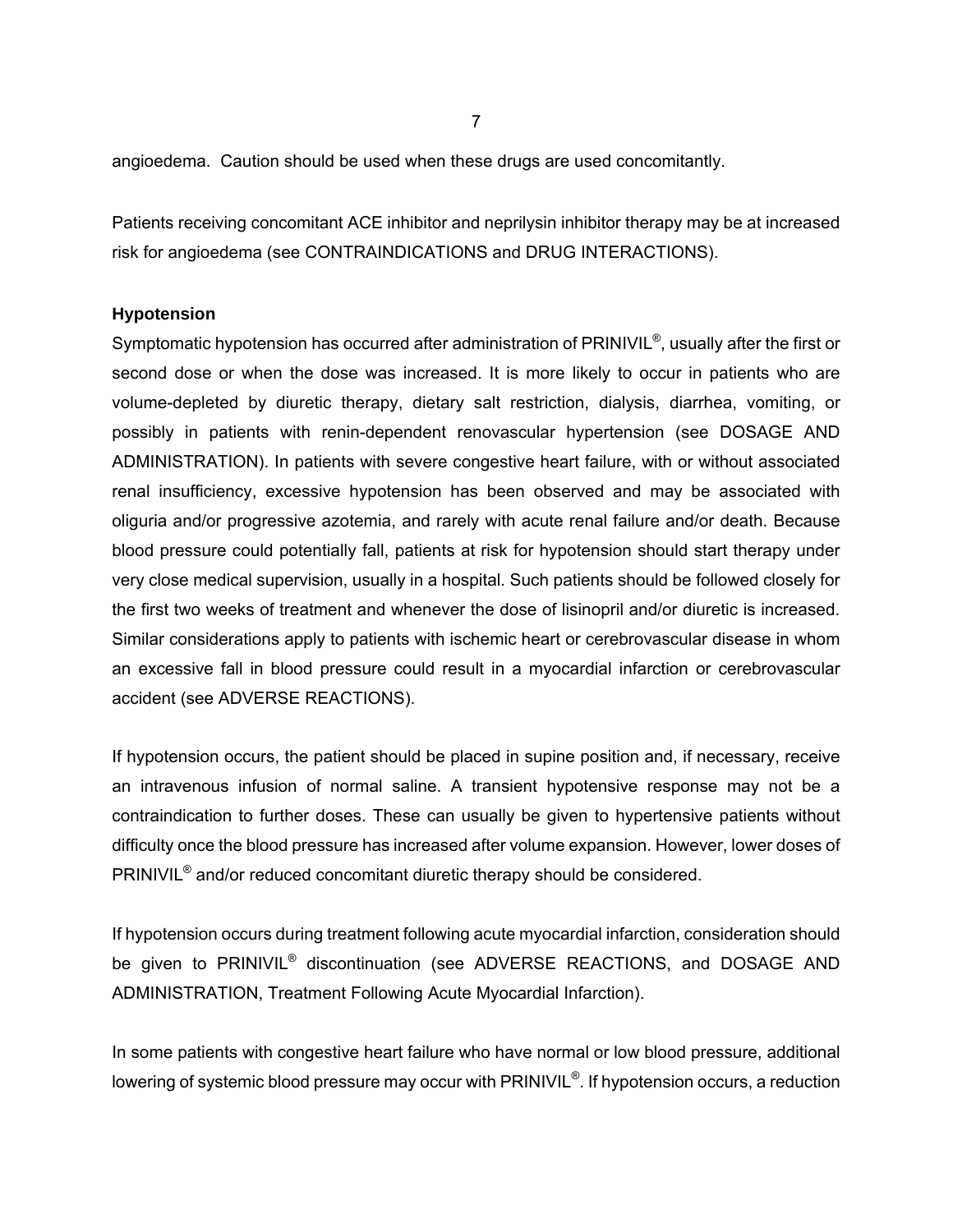angioedema. Caution should be used when these drugs are used concomitantly.

Patients receiving concomitant ACE inhibitor and neprilysin inhibitor therapy may be at increased risk for angioedema (see CONTRAINDICATIONS and DRUG INTERACTIONS).

**Hypotension**

Symptomatic hypotension has occurred after administration of PRINIVIL®, usually after the first or second dose or when the dose was increased. It is more likely to occur in patients who are volume-depleted by diuretic therapy, dietary salt restriction, dialysis, diarrhea, vomiting, or possibly in patients with renin-dependent renovascular hypertension (see DOSAGE AND ADMINISTRATION). In patients with severe congestive heart failure, with or without associated renal insufficiency, excessive hypotension has been observed and may be associated with oliguria and/or progressive azotemia, and rarely with acute renal failure and/or death. Because blood pressure could potentially fall, patients at risk for hypotension should start therapy under very close medical supervision, usually in a hospital. Such patients should be followed closely for the first two weeks of treatment and whenever the dose of lisinopril and/or diuretic is increased. Similar considerations apply to patients with ischemic heart or cerebrovascular disease in whom an excessive fall in blood pressure could result in a myocardial infarction or cerebrovascular accident (see ADVERSE REACTIONS).

If hypotension occurs, the patient should be placed in supine position and, if necessary, receive an intravenous infusion of normal saline. A transient hypotensive response may not be a contraindication to further doses. These can usually be given to hypertensive patients without difficulty once the blood pressure has increased after volume expansion. However, lower doses of PRINIVIL® and/or reduced concomitant diuretic therapy should be considered.

If hypotension occurs during treatment following acute myocardial infarction, consideration should be given to PRINIVIL® discontinuation (see ADVERSE REACTIONS, and DOSAGE AND ADMINISTRATION, Treatment Following Acute Myocardial Infarction).

In some patients with congestive heart failure who have normal or low blood pressure, additional lowering of systemic blood pressure may occur with PRINIVIL®. If hypotension occurs, a reduction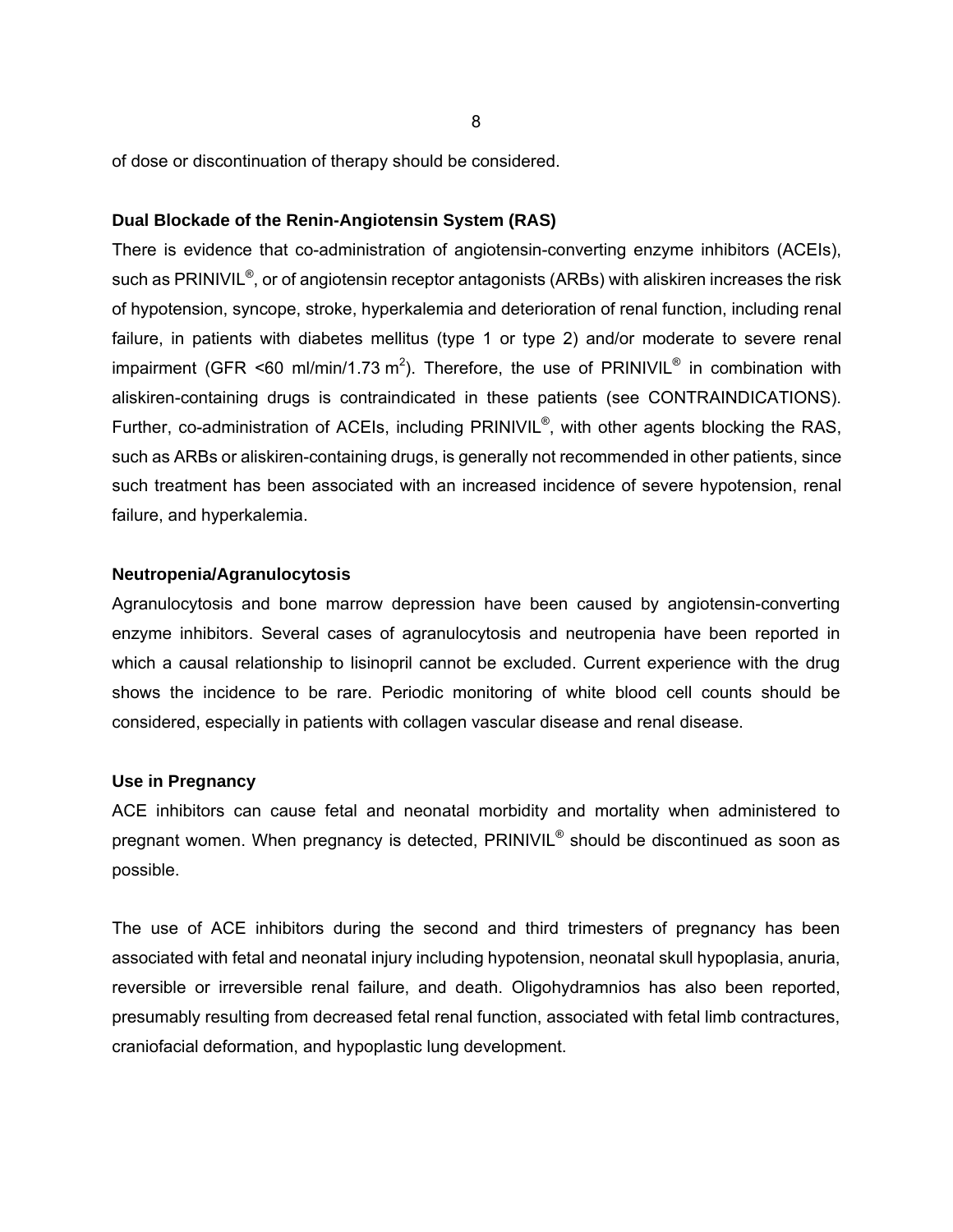of dose or discontinuation of therapy should be considered.

**Dual Blockade of the Renin-Angiotensin System (RAS)**

There is evidence that co-administration of angiotensin-converting enzyme inhibitors (ACEIs), such as PRINIVIL®, or of angiotensin receptor antagonists (ARBs) with aliskiren increases the risk of hypotension, syncope, stroke, hyperkalemia and deterioration of renal function, including renal failure, in patients with diabetes mellitus (type 1 or type 2) and/or moderate to severe renal impairment (GFR <60 ml/min/1.73 $m^2$). Therefore, the use of PRINIVIL® in combination with aliskiren-containing drugs is contraindicated in these patients (see CONTRAINDICATIONS). Further, co-administration of ACEIs, including PRINIVIL®, with other agents blocking the RAS, such as ARBs or aliskiren-containing drugs, is generally not recommended in other patients, since such treatment has been associated with an increased incidence of severe hypotension, renal failure, and hyperkalemia.

**Neutropenia/Agranulocytosis**

Agranulocytosis and bone marrow depression have been caused by angiotensin-converting enzyme inhibitors. Several cases of agranulocytosis and neutropenia have been reported in which a causal relationship to lisinopril cannot be excluded. Current experience with the drug shows the incidence to be rare. Periodic monitoring of white blood cell counts should be considered, especially in patients with collagen vascular disease and renal disease.

**Use in Pregnancy**

ACE inhibitors can cause fetal and neonatal morbidity and mortality when administered to pregnant women. When pregnancy is detected, PRINIVIL® should be discontinued as soon as possible.

The use of ACE inhibitors during the second and third trimesters of pregnancy has been associated with fetal and neonatal injury including hypotension, neonatal skull hypoplasia, anuria, reversible or irreversible renal failure, and death. Oligohydramnios has also been reported, presumably resulting from decreased fetal renal function, associated with fetal limb contractures, craniofacial deformation, and hypoplastic lung development.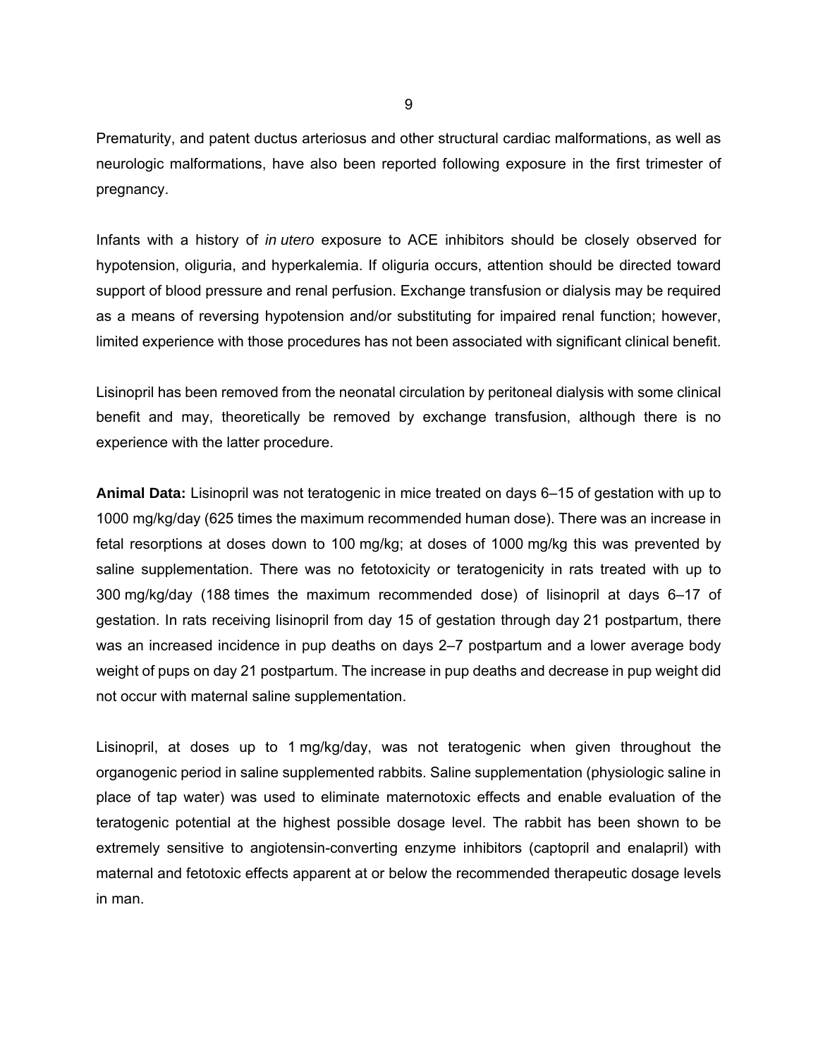Prematurity, and patent ductus arteriosus and other structural cardiac malformations, as well as neurologic malformations, have also been reported following exposure in the first trimester of pregnancy.

Infants with a history of *in utero* exposure to ACE inhibitors should be closely observed for hypotension, oliguria, and hyperkalemia. If oliguria occurs, attention should be directed toward support of blood pressure and renal perfusion. Exchange transfusion or dialysis may be required as a means of reversing hypotension and/or substituting for impaired renal function; however, limited experience with those procedures has not been associated with significant clinical benefit.

Lisinopril has been removed from the neonatal circulation by peritoneal dialysis with some clinical benefit and may, theoretically be removed by exchange transfusion, although there is no experience with the latter procedure.

**Animal Data:** Lisinopril was not teratogenic in mice treated on days 6–15 of gestation with up to 1000 mg/kg/day (625 times the maximum recommended human dose). There was an increase in fetal resorptions at doses down to 100 mg/kg; at doses of 1000 mg/kg this was prevented by saline supplementation. There was no fetotoxicity or teratogenicity in rats treated with up to 300 mg/kg/day (188 times the maximum recommended dose) of lisinopril at days 6–17 of gestation. In rats receiving lisinopril from day 15 of gestation through day 21 postpartum, there was an increased incidence in pup deaths on days 2–7 postpartum and a lower average body weight of pups on day 21 postpartum. The increase in pup deaths and decrease in pup weight did not occur with maternal saline supplementation.

Lisinopril, at doses up to 1 mg/kg/day, was not teratogenic when given throughout the organogenic period in saline supplemented rabbits. Saline supplementation (physiologic saline in place of tap water) was used to eliminate maternotoxic effects and enable evaluation of the teratogenic potential at the highest possible dosage level. The rabbit has been shown to be extremely sensitive to angiotensin-converting enzyme inhibitors (captopril and enalapril) with maternal and fetotoxic effects apparent at or below the recommended therapeutic dosage levels in man.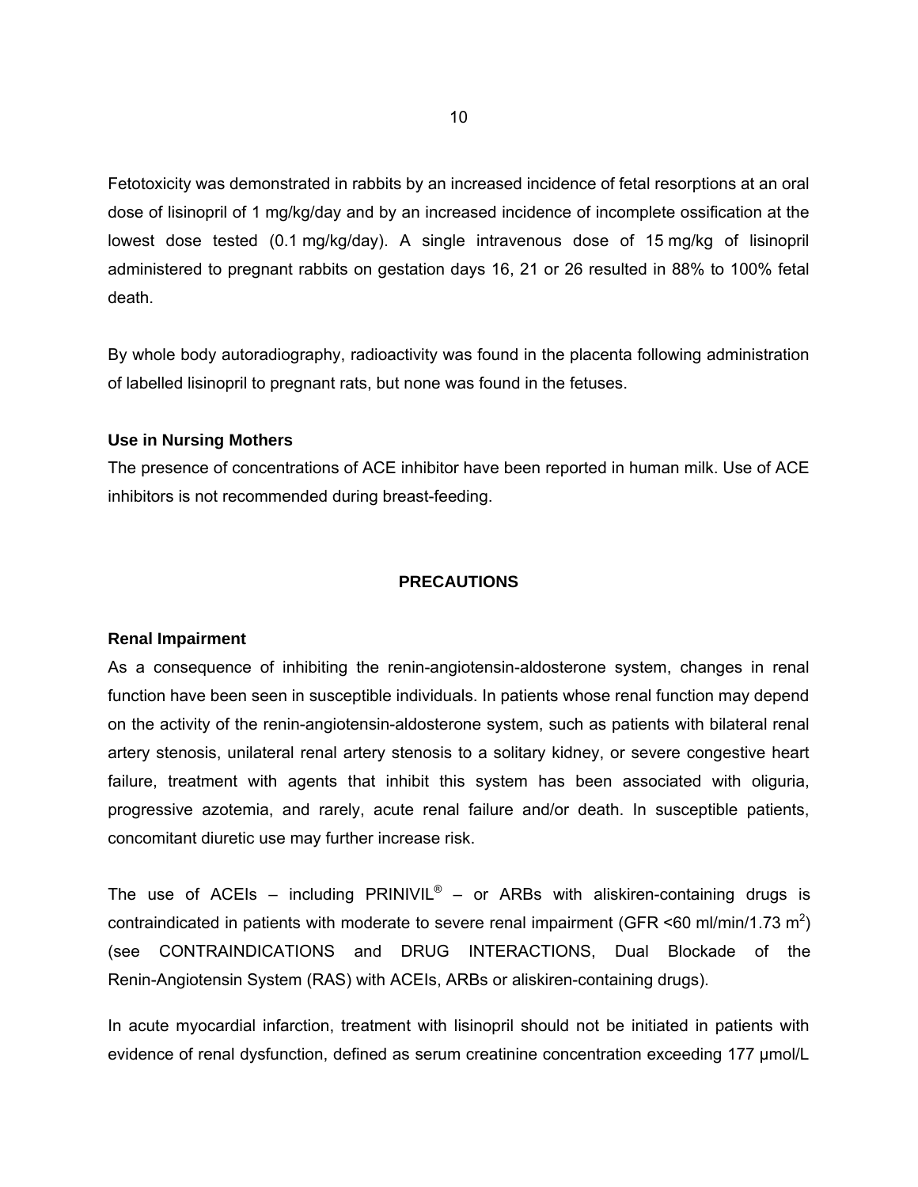Fetotoxicity was demonstrated in rabbits by an increased incidence of fetal resorptions at an oral dose of lisinopril of 1 mg/kg/day and by an increased incidence of incomplete ossification at the lowest dose tested (0.1 mg/kg/day). A single intravenous dose of 15 mg/kg of lisinopril administered to pregnant rabbits on gestation days 16, 21 or 26 resulted in 88% to 100% fetal death.

By whole body autoradiography, radioactivity was found in the placenta following administration of labelled lisinopril to pregnant rats, but none was found in the fetuses.

**Use in Nursing Mothers**

The presence of concentrations of ACE inhibitor have been reported in human milk. Use of ACE inhibitors is not recommended during breast-feeding.

## PRECAUTIONS

**Renal Impairment**

As a consequence of inhibiting the renin-angiotensin-aldosterone system, changes in renal function have been seen in susceptible individuals. In patients whose renal function may depend on the activity of the renin-angiotensin-aldosterone system, such as patients with bilateral renal artery stenosis, unilateral renal artery stenosis to a solitary kidney, or severe congestive heart failure, treatment with agents that inhibit this system has been associated with oliguria, progressive azotemia, and rarely, acute renal failure and/or death. In susceptible patients, concomitant diuretic use may further increase risk.

The use of ACEIs – including PRINIVIL® – or ARBs with aliskiren-containing drugs is contraindicated in patients with moderate to severe renal impairment (GFR <60 ml/min/1.73 $m^2$) (see CONTRAINDICATIONS and DRUG INTERACTIONS, Dual Blockade of the Renin-Angiotensin System (RAS) with ACEIs, ARBs or aliskiren-containing drugs).

In acute myocardial infarction, treatment with lisinopril should not be initiated in patients with evidence of renal dysfunction, defined as serum creatinine concentration exceeding 177 μmol/L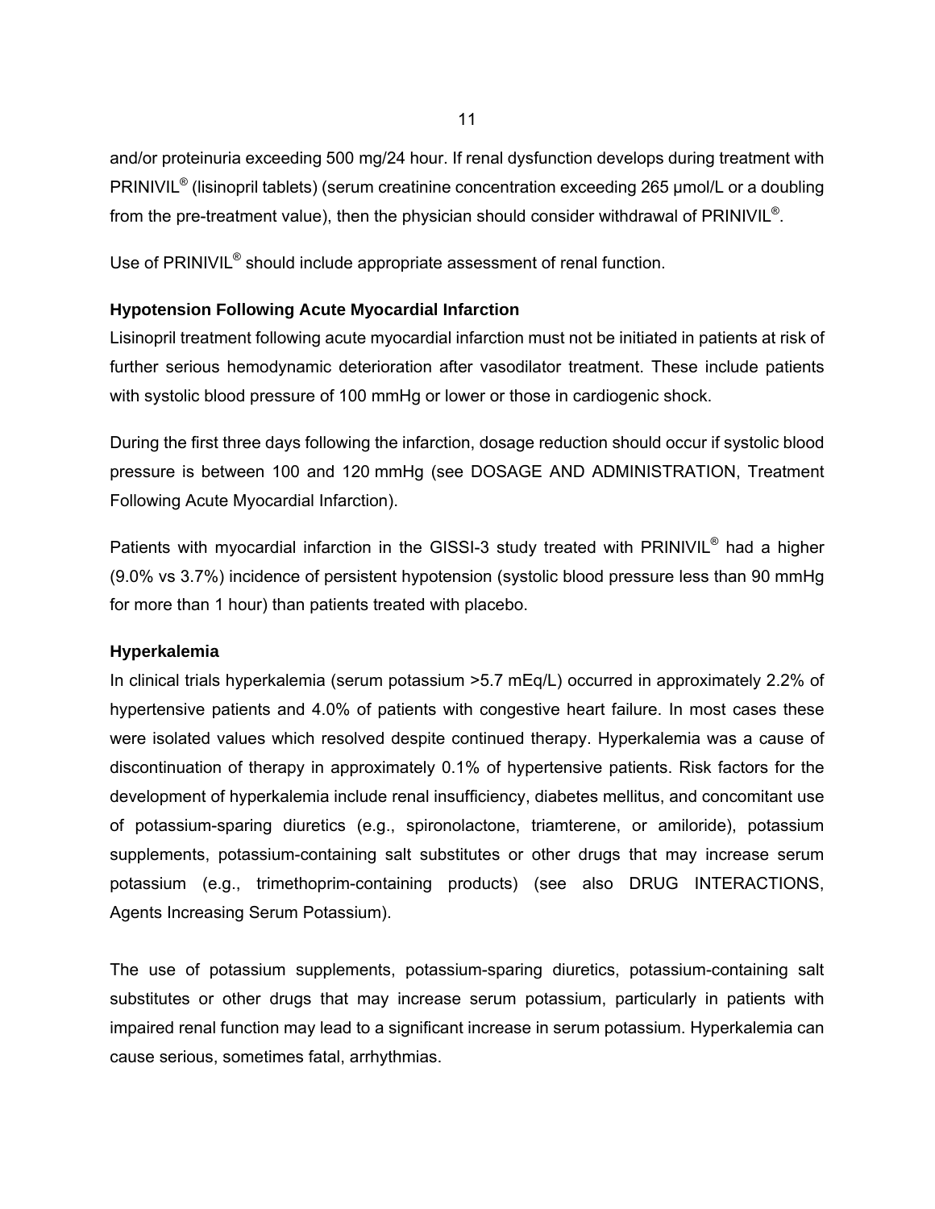and/or proteinuria exceeding 500 mg/24 hour. If renal dysfunction develops during treatment with PRINIVIL® (lisinopril tablets) (serum creatinine concentration exceeding 265 µmol/L or a doubling from the pre-treatment value), then the physician should consider withdrawal of PRINIVIL®.

Use of PRINIVIL® should include appropriate assessment of renal function.

**Hypotension Following Acute Myocardial Infarction**

Lisinopril treatment following acute myocardial infarction must not be initiated in patients at risk of further serious hemodynamic deterioration after vasodilator treatment. These include patients with systolic blood pressure of 100 mmHg or lower or those in cardiogenic shock.

During the first three days following the infarction, dosage reduction should occur if systolic blood pressure is between 100 and 120 mmHg (see DOSAGE AND ADMINISTRATION, Treatment Following Acute Myocardial Infarction).

Patients with myocardial infarction in the GISSI-3 study treated with PRINIVIL® had a higher (9.0% vs 3.7%) incidence of persistent hypotension (systolic blood pressure less than 90 mmHg for more than 1 hour) than patients treated with placebo.

**Hyperkalemia**

In clinical trials hyperkalemia (serum potassium >5.7 mEq/L) occurred in approximately 2.2% of hypertensive patients and 4.0% of patients with congestive heart failure. In most cases these were isolated values which resolved despite continued therapy. Hyperkalemia was a cause of discontinuation of therapy in approximately 0.1% of hypertensive patients. Risk factors for the development of hyperkalemia include renal insufficiency, diabetes mellitus, and concomitant use of potassium-sparing diuretics (e.g., spironolactone, triamterene, or amiloride), potassium supplements, potassium-containing salt substitutes or other drugs that may increase serum potassium (e.g., trimethoprim-containing products) (see also DRUG INTERACTIONS, Agents Increasing Serum Potassium).

The use of potassium supplements, potassium-sparing diuretics, potassium-containing salt substitutes or other drugs that may increase serum potassium, particularly in patients with impaired renal function may lead to a significant increase in serum potassium. Hyperkalemia can cause serious, sometimes fatal, arrhythmias.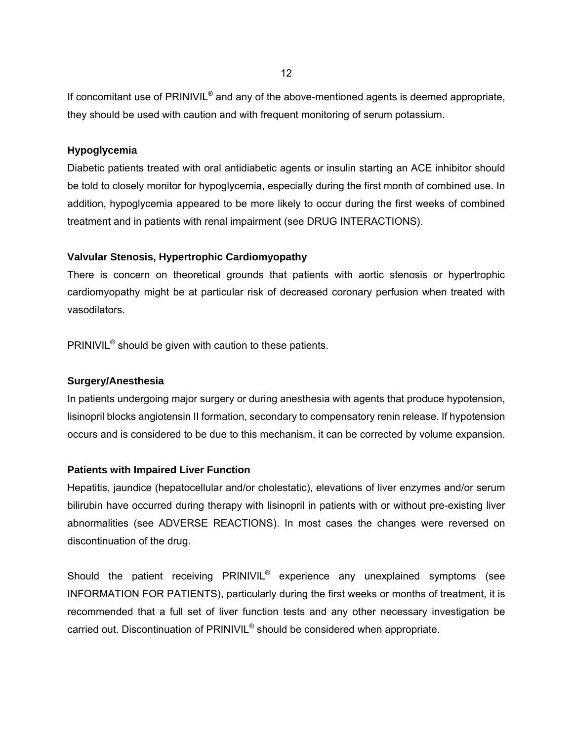If concomitant use of PRINIVIL® and any of the above-mentioned agents is deemed appropriate, they should be used with caution and with frequent monitoring of serum potassium.

**Hypoglycemia**

Diabetic patients treated with oral antidiabetic agents or insulin starting an ACE inhibitor should be told to closely monitor for hypoglycemia, especially during the first month of combined use. In addition, hypoglycemia appeared to be more likely to occur during the first weeks of combined treatment and in patients with renal impairment (see DRUG INTERACTIONS).

**Valvular Stenosis, Hypertrophic Cardiomyopathy**

There is concern on theoretical grounds that patients with aortic stenosis or hypertrophic cardiomyopathy might be at particular risk of decreased coronary perfusion when treated with vasodilators.

PRINIVIL® should be given with caution to these patients.

**Surgery/Anesthesia**

In patients undergoing major surgery or during anesthesia with agents that produce hypotension, lisinopril blocks angiotensin II formation, secondary to compensatory renin release. If hypotension occurs and is considered to be due to this mechanism, it can be corrected by volume expansion.

**Patients with Impaired Liver Function**

Hepatitis, jaundice (hepatocellular and/or cholestatic), elevations of liver enzymes and/or serum bilirubin have occurred during therapy with lisinopril in patients with or without pre-existing liver abnormalities (see ADVERSE REACTIONS). In most cases the changes were reversed on discontinuation of the drug.

Should the patient receiving PRINIVIL® experience any unexplained symptoms (see INFORMATION FOR PATIENTS), particularly during the first weeks or months of treatment, it is recommended that a full set of liver function tests and any other necessary investigation be carried out. Discontinuation of PRINIVIL® should be considered when appropriate.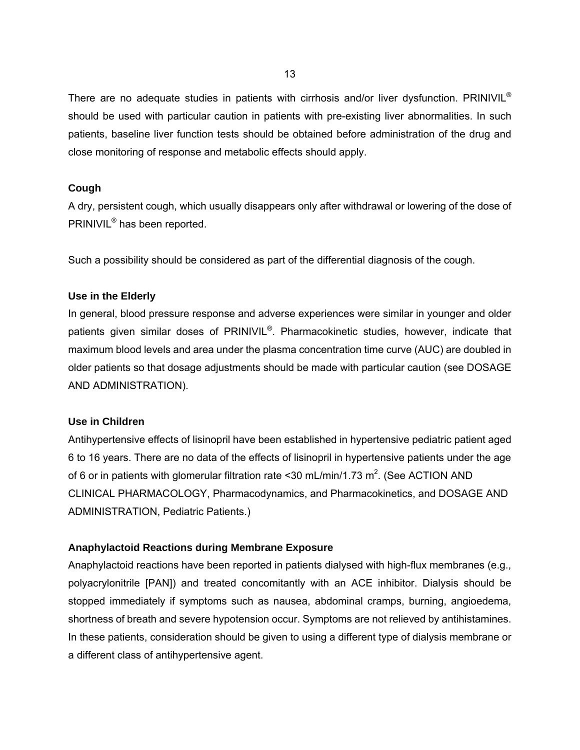There are no adequate studies in patients with cirrhosis and/or liver dysfunction. PRINIVIL® should be used with particular caution in patients with pre-existing liver abnormalities. In such patients, baseline liver function tests should be obtained before administration of the drug and close monitoring of response and metabolic effects should apply.

**Cough**

A dry, persistent cough, which usually disappears only after withdrawal or lowering of the dose of PRINIVIL® has been reported.

Such a possibility should be considered as part of the differential diagnosis of the cough.

**Use in the Elderly**

In general, blood pressure response and adverse experiences were similar in younger and older patients given similar doses of PRINIVIL®. Pharmacokinetic studies, however, indicate that maximum blood levels and area under the plasma concentration time curve (AUC) are doubled in older patients so that dosage adjustments should be made with particular caution (see DOSAGE AND ADMINISTRATION).

**Use in Children**

Antihypertensive effects of lisinopril have been established in hypertensive pediatric patient aged 6 to 16 years. There are no data of the effects of lisinopril in hypertensive patients under the age of 6 or in patients with glomerular filtration rate <30 mL/min/1.73 $m^2$. (See ACTION AND CLINICAL PHARMACOLOGY, Pharmacodynamics, and Pharmacokinetics, and DOSAGE AND ADMINISTRATION, Pediatric Patients.)

**Anaphylactoid Reactions during Membrane Exposure**

Anaphylactoid reactions have been reported in patients dialysed with high-flux membranes (e.g., polyacrylonitrile [PAN]) and treated concomitantly with an ACE inhibitor. Dialysis should be stopped immediately if symptoms such as nausea, abdominal cramps, burning, angioedema, shortness of breath and severe hypotension occur. Symptoms are not relieved by antihistamines. In these patients, consideration should be given to using a different type of dialysis membrane or a different class of antihypertensive agent.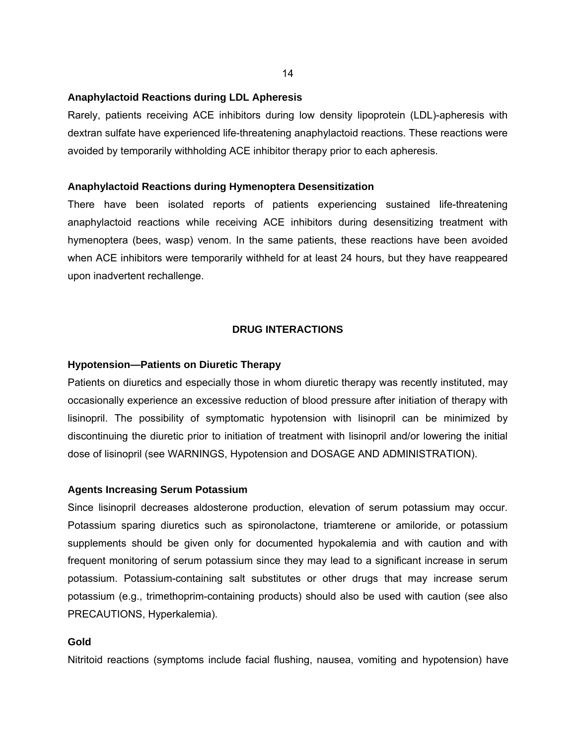### Anaphylactoid Reactions during LDL Apheresis

Rarely, patients receiving ACE inhibitors during low density lipoprotein (LDL)-apheresis with dextran sulfate have experienced life-threatening anaphylactoid reactions. These reactions were avoided by temporarily withholding ACE inhibitor therapy prior to each apheresis.

### Anaphylactoid Reactions during Hymenoptera Desensitization

There have been isolated reports of patients experiencing sustained life-threatening anaphylactoid reactions while receiving ACE inhibitors during desensitizing treatment with hymenoptera (bees, wasp) venom. In the same patients, these reactions have been avoided when ACE inhibitors were temporarily withheld for at least 24 hours, but they have reappeared upon inadvertent rechallenge.

## DRUG INTERACTIONS

### Hypotension—Patients on Diuretic Therapy

Patients on diuretics and especially those in whom diuretic therapy was recently instituted, may occasionally experience an excessive reduction of blood pressure after initiation of therapy with lisinopril. The possibility of symptomatic hypotension with lisinopril can be minimized by discontinuing the diuretic prior to initiation of treatment with lisinopril and/or lowering the initial dose of lisinopril (see WARNINGS, Hypotension and DOSAGE AND ADMINISTRATION).

### Agents Increasing Serum Potassium

Since lisinopril decreases aldosterone production, elevation of serum potassium may occur. Potassium sparing diuretics such as spironolactone, triamterene or amiloride, or potassium supplements should be given only for documented hypokalemia and with caution and with frequent monitoring of serum potassium since they may lead to a significant increase in serum potassium. Potassium-containing salt substitutes or other drugs that may increase serum potassium (e.g., trimethoprim-containing products) should also be used with caution (see also PRECAUTIONS, Hyperkalemia).

### Gold

Nitritoid reactions (symptoms include facial flushing, nausea, vomiting and hypotension) have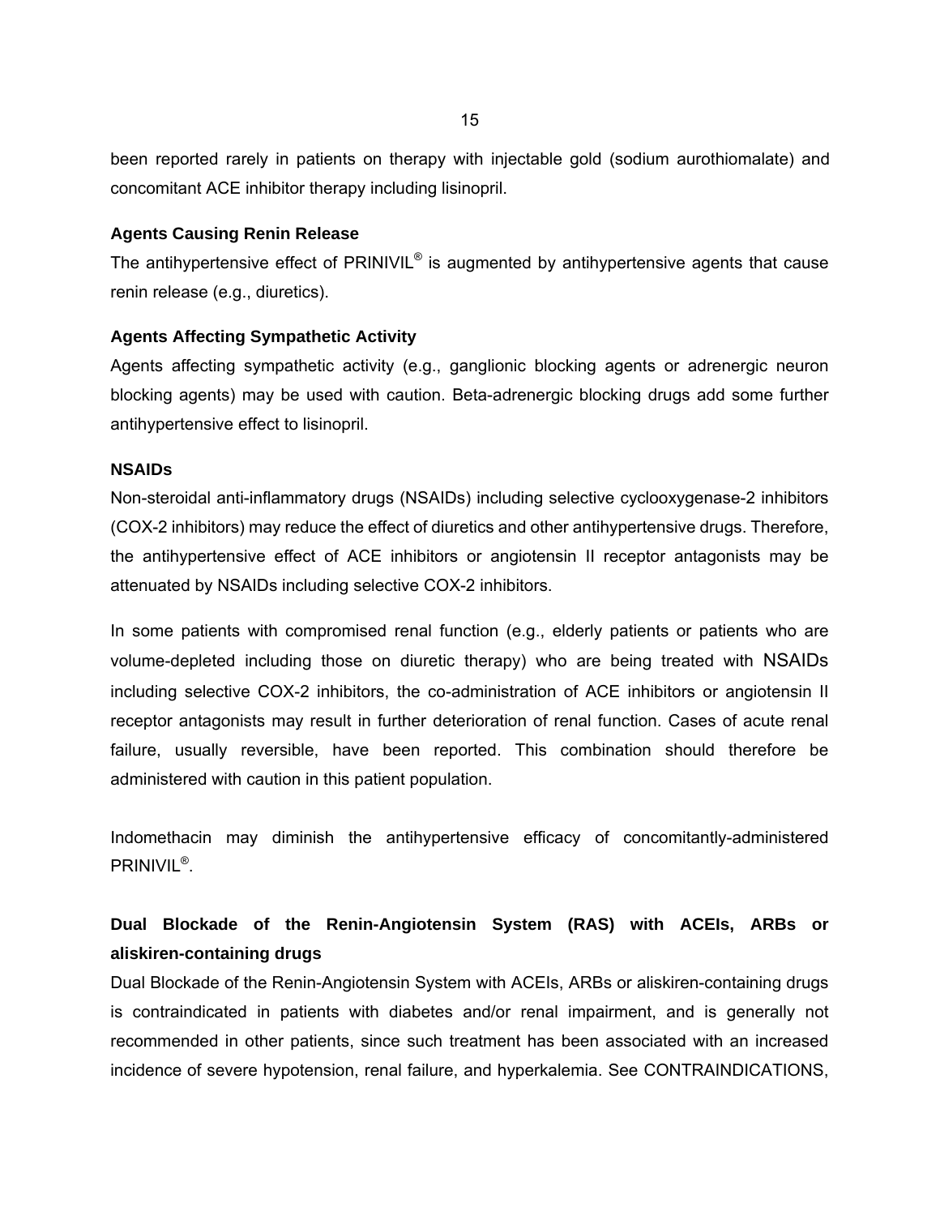been reported rarely in patients on therapy with injectable gold (sodium aurothiomalate) and concomitant ACE inhibitor therapy including lisinopril.

**Agents Causing Renin Release**

The antihypertensive effect of PRINIVIL® is augmented by antihypertensive agents that cause renin release (e.g., diuretics).

**Agents Affecting Sympathetic Activity**

Agents affecting sympathetic activity (e.g., ganglionic blocking agents or adrenergic neuron blocking agents) may be used with caution. Beta-adrenergic blocking drugs add some further antihypertensive effect to lisinopril.

**NSAIDs**

Non-steroidal anti-inflammatory drugs (NSAIDs) including selective cyclooxygenase-2 inhibitors (COX-2 inhibitors) may reduce the effect of diuretics and other antihypertensive drugs. Therefore, the antihypertensive effect of ACE inhibitors or angiotensin II receptor antagonists may be attenuated by NSAIDs including selective COX-2 inhibitors.

In some patients with compromised renal function (e.g., elderly patients or patients who are volume-depleted including those on diuretic therapy) who are being treated with NSAIDs including selective COX-2 inhibitors, the co-administration of ACE inhibitors or angiotensin II receptor antagonists may result in further deterioration of renal function. Cases of acute renal failure, usually reversible, have been reported. This combination should therefore be administered with caution in this patient population.

Indomethacin may diminish the antihypertensive efficacy of concomitantly-administered PRINIVIL®.

**Dual Blockade of the Renin-Angiotensin System (RAS) with ACEIs, ARBs or aliskiren-containing drugs**

Dual Blockade of the Renin-Angiotensin System with ACEIs, ARBs or aliskiren-containing drugs is contraindicated in patients with diabetes and/or renal impairment, and is generally not recommended in other patients, since such treatment has been associated with an increased incidence of severe hypotension, renal failure, and hyperkalemia. See CONTRAINDICATIONS,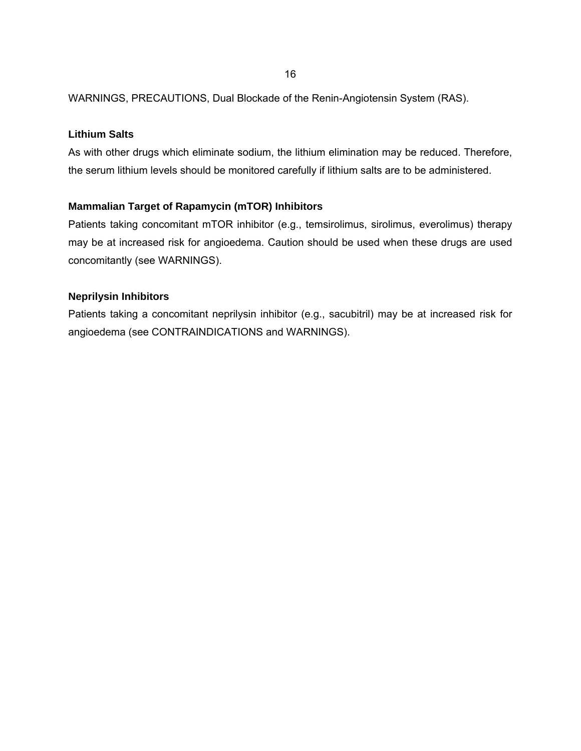WARNINGS, PRECAUTIONS, Dual Blockade of the Renin-Angiotensin System (RAS).

**Lithium Salts**

As with other drugs which eliminate sodium, the lithium elimination may be reduced. Therefore, the serum lithium levels should be monitored carefully if lithium salts are to be administered.

**Mammalian Target of Rapamycin (mTOR) Inhibitors**

Patients taking concomitant mTOR inhibitor (e.g., temsirolimus, sirolimus, everolimus) therapy may be at increased risk for angioedema. Caution should be used when these drugs are used concomitantly (see WARNINGS).

**Neprilysin Inhibitors**

Patients taking a concomitant neprilysin inhibitor (e.g., sacubitril) may be at increased risk for angioedema (see CONTRAINDICATIONS and WARNINGS).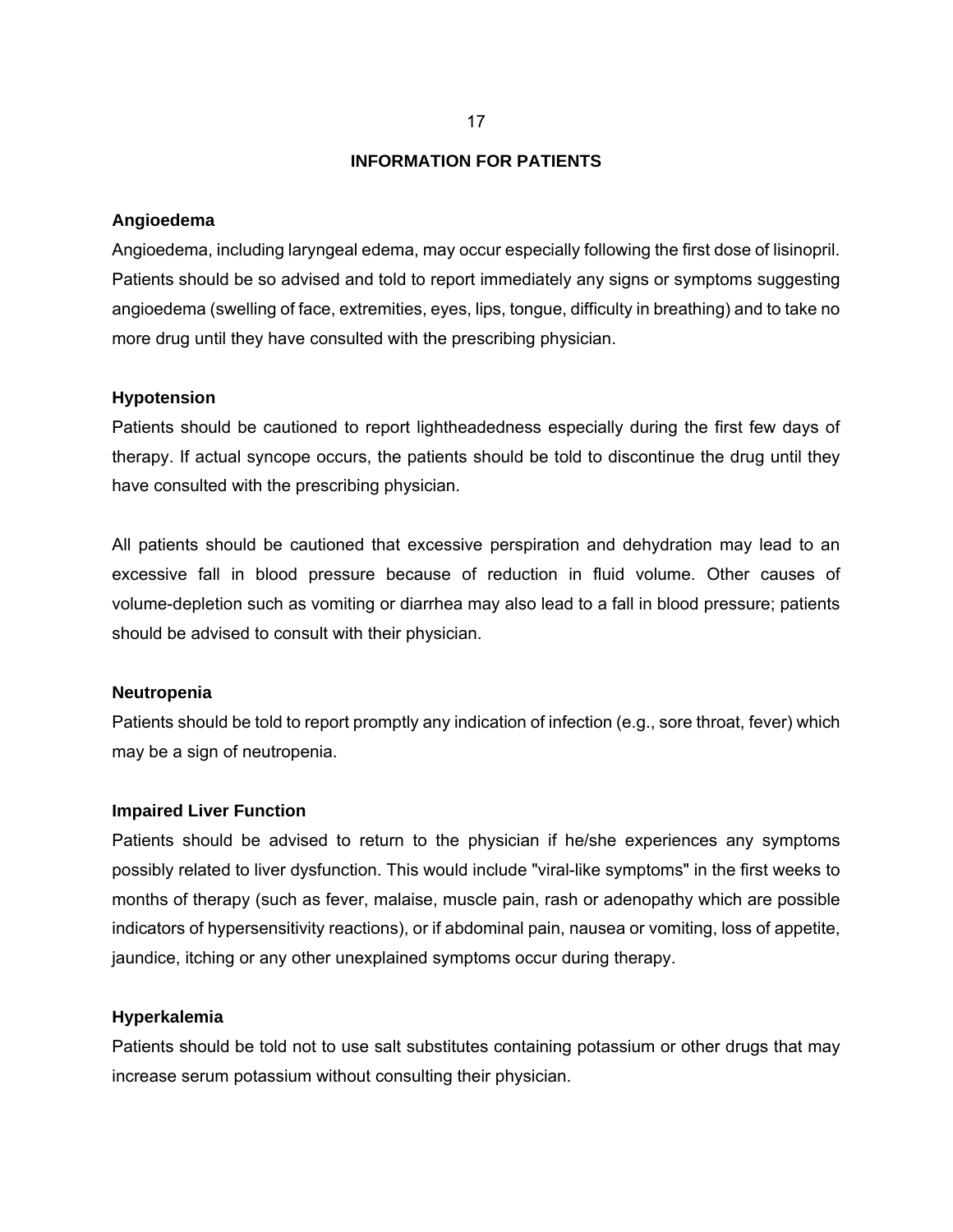## INFORMATION FOR PATIENTS

### Angioedema

Angioedema, including laryngeal edema, may occur especially following the first dose of lisinopril. Patients should be so advised and told to report immediately any signs or symptoms suggesting angioedema (swelling of face, extremities, eyes, lips, tongue, difficulty in breathing) and to take no more drug until they have consulted with the prescribing physician.

### Hypotension

Patients should be cautioned to report lightheadedness especially during the first few days of therapy. If actual syncope occurs, the patients should be told to discontinue the drug until they have consulted with the prescribing physician.

All patients should be cautioned that excessive perspiration and dehydration may lead to an excessive fall in blood pressure because of reduction in fluid volume. Other causes of volume-depletion such as vomiting or diarrhea may also lead to a fall in blood pressure; patients should be advised to consult with their physician.

### Neutropenia

Patients should be told to report promptly any indication of infection (e.g., sore throat, fever) which may be a sign of neutropenia.

### Impaired Liver Function

Patients should be advised to return to the physician if he/she experiences any symptoms possibly related to liver dysfunction. This would include "viral-like symptoms" in the first weeks to months of therapy (such as fever, malaise, muscle pain, rash or adenopathy which are possible indicators of hypersensitivity reactions), or if abdominal pain, nausea or vomiting, loss of appetite, jaundice, itching or any other unexplained symptoms occur during therapy.

### Hyperkalemia

Patients should be told not to use salt substitutes containing potassium or other drugs that may increase serum potassium without consulting their physician.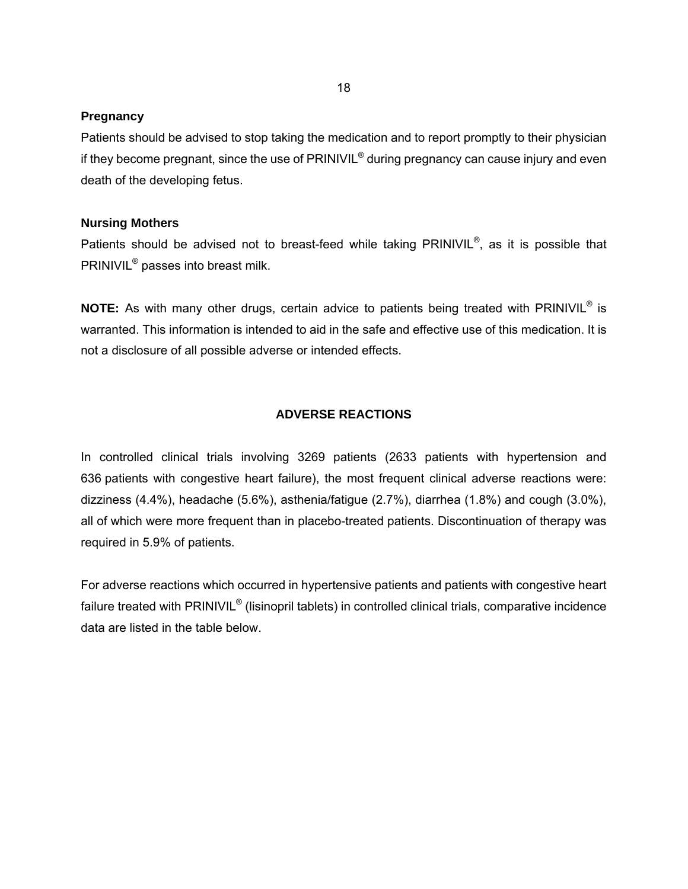**Pregnancy**

Patients should be advised to stop taking the medication and to report promptly to their physician if they become pregnant, since the use of PRINIVIL® during pregnancy can cause injury and even death of the developing fetus.

**Nursing Mothers**

Patients should be advised not to breast-feed while taking PRINIVIL®, as it is possible that PRINIVIL® passes into breast milk.

**NOTE:** As with many other drugs, certain advice to patients being treated with PRINIVIL® is warranted. This information is intended to aid in the safe and effective use of this medication. It is not a disclosure of all possible adverse or intended effects.

## ADVERSE REACTIONS

In controlled clinical trials involving 3269 patients (2633 patients with hypertension and 636 patients with congestive heart failure), the most frequent clinical adverse reactions were: dizziness (4.4%), headache (5.6%), asthenia/fatigue (2.7%), diarrhea (1.8%) and cough (3.0%), all of which were more frequent than in placebo-treated patients. Discontinuation of therapy was required in 5.9% of patients.

For adverse reactions which occurred in hypertensive patients and patients with congestive heart failure treated with PRINIVIL® (lisinopril tablets) in controlled clinical trials, comparative incidence data are listed in the table below.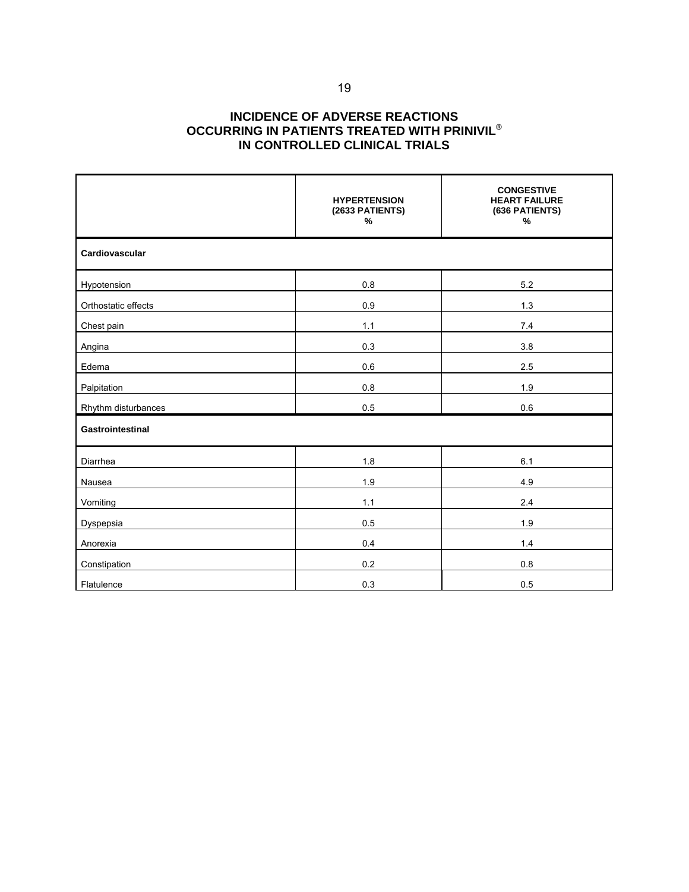## INCIDENCE OF ADVERSE REACTIONS OCCURRING IN PATIENTS TREATED WITH PRINIVIL® IN CONTROLLED CLINICAL TRIALS

| | HYPERTENSION (2633 PATIENTS) % | CONGESTIVE HEART FAILURE (636 PATIENTS) % |
|---|---|---|
| **Cardiovascular** | | |
| Hypotension | 0.8 | 5.2 |
| Orthostatic effects | 0.9 | 1.3 |
| Chest pain | 1.1 | 7.4 |
| Angina | 0.3 | 3.8 |
| Edema | 0.6 | 2.5 |
| Palpitation | 0.8 | 1.9 |
| Rhythm disturbances | 0.5 | 0.6 |
| **Gastrointestinal** | | |
| Diarrhea | 1.8 | 6.1 |
| Nausea | 1.9 | 4.9 |
| Vomiting | 1.1 | 2.4 |
| Dyspepsia | 0.5 | 1.9 |
| Anorexia | 0.4 | 1.4 |
| Constipation | 0.2 | 0.8 |
| Flatulence | 0.3 | 0.5 |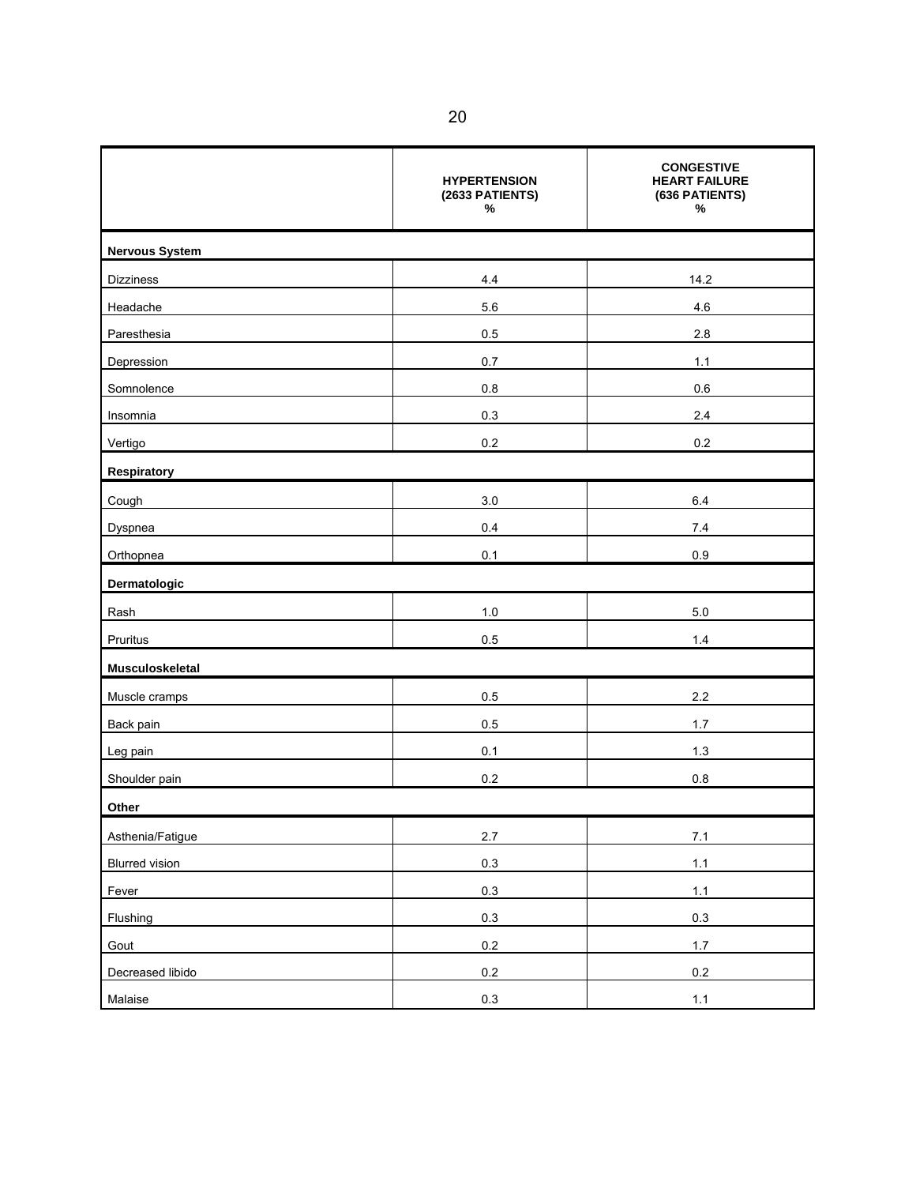| | HYPERTENSION (2633 PATIENTS) % | CONGESTIVE HEART FAILURE (636 PATIENTS) % |
|---|---|---|
| **Nervous System** | | |
| Dizziness | 4.4 | 14.2 |
| Headache | 5.6 | 4.6 |
| Paresthesia | 0.5 | 2.8 |
| Depression | 0.7 | 1.1 |
| Somnolence | 0.8 | 0.6 |
| Insomnia | 0.3 | 2.4 |
| Vertigo | 0.2 | 0.2 |
| **Respiratory** | | |
| Cough | 3.0 | 6.4 |
| Dyspnea | 0.4 | 7.4 |
| Orthopnea | 0.1 | 0.9 |
| **Dermatologic** | | |
| Rash | 1.0 | 5.0 |
| Pruritus | 0.5 | 1.4 |
| **Musculoskeletal** | | |
| Muscle cramps | 0.5 | 2.2 |
| Back pain | 0.5 | 1.7 |
| Leg pain | 0.1 | 1.3 |
| Shoulder pain | 0.2 | 0.8 |
| **Other** | | |
| Asthenia/Fatigue | 2.7 | 7.1 |
| Blurred vision | 0.3 | 1.1 |
| Fever | 0.3 | 1.1 |
| Flushing | 0.3 | 0.3 |
| Gout | 0.2 | 1.7 |
| Decreased libido | 0.2 | 0.2 |
| Malaise | 0.3 | 1.1 |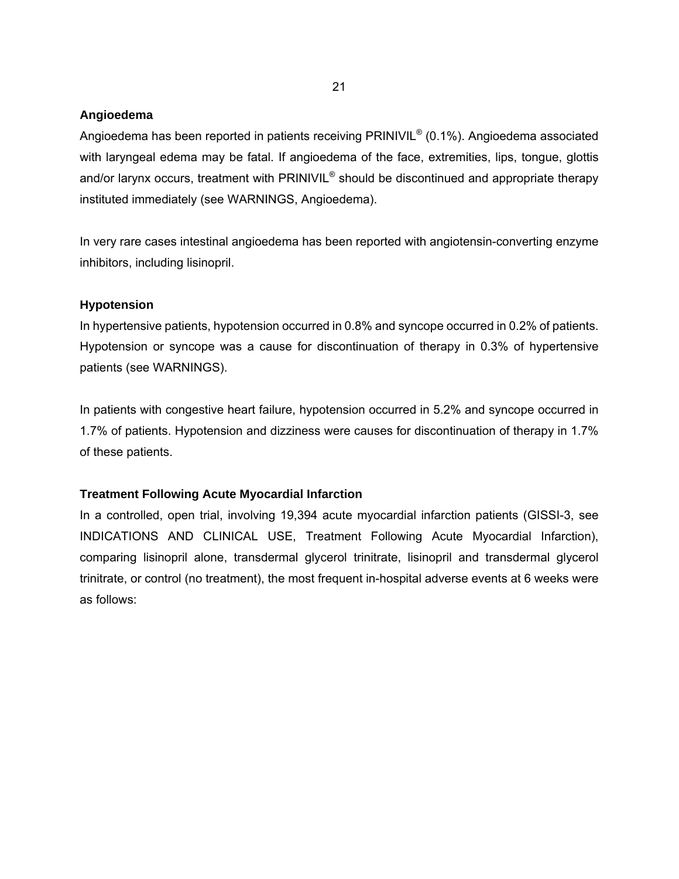### Angioedema

Angioedema has been reported in patients receiving PRINIVIL® (0.1%). Angioedema associated with laryngeal edema may be fatal. If angioedema of the face, extremities, lips, tongue, glottis and/or larynx occurs, treatment with PRINIVIL® should be discontinued and appropriate therapy instituted immediately (see WARNINGS, Angioedema).

In very rare cases intestinal angioedema has been reported with angiotensin-converting enzyme inhibitors, including lisinopril.

### Hypotension

In hypertensive patients, hypotension occurred in 0.8% and syncope occurred in 0.2% of patients. Hypotension or syncope was a cause for discontinuation of therapy in 0.3% of hypertensive patients (see WARNINGS).

In patients with congestive heart failure, hypotension occurred in 5.2% and syncope occurred in 1.7% of patients. Hypotension and dizziness were causes for discontinuation of therapy in 1.7% of these patients.

### Treatment Following Acute Myocardial Infarction

In a controlled, open trial, involving 19,394 acute myocardial infarction patients (GISSI-3, see INDICATIONS AND CLINICAL USE, Treatment Following Acute Myocardial Infarction), comparing lisinopril alone, transdermal glycerol trinitrate, lisinopril and transdermal glycerol trinitrate, or control (no treatment), the most frequent in-hospital adverse events at 6 weeks were as follows: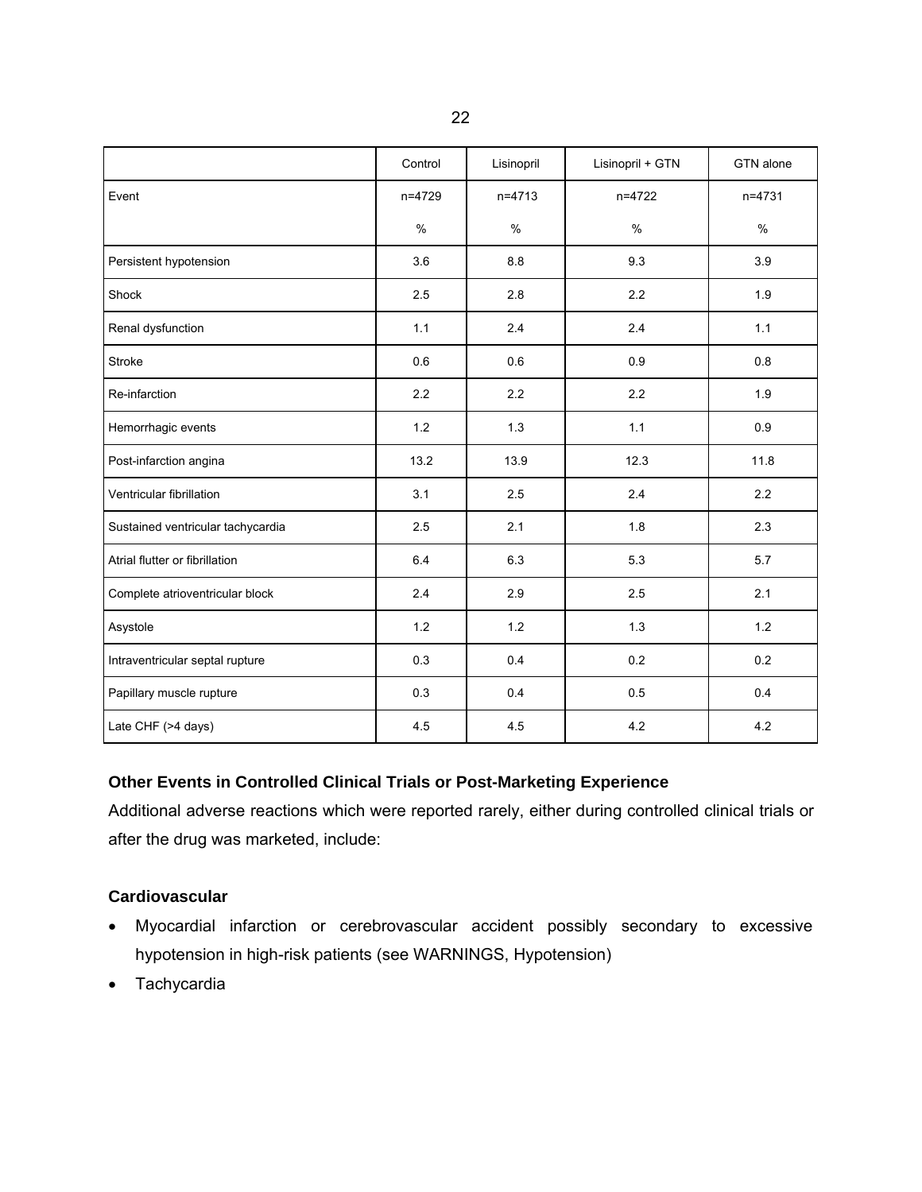| | Control | Lisinopril | Lisinopril + GTN | GTN alone |
|---|---|---|---|---|
| Event | n=4729 | n=4713 | n=4722 | n=4731 |
| | % | % | % | % |
| Persistent hypotension | 3.6 | 8.8 | 9.3 | 3.9 |
| Shock | 2.5 | 2.8 | 2.2 | 1.9 |
| Renal dysfunction | 1.1 | 2.4 | 2.4 | 1.1 |
| Stroke | 0.6 | 0.6 | 0.9 | 0.8 |
| Re-infarction | 2.2 | 2.2 | 2.2 | 1.9 |
| Hemorrhagic events | 1.2 | 1.3 | 1.1 | 0.9 |
| Post-infarction angina | 13.2 | 13.9 | 12.3 | 11.8 |
| Ventricular fibrillation | 3.1 | 2.5 | 2.4 | 2.2 |
| Sustained ventricular tachycardia | 2.5 | 2.1 | 1.8 | 2.3 |
| Atrial flutter or fibrillation | 6.4 | 6.3 | 5.3 | 5.7 |
| Complete atrioventricular block | 2.4 | 2.9 | 2.5 | 2.1 |
| Asystole | 1.2 | 1.2 | 1.3 | 1.2 |
| Intraventricular septal rupture | 0.3 | 0.4 | 0.2 | 0.2 |
| Papillary muscle rupture | 0.3 | 0.4 | 0.5 | 0.4 |
| Late CHF (>4 days) | 4.5 | 4.5 | 4.2 | 4.2 |

**Other Events in Controlled Clinical Trials or Post-Marketing Experience**

Additional adverse reactions which were reported rarely, either during controlled clinical trials or after the drug was marketed, include:

**Cardiovascular**

- Myocardial infarction or cerebrovascular accident possibly secondary to excessive hypotension in high-risk patients (see WARNINGS, Hypotension)
- Tachycardia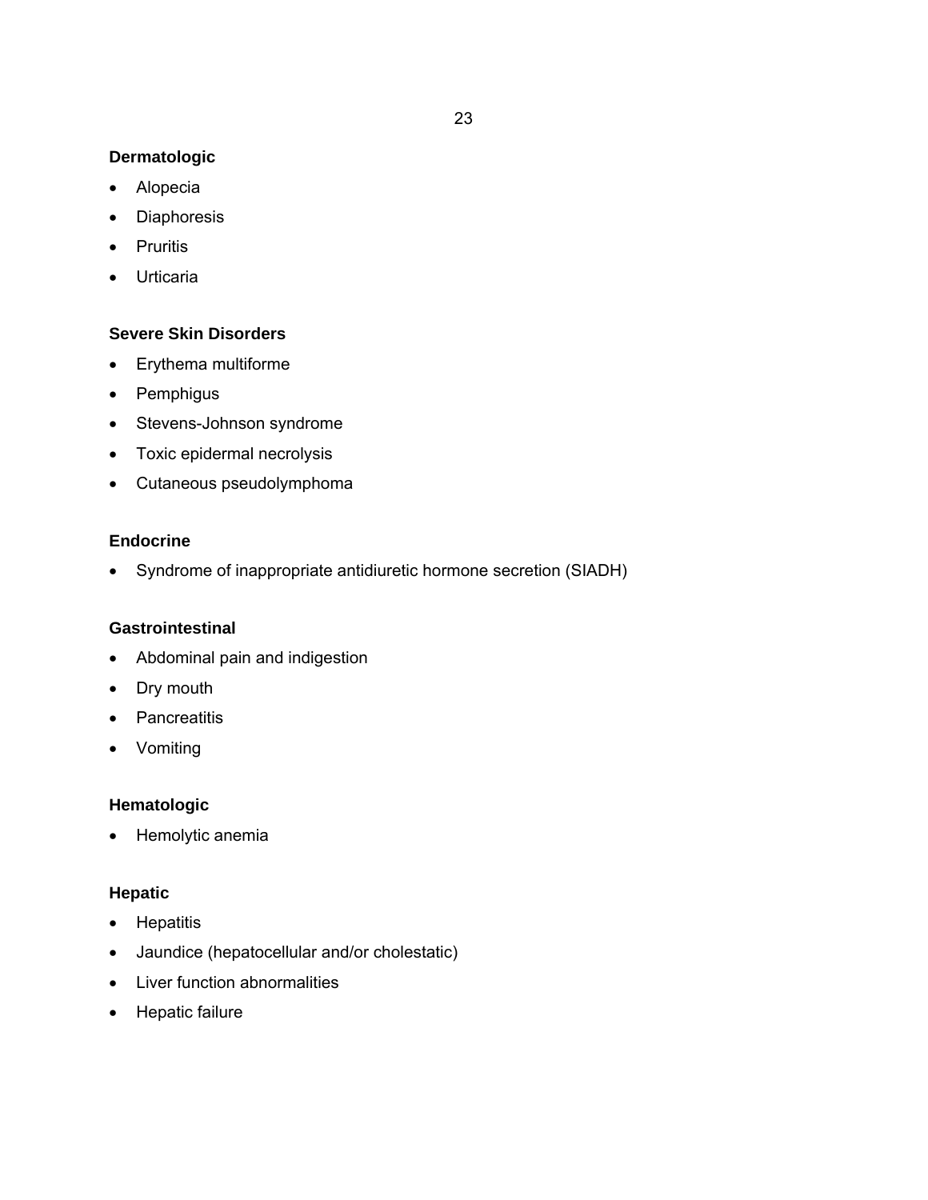**Dermatologic**

- Alopecia
- Diaphoresis
- Pruritis
- Urticaria

**Severe Skin Disorders**

- Erythema multiforme
- Pemphigus
- Stevens-Johnson syndrome
- Toxic epidermal necrolysis
- Cutaneous pseudolymphoma

**Endocrine**

- Syndrome of inappropriate antidiuretic hormone secretion (SIADH)

**Gastrointestinal**

- Abdominal pain and indigestion
- Dry mouth
- Pancreatitis
- Vomiting

**Hematologic**

- Hemolytic anemia

**Hepatic**

- Hepatitis
- Jaundice (hepatocellular and/or cholestatic)
- Liver function abnormalities
- Hepatic failure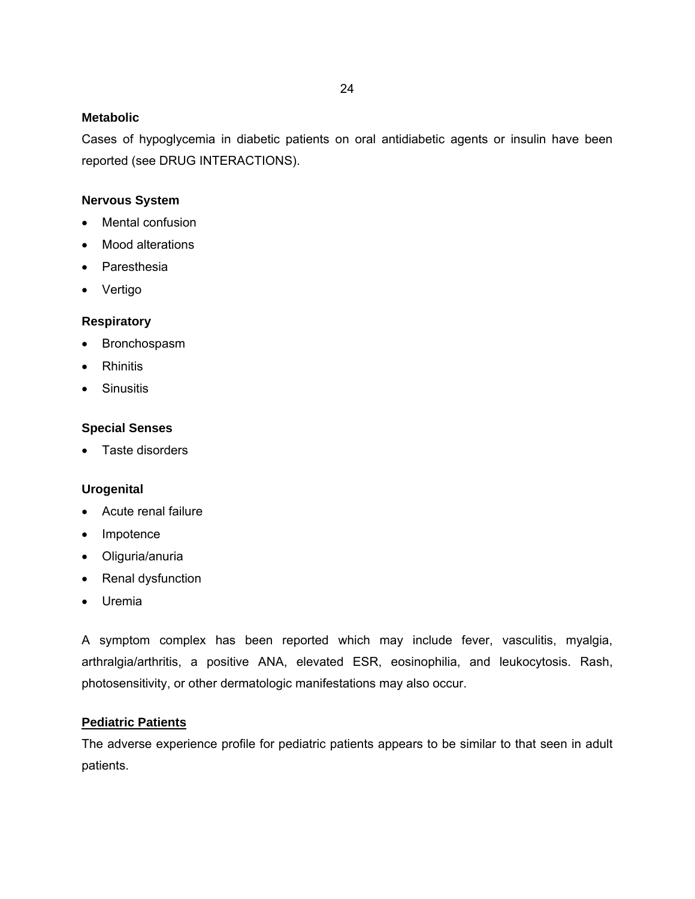**Metabolic**

Cases of hypoglycemia in diabetic patients on oral antidiabetic agents or insulin have been reported (see DRUG INTERACTIONS).

**Nervous System**

- Mental confusion
- Mood alterations
- Paresthesia
- Vertigo

**Respiratory**

- Bronchospasm
- Rhinitis
- Sinusitis

**Special Senses**

- Taste disorders

**Urogenital**

- Acute renal failure
- Impotence
- Oliguria/anuria
- Renal dysfunction
- Uremia

A symptom complex has been reported which may include fever, vasculitis, myalgia, arthralgia/arthritis, a positive ANA, elevated ESR, eosinophilia, and leukocytosis. Rash, photosensitivity, or other dermatologic manifestations may also occur.

**Pediatric Patients**

The adverse experience profile for pediatric patients appears to be similar to that seen in adult patients.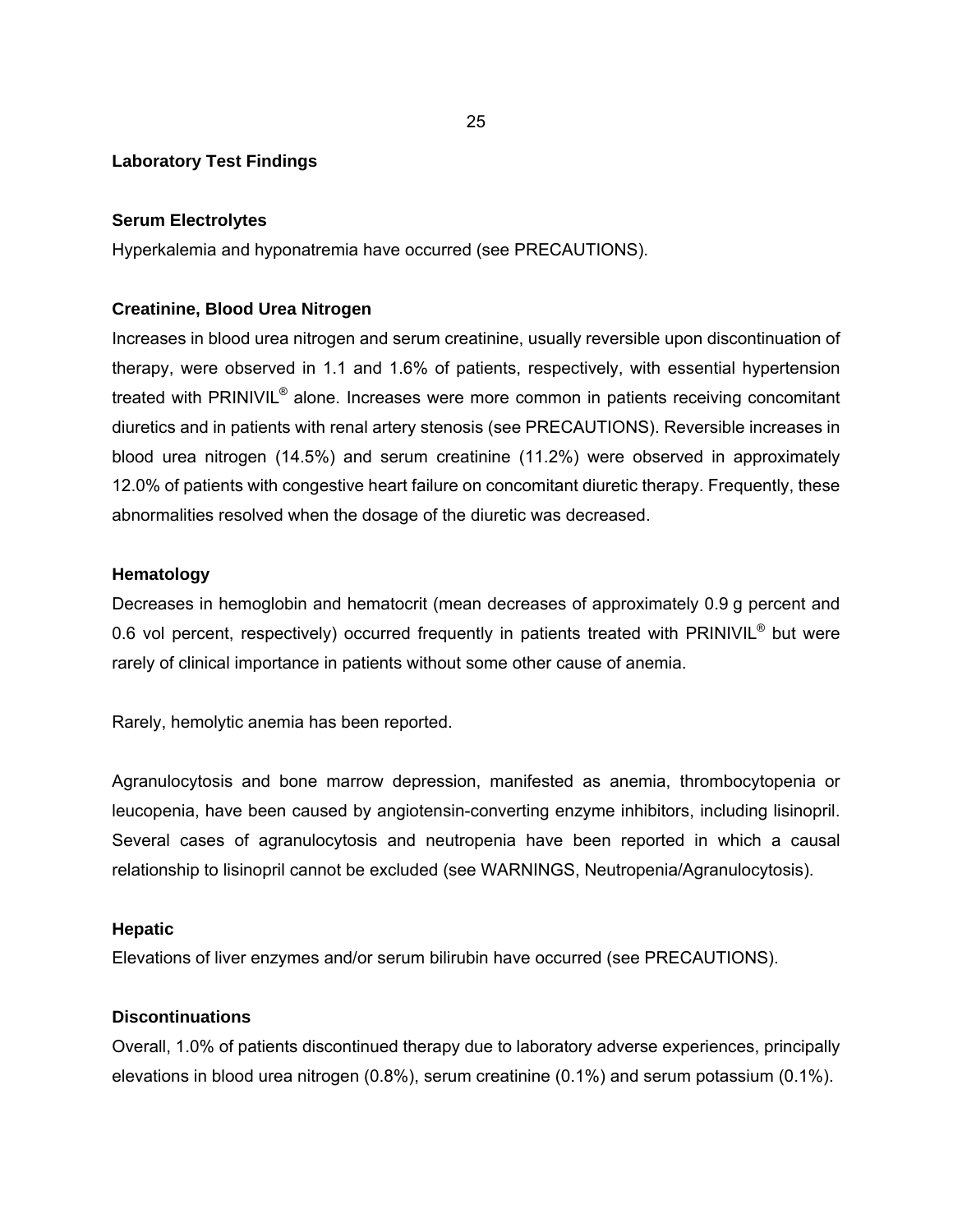### Laboratory Test Findings

**Serum Electrolytes**

Hyperkalemia and hyponatremia have occurred (see PRECAUTIONS).

**Creatinine, Blood Urea Nitrogen**

Increases in blood urea nitrogen and serum creatinine, usually reversible upon discontinuation of therapy, were observed in 1.1 and 1.6% of patients, respectively, with essential hypertension treated with PRINIVIL® alone. Increases were more common in patients receiving concomitant diuretics and in patients with renal artery stenosis (see PRECAUTIONS). Reversible increases in blood urea nitrogen (14.5%) and serum creatinine (11.2%) were observed in approximately 12.0% of patients with congestive heart failure on concomitant diuretic therapy. Frequently, these abnormalities resolved when the dosage of the diuretic was decreased.

**Hematology**

Decreases in hemoglobin and hematocrit (mean decreases of approximately 0.9 g percent and 0.6 vol percent, respectively) occurred frequently in patients treated with PRINIVIL® but were rarely of clinical importance in patients without some other cause of anemia.

Rarely, hemolytic anemia has been reported.

Agranulocytosis and bone marrow depression, manifested as anemia, thrombocytopenia or leucopenia, have been caused by angiotensin-converting enzyme inhibitors, including lisinopril. Several cases of agranulocytosis and neutropenia have been reported in which a causal relationship to lisinopril cannot be excluded (see WARNINGS, Neutropenia/Agranulocytosis).

**Hepatic**

Elevations of liver enzymes and/or serum bilirubin have occurred (see PRECAUTIONS).

**Discontinuations**

Overall, 1.0% of patients discontinued therapy due to laboratory adverse experiences, principally elevations in blood urea nitrogen (0.8%), serum creatinine (0.1%) and serum potassium (0.1%).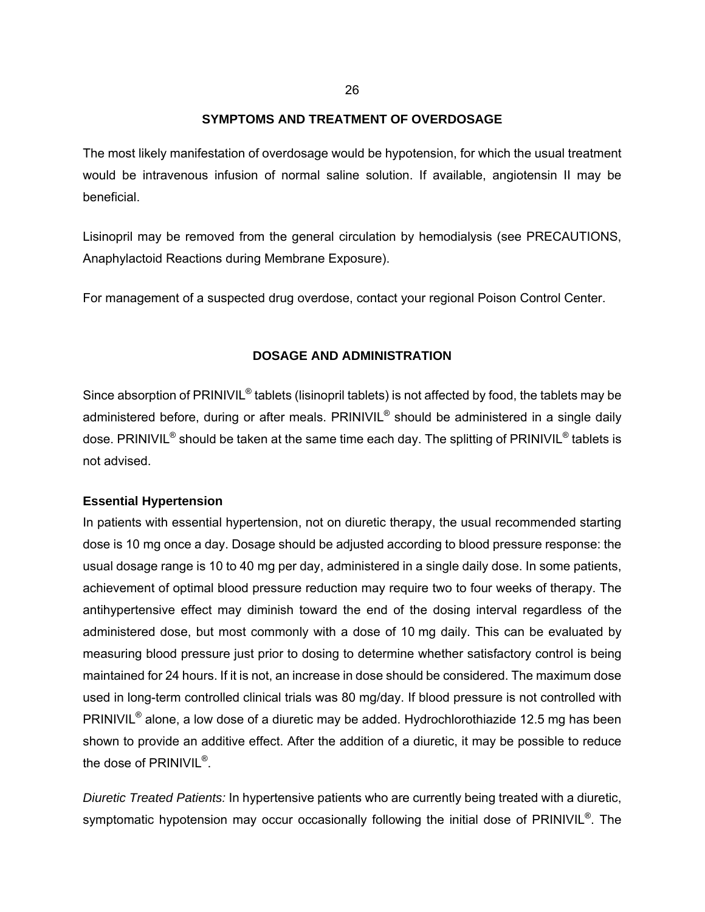## SYMPTOMS AND TREATMENT OF OVERDOSAGE

The most likely manifestation of overdosage would be hypotension, for which the usual treatment would be intravenous infusion of normal saline solution. If available, angiotensin II may be beneficial.

Lisinopril may be removed from the general circulation by hemodialysis (see PRECAUTIONS, Anaphylactoid Reactions during Membrane Exposure).

For management of a suspected drug overdose, contact your regional Poison Control Center.

## DOSAGE AND ADMINISTRATION

Since absorption of PRINIVIL® tablets (lisinopril tablets) is not affected by food, the tablets may be administered before, during or after meals. PRINIVIL® should be administered in a single daily dose. PRINIVIL® should be taken at the same time each day. The splitting of PRINIVIL® tablets is not advised.

### Essential Hypertension

In patients with essential hypertension, not on diuretic therapy, the usual recommended starting dose is 10 mg once a day. Dosage should be adjusted according to blood pressure response: the usual dosage range is 10 to 40 mg per day, administered in a single daily dose. In some patients, achievement of optimal blood pressure reduction may require two to four weeks of therapy. The antihypertensive effect may diminish toward the end of the dosing interval regardless of the administered dose, but most commonly with a dose of 10 mg daily. This can be evaluated by measuring blood pressure just prior to dosing to determine whether satisfactory control is being maintained for 24 hours. If it is not, an increase in dose should be considered. The maximum dose used in long-term controlled clinical trials was 80 mg/day. If blood pressure is not controlled with PRINIVIL® alone, a low dose of a diuretic may be added. Hydrochlorothiazide 12.5 mg has been shown to provide an additive effect. After the addition of a diuretic, it may be possible to reduce the dose of PRINIVIL®.

*Diuretic Treated Patients:* In hypertensive patients who are currently being treated with a diuretic, symptomatic hypotension may occur occasionally following the initial dose of PRINIVIL®. The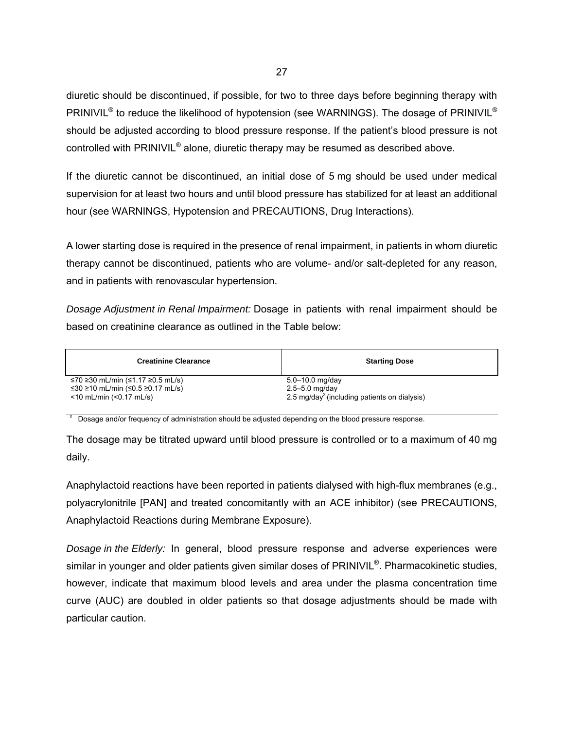diuretic should be discontinued, if possible, for two to three days before beginning therapy with PRINIVIL® to reduce the likelihood of hypotension (see WARNINGS). The dosage of PRINIVIL® should be adjusted according to blood pressure response. If the patient's blood pressure is not controlled with PRINIVIL® alone, diuretic therapy may be resumed as described above.

If the diuretic cannot be discontinued, an initial dose of 5 mg should be used under medical supervision for at least two hours and until blood pressure has stabilized for at least an additional hour (see WARNINGS, Hypotension and PRECAUTIONS, Drug Interactions).

A lower starting dose is required in the presence of renal impairment, in patients in whom diuretic therapy cannot be discontinued, patients who are volume- and/or salt-depleted for any reason, and in patients with renovascular hypertension.

*Dosage Adjustment in Renal Impairment:* Dosage in patients with renal impairment should be based on creatinine clearance as outlined in the Table below:

| Creatinine Clearance | Starting Dose |
|---|---|
| ≤70 ≥30 mL/min (≤1.17 ≥0.5 mL/s) | 5.0–10.0 mg/day |
| ≤30 ≥10 mL/min (≤0.5 ≥0.17 mL/s) | 2.5–5.0 mg/day |
| <10 mL/min (<0.17 mL/s) | 2.5 mg/day[x] (including patients on dialysis) |

[x] Dosage and/or frequency of administration should be adjusted depending on the blood pressure response.

The dosage may be titrated upward until blood pressure is controlled or to a maximum of 40 mg daily.

Anaphylactoid reactions have been reported in patients dialysed with high-flux membranes (e.g., polyacrylonitrile [PAN] and treated concomitantly with an ACE inhibitor) (see PRECAUTIONS, Anaphylactoid Reactions during Membrane Exposure).

*Dosage in the Elderly:* In general, blood pressure response and adverse experiences were similar in younger and older patients given similar doses of PRINIVIL®. Pharmacokinetic studies, however, indicate that maximum blood levels and area under the plasma concentration time curve (AUC) are doubled in older patients so that dosage adjustments should be made with particular caution.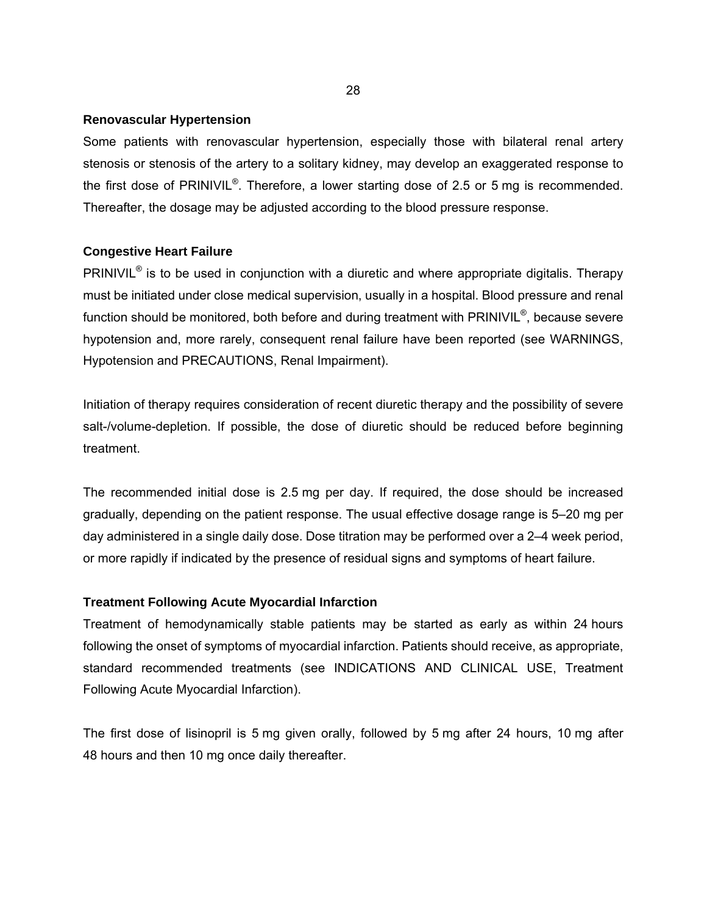**Renovascular Hypertension**

Some patients with renovascular hypertension, especially those with bilateral renal artery stenosis or stenosis of the artery to a solitary kidney, may develop an exaggerated response to the first dose of PRINIVIL®. Therefore, a lower starting dose of 2.5 or 5 mg is recommended. Thereafter, the dosage may be adjusted according to the blood pressure response.

**Congestive Heart Failure**

PRINIVIL® is to be used in conjunction with a diuretic and where appropriate digitalis. Therapy must be initiated under close medical supervision, usually in a hospital. Blood pressure and renal function should be monitored, both before and during treatment with PRINIVIL®, because severe hypotension and, more rarely, consequent renal failure have been reported (see WARNINGS, Hypotension and PRECAUTIONS, Renal Impairment).

Initiation of therapy requires consideration of recent diuretic therapy and the possibility of severe salt-/volume-depletion. If possible, the dose of diuretic should be reduced before beginning treatment.

The recommended initial dose is 2.5 mg per day. If required, the dose should be increased gradually, depending on the patient response. The usual effective dosage range is 5–20 mg per day administered in a single daily dose. Dose titration may be performed over a 2–4 week period, or more rapidly if indicated by the presence of residual signs and symptoms of heart failure.

**Treatment Following Acute Myocardial Infarction**

Treatment of hemodynamically stable patients may be started as early as within 24 hours following the onset of symptoms of myocardial infarction. Patients should receive, as appropriate, standard recommended treatments (see INDICATIONS AND CLINICAL USE, Treatment Following Acute Myocardial Infarction).

The first dose of lisinopril is 5 mg given orally, followed by 5 mg after 24 hours, 10 mg after 48 hours and then 10 mg once daily thereafter.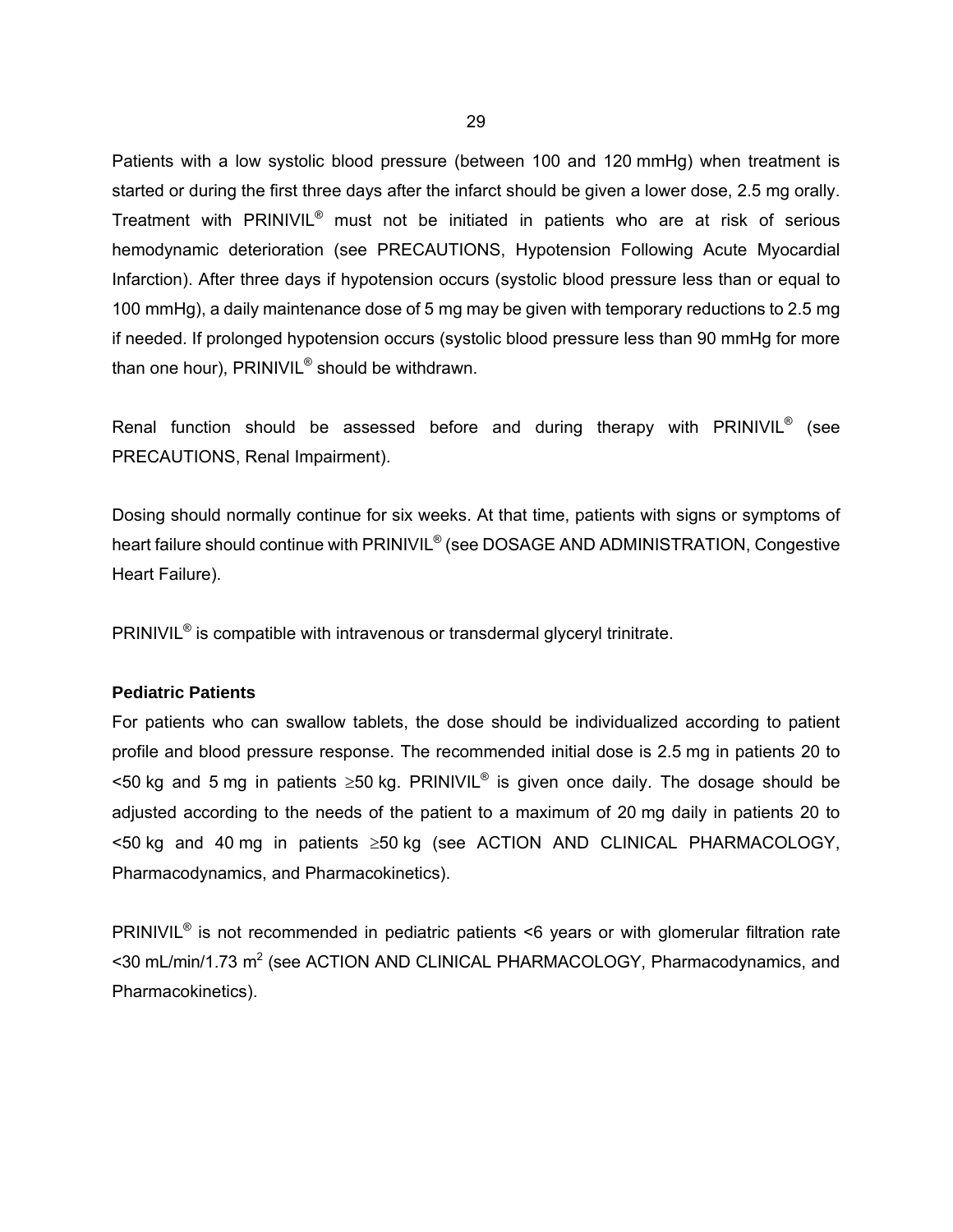Patients with a low systolic blood pressure (between 100 and 120 mmHg) when treatment is started or during the first three days after the infarct should be given a lower dose, 2.5 mg orally. Treatment with PRINIVIL® must not be initiated in patients who are at risk of serious hemodynamic deterioration (see PRECAUTIONS, Hypotension Following Acute Myocardial Infarction). After three days if hypotension occurs (systolic blood pressure less than or equal to 100 mmHg), a daily maintenance dose of 5 mg may be given with temporary reductions to 2.5 mg if needed. If prolonged hypotension occurs (systolic blood pressure less than 90 mmHg for more than one hour), PRINIVIL® should be withdrawn.

Renal function should be assessed before and during therapy with PRINIVIL® (see PRECAUTIONS, Renal Impairment).

Dosing should normally continue for six weeks. At that time, patients with signs or symptoms of heart failure should continue with PRINIVIL® (see DOSAGE AND ADMINISTRATION, Congestive Heart Failure).

PRINIVIL® is compatible with intravenous or transdermal glyceryl trinitrate.

**Pediatric Patients**

For patients who can swallow tablets, the dose should be individualized according to patient profile and blood pressure response. The recommended initial dose is 2.5 mg in patients 20 to <50 kg and 5 mg in patients ≥50 kg. PRINIVIL® is given once daily. The dosage should be adjusted according to the needs of the patient to a maximum of 20 mg daily in patients 20 to <50 kg and 40 mg in patients ≥50 kg (see ACTION AND CLINICAL PHARMACOLOGY, Pharmacodynamics, and Pharmacokinetics).

PRINIVIL® is not recommended in pediatric patients <6 years or with glomerular filtration rate <30 mL/min/1.73 $m^2$ (see ACTION AND CLINICAL PHARMACOLOGY, Pharmacodynamics, and Pharmacokinetics).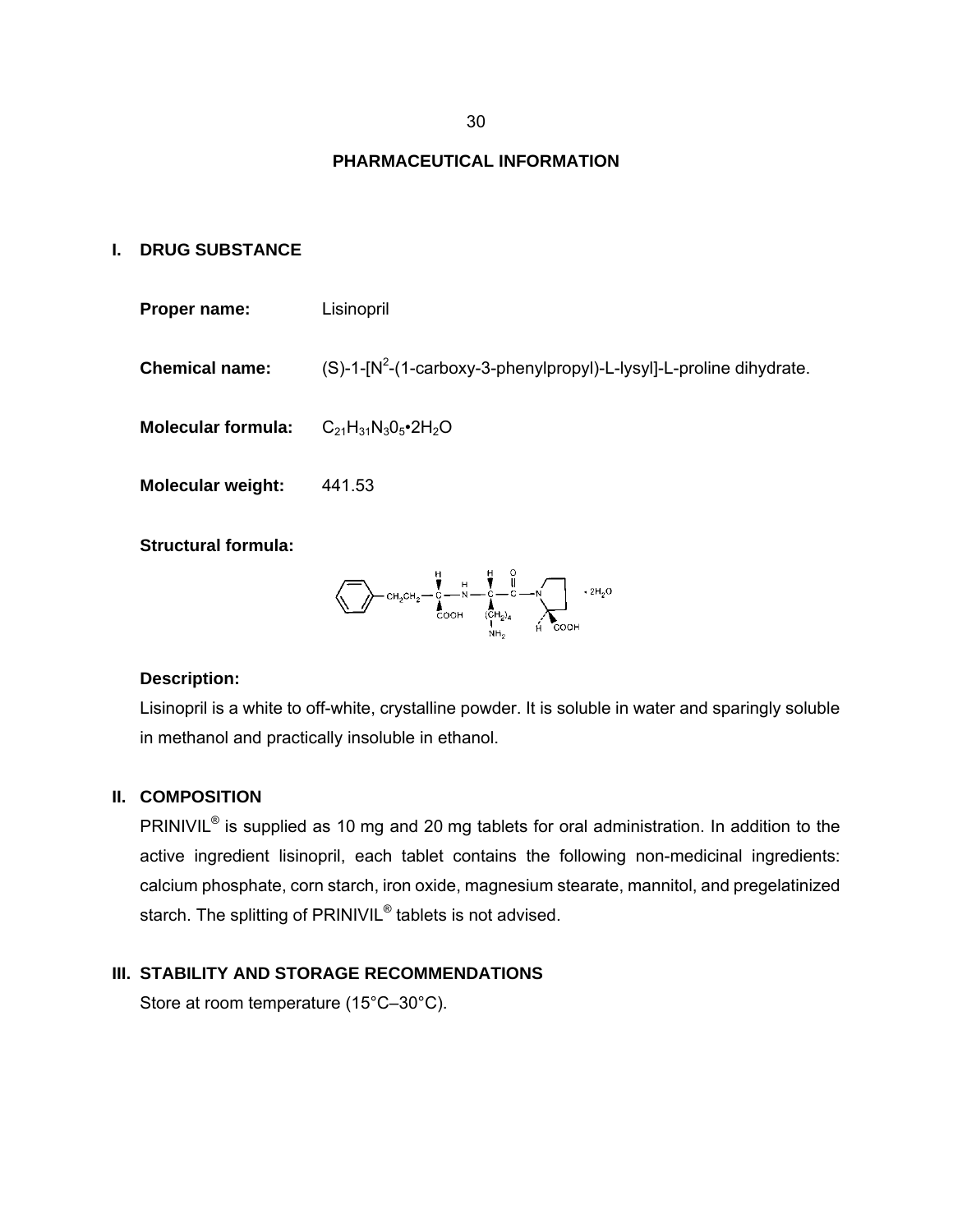## PHARMACEUTICAL INFORMATION

### I. DRUG SUBSTANCE

**Proper name:** Lisinopril

**Chemical name:** (S)-1-[N[2]-(1-carboxy-3-phenylpropyl)-L-lysyl]-L-proline dihydrate.

**Molecular formula:** $C_{21}H_{31}N_3O_5 \cdot 2H_2O$

**Molecular weight:** 441.53

**Structural formula:**

**Description:**

Lisinopril is a white to off-white, crystalline powder. It is soluble in water and sparingly soluble in methanol and practically insoluble in ethanol.

### II. COMPOSITION

PRINIVIL® is supplied as 10 mg and 20 mg tablets for oral administration. In addition to the active ingredient lisinopril, each tablet contains the following non-medicinal ingredients: calcium phosphate, corn starch, iron oxide, magnesium stearate, mannitol, and pregelatinized starch. The splitting of PRINIVIL® tablets is not advised.

### III. STABILITY AND STORAGE RECOMMENDATIONS

Store at room temperature (15°C–30°C).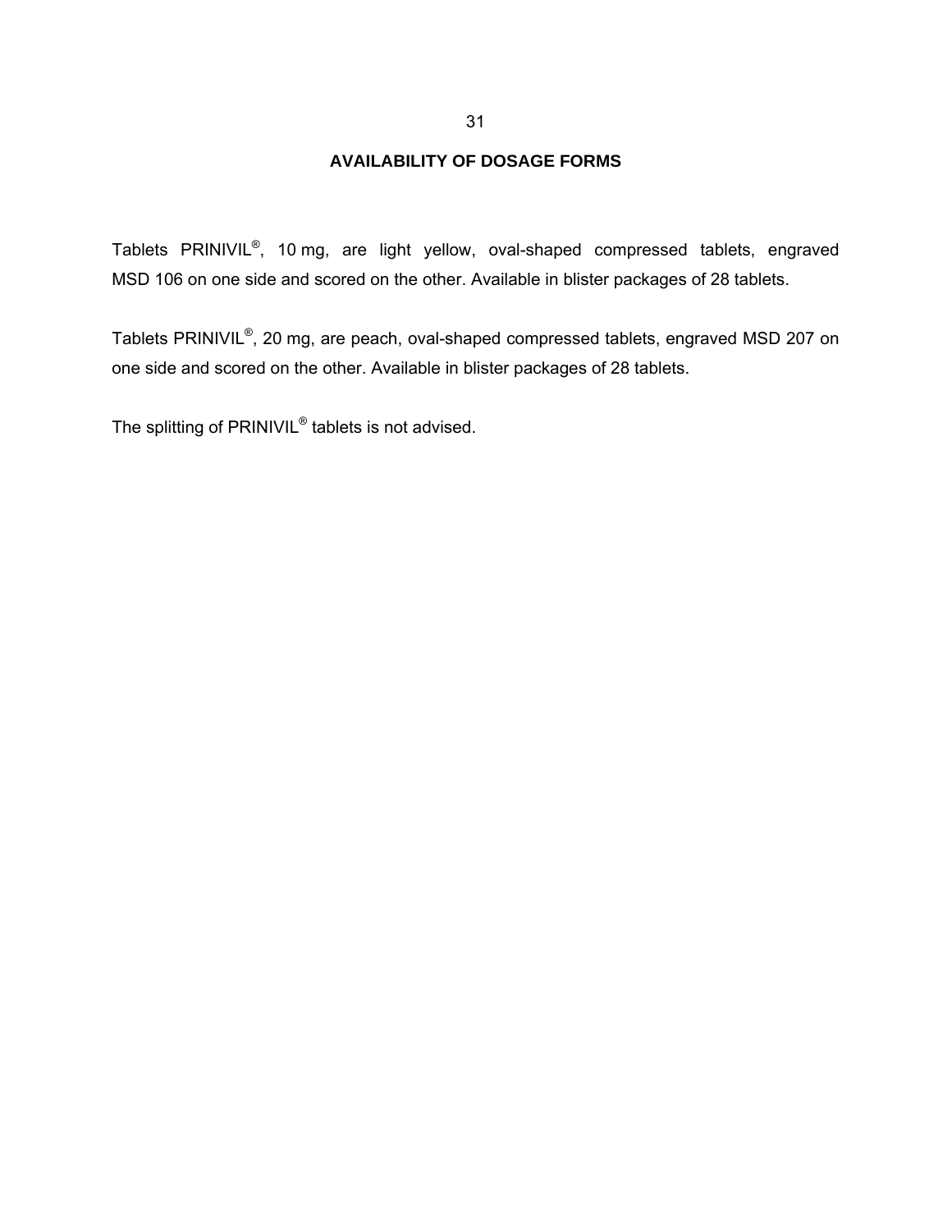## AVAILABILITY OF DOSAGE FORMS

Tablets PRINIVIL®, 10 mg, are light yellow, oval-shaped compressed tablets, engraved MSD 106 on one side and scored on the other. Available in blister packages of 28 tablets.

Tablets PRINIVIL®, 20 mg, are peach, oval-shaped compressed tablets, engraved MSD 207 on one side and scored on the other. Available in blister packages of 28 tablets.

The splitting of PRINIVIL® tablets is not advised.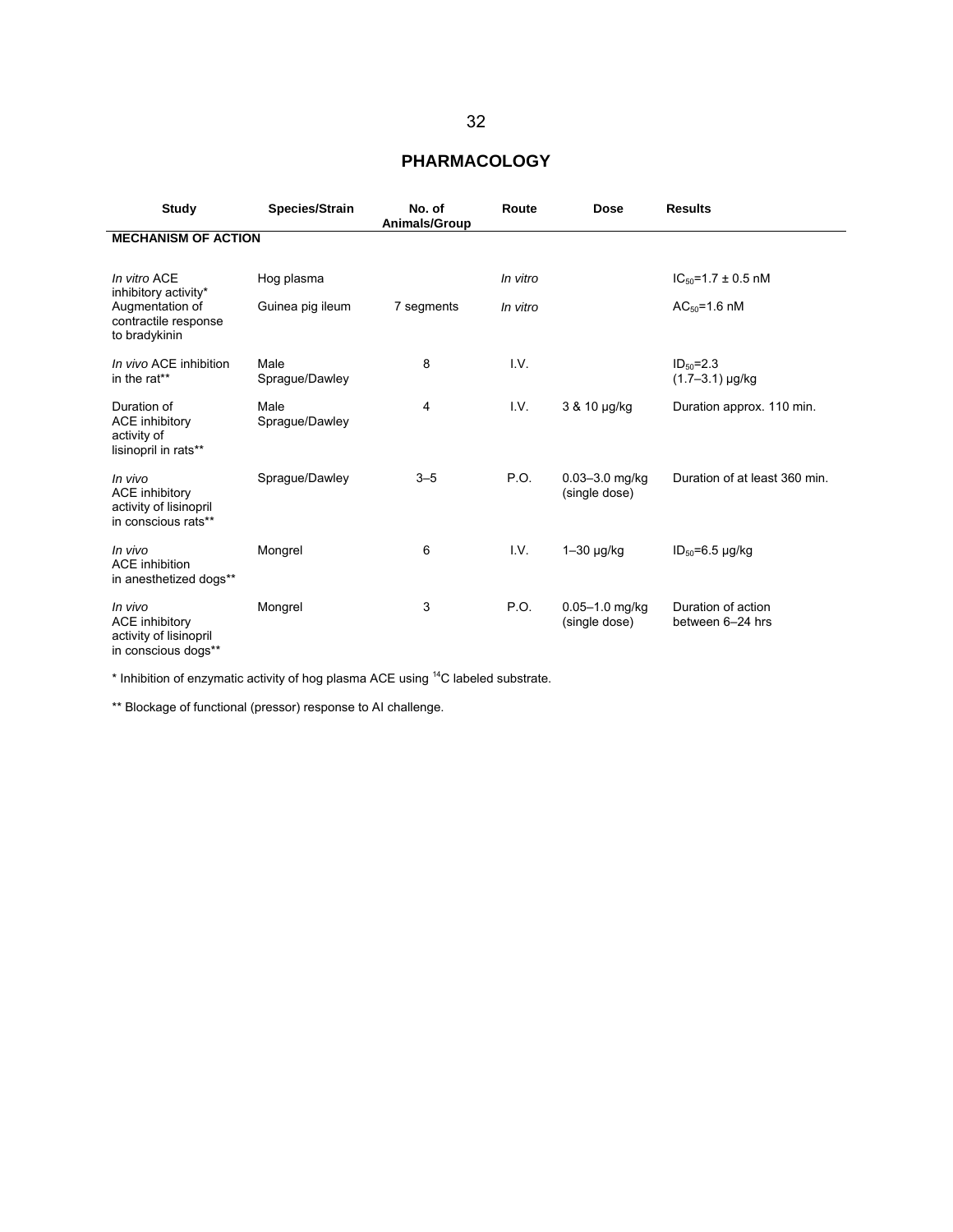## PHARMACOLOGY

| Study | Species/Strain | No. of Animals/Group | Route | Dose | Results |
|---|---|---|---|---|---|
| **MECHANISM OF ACTION** | | | | | |
| *In vitro* ACE inhibitory activity* | Hog plasma | | *In vitro* | | $IC_{50}$=1.7 ± 0.5 nM |
| Augmentation of contractile response to bradykinin | Guinea pig ileum | 7 segments | *In vitro* | | $AC_{50}$=1.6 nM |
| *In vivo* ACE inhibition in the rat** | Male Sprague/Dawley | 8 | I.V. | | $ID_{50}$=2.3 (1.7–3.1) μg/kg |
| Duration of ACE inhibitory activity of lisinopril in rats** | Male Sprague/Dawley | 4 | I.V. | 3 & 10 μg/kg | Duration approx. 110 min. |
| *In vivo* ACE inhibitory activity of lisinopril in conscious rats** | Sprague/Dawley | 3–5 | P.O. | 0.03–3.0 mg/kg (single dose) | Duration of at least 360 min. |
| *In vivo* ACE inhibition in anesthetized dogs** | Mongrel | 6 | I.V. | 1–30 μg/kg | $ID_{50}$=6.5 μg/kg |
| *In vivo* ACE inhibitory activity of lisinopril in conscious dogs** | Mongrel | 3 | P.O. | 0.05–1.0 mg/kg (single dose) | Duration of action between 6–24 hrs |

* Inhibition of enzymatic activity of hog plasma ACE using $^{14}C$ labeled substrate.

** Blockage of functional (pressor) response to AI challenge.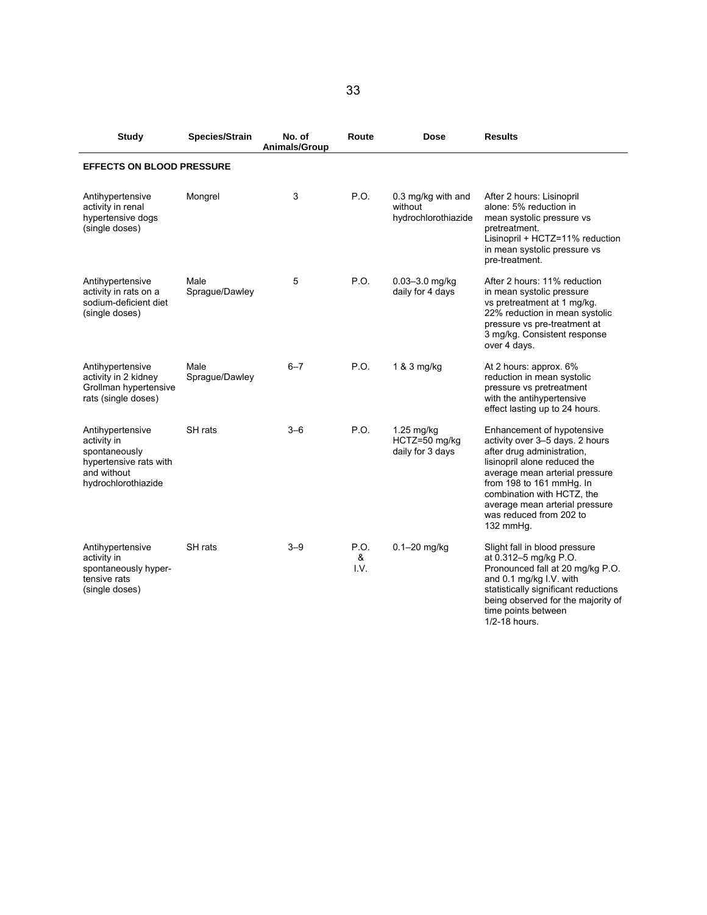| Study | Species/Strain | No. of Animals/Group | Route | Dose | Results |
|---|---|---|---|---|---|
| **EFFECTS ON BLOOD PRESSURE** | | | | | |
| Antihypertensive activity in renal hypertensive dogs (single doses) | Mongrel | 3 | P.O. | 0.3 mg/kg with and without hydrochlorothiazide | After 2 hours: Lisinopril alone: 5% reduction in mean systolic pressure vs pretreatment. Lisinopril + HCTZ=11% reduction in mean systolic pressure vs pre-treatment. |
| Antihypertensive activity in rats on a sodium-deficient diet (single doses) | Male Sprague/Dawley | 5 | P.O. | 0.03–3.0 mg/kg daily for 4 days | After 2 hours: 11% reduction in mean systolic pressure vs pretreatment at 1 mg/kg. 22% reduction in mean systolic pressure vs pre-treatment at 3 mg/kg. Consistent response over 4 days. |
| Antihypertensive activity in 2 kidney Grollman hypertensive rats (single doses) | Male Sprague/Dawley | 6–7 | P.O. | 1 & 3 mg/kg | At 2 hours: approx. 6% reduction in mean systolic pressure vs pretreatment with the antihypertensive effect lasting up to 24 hours. |
| Antihypertensive activity in spontaneously hypertensive rats with and without hydrochlorothiazide | SH rats | 3–6 | P.O. | 1.25 mg/kg HCTZ=50 mg/kg daily for 3 days | Enhancement of hypotensive activity over 3–5 days. 2 hours after drug administration, lisinopril alone reduced the average mean arterial pressure from 198 to 161 mmHg. In combination with HCTZ, the average mean arterial pressure was reduced from 202 to 132 mmHg. |
| Antihypertensive activity in spontaneously hypertensive rats (single doses) | SH rats | 3–9 | P.O. & I.V. | 0.1–20 mg/kg | Slight fall in blood pressure at 0.312–5 mg/kg P.O. Pronounced fall at 20 mg/kg P.O. and 0.1 mg/kg I.V. with statistically significant reductions being observed for the majority of time points between 1/2-18 hours. |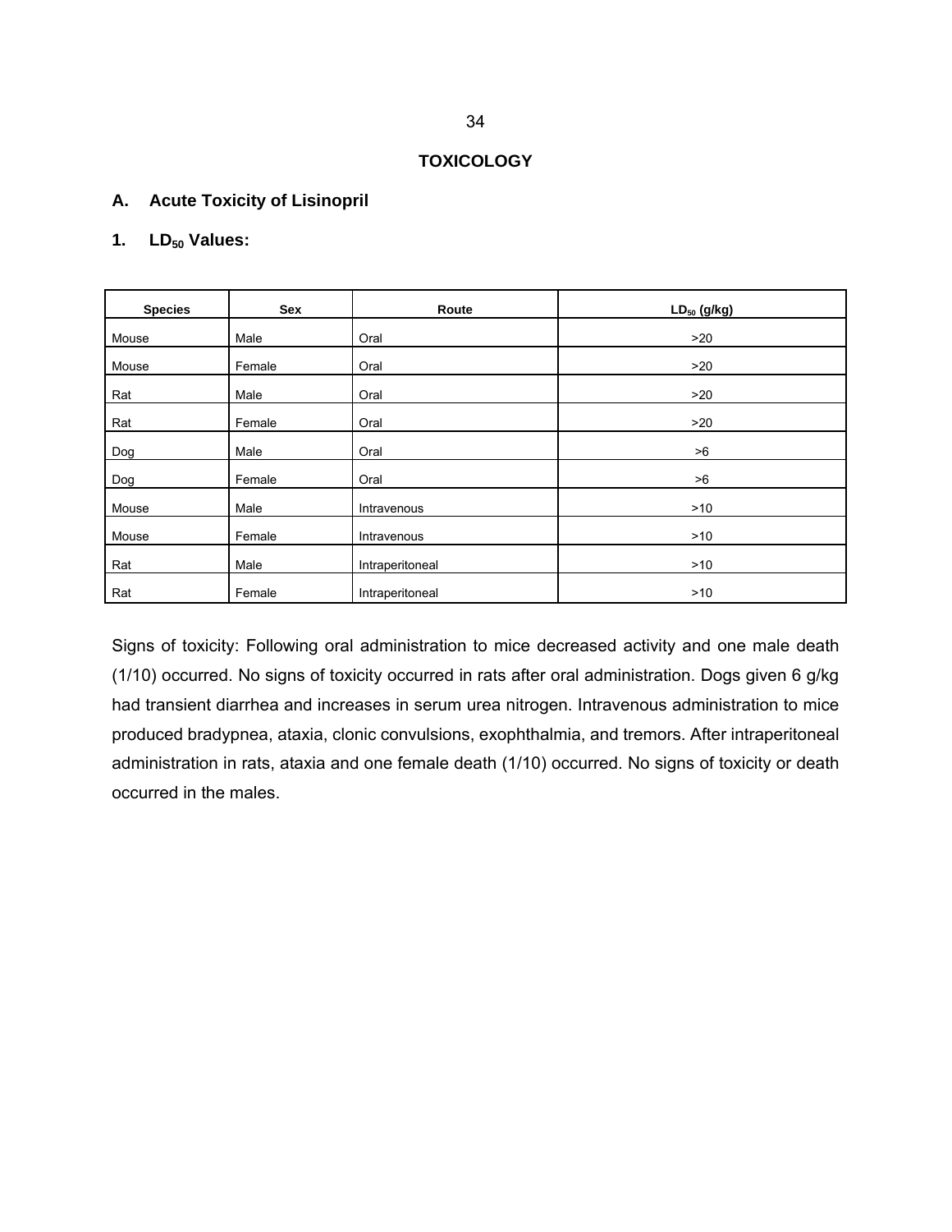## TOXICOLOGY

### A. Acute Toxicity of Lisinopril

#### 1. $LD_{50}$ Values:

| Species | Sex | Route | $LD_{50}$ (g/kg) |
|---|---|---|---|
| Mouse | Male | Oral | >20 |
| Mouse | Female | Oral | >20 |
| Rat | Male | Oral | >20 |
| Rat | Female | Oral | >20 |
| Dog | Male | Oral | >6 |
| Dog | Female | Oral | >6 |
| Mouse | Male | Intravenous | >10 |
| Mouse | Female | Intravenous | >10 |
| Rat | Male | Intraperitoneal | >10 |
| Rat | Female | Intraperitoneal | >10 |

Signs of toxicity: Following oral administration to mice decreased activity and one male death (1/10) occurred. No signs of toxicity occurred in rats after oral administration. Dogs given 6 g/kg had transient diarrhea and increases in serum urea nitrogen. Intravenous administration to mice produced bradypnea, ataxia, clonic convulsions, exophthalmia, and tremors. After intraperitoneal administration in rats, ataxia and one female death (1/10) occurred. No signs of toxicity or death occurred in the males.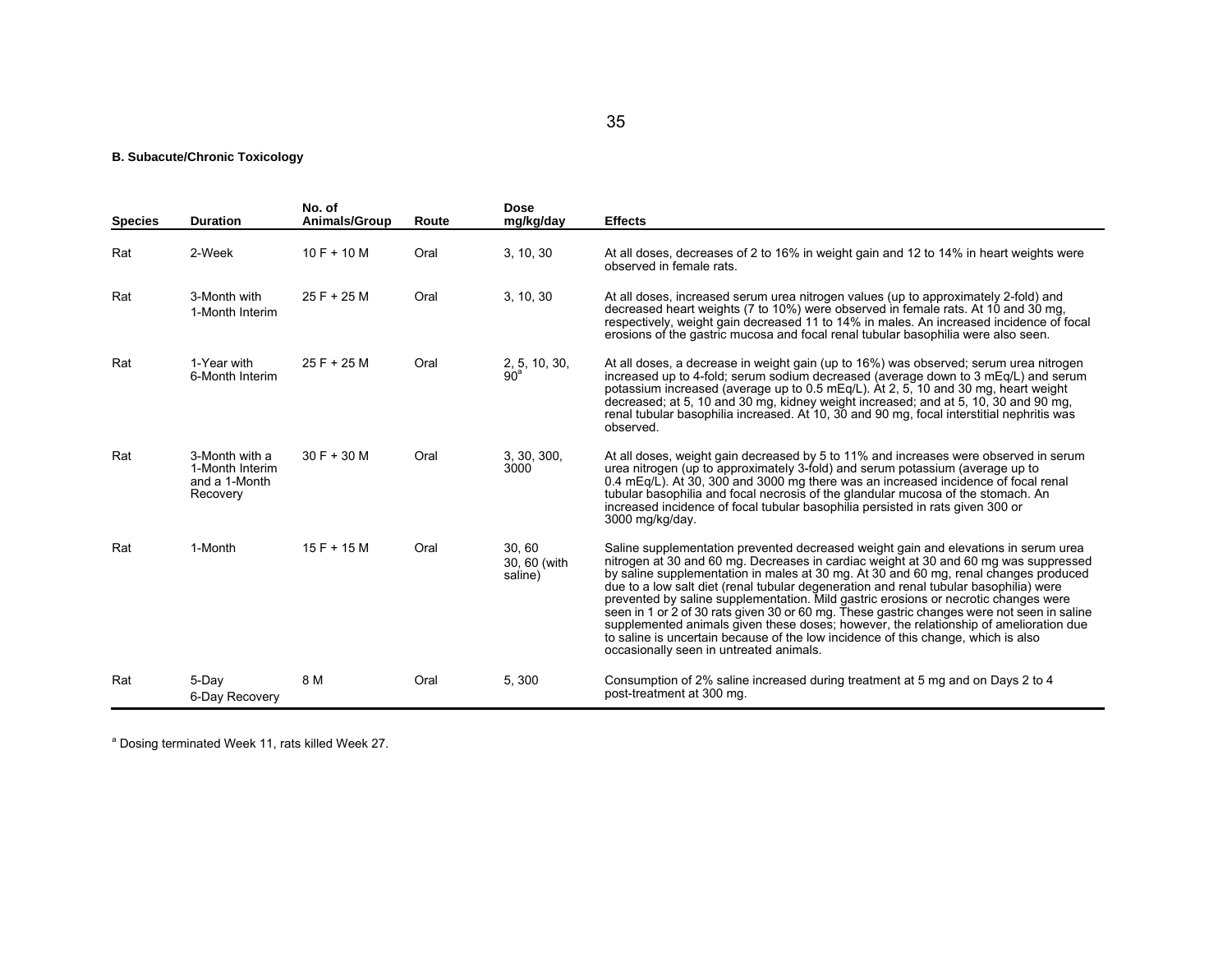**B. Subacute/Chronic Toxicology**

| Species | Duration | No. of Animals/Group | Route | Dose mg/kg/day | Effects |
|---|---|---|---|---|---|
| Rat | 2-Week | 10 F + 10 M | Oral | 3, 10, 30 | At all doses, decreases of 2 to 16% in weight gain and 12 to 14% in heart weights were observed in female rats. |
| Rat | 3-Month with 1-Month Interim | 25 F + 25 M | Oral | 3, 10, 30 | At all doses, increased serum urea nitrogen values (up to approximately 2-fold) and decreased heart weights (7 to 10%) were observed in female rats. At 10 and 30 mg, respectively, weight gain decreased 11 to 14% in males. An increased incidence of focal erosions of the gastric mucosa and focal renal tubular basophilia were also seen. |
| Rat | 1-Year with 6-Month Interim | 25 F + 25 M | Oral | 2, 5, 10, 30, 90[a] | At all doses, a decrease in weight gain (up to 16%) was observed; serum urea nitrogen increased up to 4-fold; serum sodium decreased (average down to 3 mEq/L) and serum potassium increased (average up to 0.5 mEq/L). At 2, 5, 10 and 30 mg, heart weight decreased; at 5, 10 and 30 mg, kidney weight increased; and at 5, 10, 30 and 90 mg, renal tubular basophilia increased. At 10, 30 and 90 mg, focal interstitial nephritis was observed. |
| Rat | 3-Month with a 1-Month Interim and a 1-Month Recovery | 30 F + 30 M | Oral | 3, 30, 300, 3000 | At all doses, weight gain decreased by 5 to 11% and increases were observed in serum urea nitrogen (up to approximately 3-fold) and serum potassium (average up to 0.4 mEq/L). At 30, 300 and 3000 mg there was an increased incidence of focal renal tubular basophilia and focal necrosis of the glandular mucosa of the stomach. An increased incidence of focal tubular basophilia persisted in rats given 300 or 3000 mg/kg/day. |
| Rat | 1-Month | 15 F + 15 M | Oral | 30, 60<br>30, 60 (with saline) | Saline supplementation prevented decreased weight gain and elevations in serum urea nitrogen at 30 and 60 mg. Decreases in cardiac weight at 30 and 60 mg was suppressed by saline supplementation in males at 30 mg. At 30 and 60 mg, renal changes produced due to a low salt diet (renal tubular degeneration and renal tubular basophilia) were prevented by saline supplementation. Mild gastric erosions or necrotic changes were seen in 1 or 2 of 30 rats given 30 or 60 mg. These gastric changes were not seen in saline supplemented animals given these doses; however, the relationship of amelioration due to saline is uncertain because of the low incidence of this change, which is also occasionally seen in untreated animals. |
| Rat | 5-Day<br>6-Day Recovery | 8 M | Oral | 5, 300 | Consumption of 2% saline increased during treatment at 5 mg and on Days 2 to 4 post-treatment at 300 mg. |

[a] Dosing terminated Week 11, rats killed Week 27.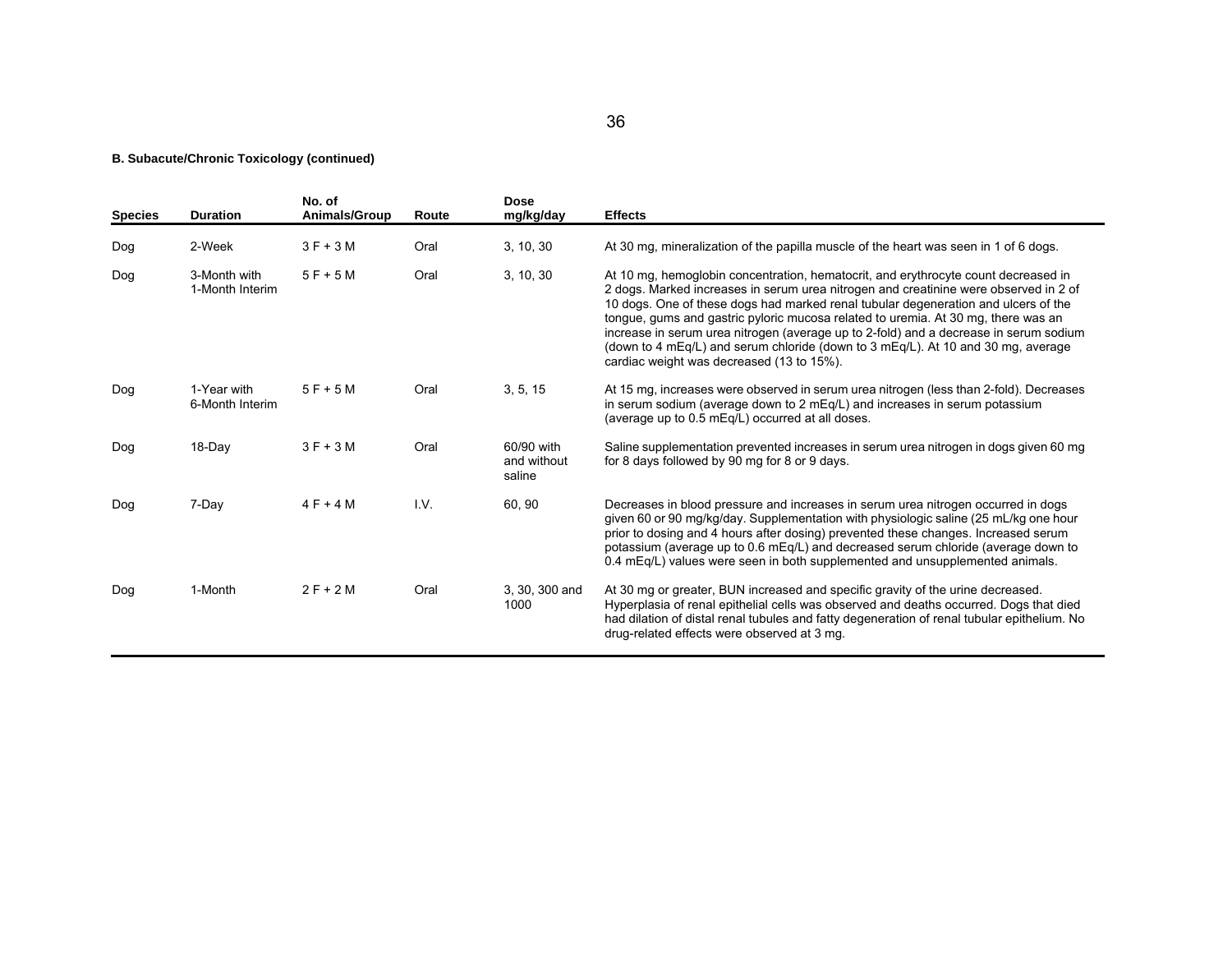**B. Subacute/Chronic Toxicology (continued)**

| Species | Duration | No. of Animals/Group | Route | Dose mg/kg/day | Effects |
|---|---|---|---|---|---|
| Dog | 2-Week | 3 F + 3 M | Oral | 3, 10, 30 | At 30 mg, mineralization of the papilla muscle of the heart was seen in 1 of 6 dogs. |
| Dog | 3-Month with 1-Month Interim | 5 F + 5 M | Oral | 3, 10, 30 | At 10 mg, hemoglobin concentration, hematocrit, and erythrocyte count decreased in 2 dogs. Marked increases in serum urea nitrogen and creatinine were observed in 2 of 10 dogs. One of these dogs had marked renal tubular degeneration and ulcers of the tongue, gums and gastric pyloric mucosa related to uremia. At 30 mg, there was an increase in serum urea nitrogen (average up to 2-fold) and a decrease in serum sodium (down to 4 mEq/L) and serum chloride (down to 3 mEq/L). At 10 and 30 mg, average cardiac weight was decreased (13 to 15%). |
| Dog | 1-Year with 6-Month Interim | 5 F + 5 M | Oral | 3, 5, 15 | At 15 mg, increases were observed in serum urea nitrogen (less than 2-fold). Decreases in serum sodium (average down to 2 mEq/L) and increases in serum potassium (average up to 0.5 mEq/L) occurred at all doses. |
| Dog | 18-Day | 3 F + 3 M | Oral | 60/90 with and without saline | Saline supplementation prevented increases in serum urea nitrogen in dogs given 60 mg for 8 days followed by 90 mg for 8 or 9 days. |
| Dog | 7-Day | 4 F + 4 M | I.V. | 60, 90 | Decreases in blood pressure and increases in serum urea nitrogen occurred in dogs given 60 or 90 mg/kg/day. Supplementation with physiologic saline (25 mL/kg one hour prior to dosing and 4 hours after dosing) prevented these changes. Increased serum potassium (average up to 0.6 mEq/L) and decreased serum chloride (average down to 0.4 mEq/L) values were seen in both supplemented and unsupplemented animals. |
| Dog | 1-Month | 2 F + 2 M | Oral | 3, 30, 300 and 1000 | At 30 mg or greater, BUN increased and specific gravity of the urine decreased. Hyperplasia of renal epithelial cells was observed and deaths occurred. Dogs that died had dilation of distal renal tubules and fatty degeneration of renal tubular epithelium. No drug-related effects were observed at 3 mg. |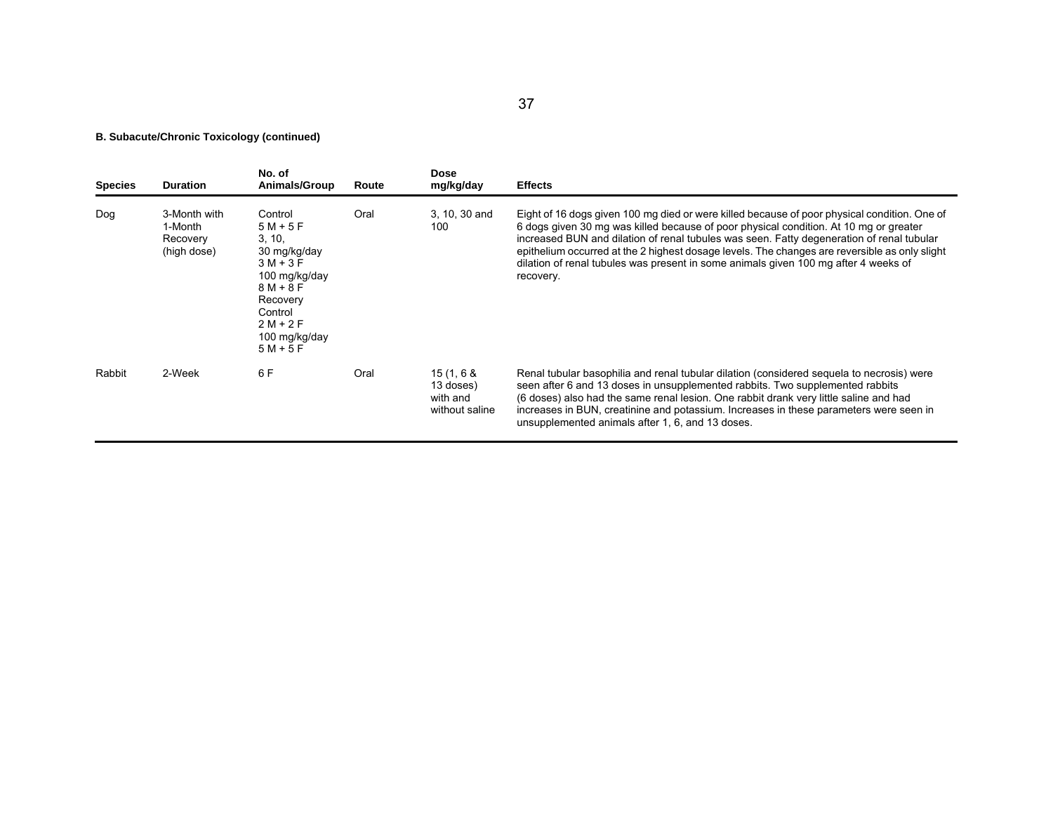**B. Subacute/Chronic Toxicology (continued)**

| Species | Duration | No. of Animals/Group | Route | Dose mg/kg/day | Effects |
|---|---|---|---|---|---|
| Dog | 3-Month with 1-Month Recovery (high dose) | Control 5 M + 5 F 3, 10, 30 mg/kg/day 3 M + 3 F 100 mg/kg/day 8 M + 8 F Recovery Control 2 M + 2 F 100 mg/kg/day 5 M + 5 F | Oral | 3, 10, 30 and 100 | Eight of 16 dogs given 100 mg died or were killed because of poor physical condition. One of 6 dogs given 30 mg was killed because of poor physical condition. At 10 mg or greater increased BUN and dilation of renal tubules was seen. Fatty degeneration of renal tubular epithelium occurred at the 2 highest dosage levels. The changes are reversible as only slight dilation of renal tubules was present in some animals given 100 mg after 4 weeks of recovery. |
| Rabbit | 2-Week | 6 F | Oral | 15 (1, 6 & 13 doses) with and without saline | Renal tubular basophilia and renal tubular dilation (considered sequela to necrosis) were seen after 6 and 13 doses in unsupplemented rabbits. Two supplemented rabbits (6 doses) also had the same renal lesion. One rabbit drank very little saline and had increases in BUN, creatinine and potassium. Increases in these parameters were seen in unsupplemented animals after 1, 6, and 13 doses. |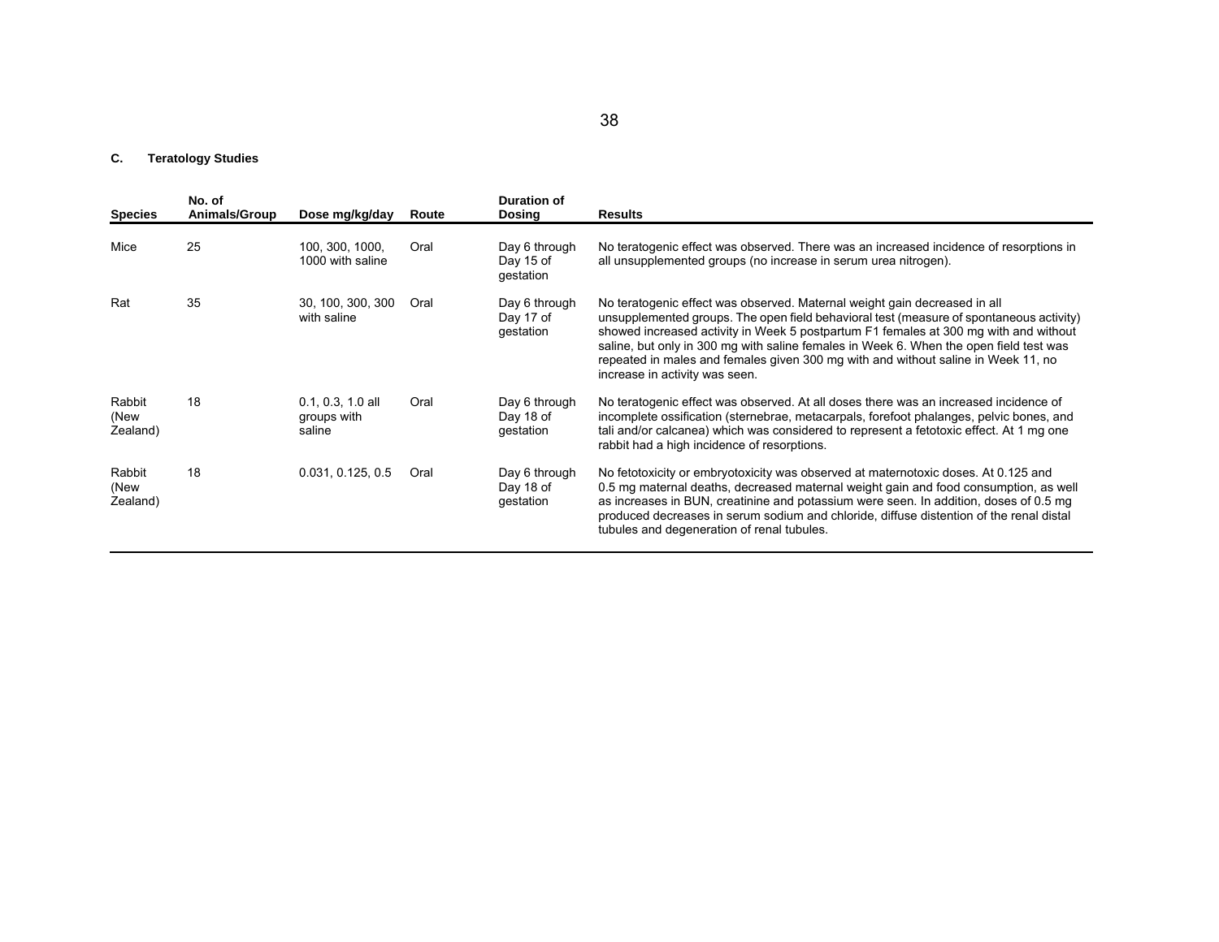### C. Teratology Studies

| Species | No. of Animals/Group | Dose mg/kg/day | Route | Duration of Dosing | Results |
|---|---|---|---|---|---|
| Mice | 25 | 100, 300, 1000, 1000 with saline | Oral | Day 6 through Day 15 of gestation | No teratogenic effect was observed. There was an increased incidence of resorptions in all unsupplemented groups (no increase in serum urea nitrogen). |
| Rat | 35 | 30, 100, 300, 300 with saline | Oral | Day 6 through Day 17 of gestation | No teratogenic effect was observed. Maternal weight gain decreased in all unsupplemented groups. The open field behavioral test (measure of spontaneous activity) showed increased activity in Week 5 postpartum F1 females at 300 mg with and without saline, but only in 300 mg with saline females in Week 6. When the open field test was repeated in males and females given 300 mg with and without saline in Week 11, no increase in activity was seen. |
| Rabbit (New Zealand) | 18 | 0.1, 0.3, 1.0 all groups with saline | Oral | Day 6 through Day 18 of gestation | No teratogenic effect was observed. At all doses there was an increased incidence of incomplete ossification (sternebrae, metacarpals, forefoot phalanges, pelvic bones, and tali and/or calcanea) which was considered to represent a fetotoxic effect. At 1 mg one rabbit had a high incidence of resorptions. |
| Rabbit (New Zealand) | 18 | 0.031, 0.125, 0.5 | Oral | Day 6 through Day 18 of gestation | No fetotoxicity or embryotoxicity was observed at maternotoxic doses. At 0.125 and 0.5 mg maternal deaths, decreased maternal weight gain and food consumption, as well as increases in BUN, creatinine and potassium were seen. In addition, doses of 0.5 mg produced decreases in serum sodium and chloride, diffuse distention of the renal distal tubules and degeneration of renal tubules. |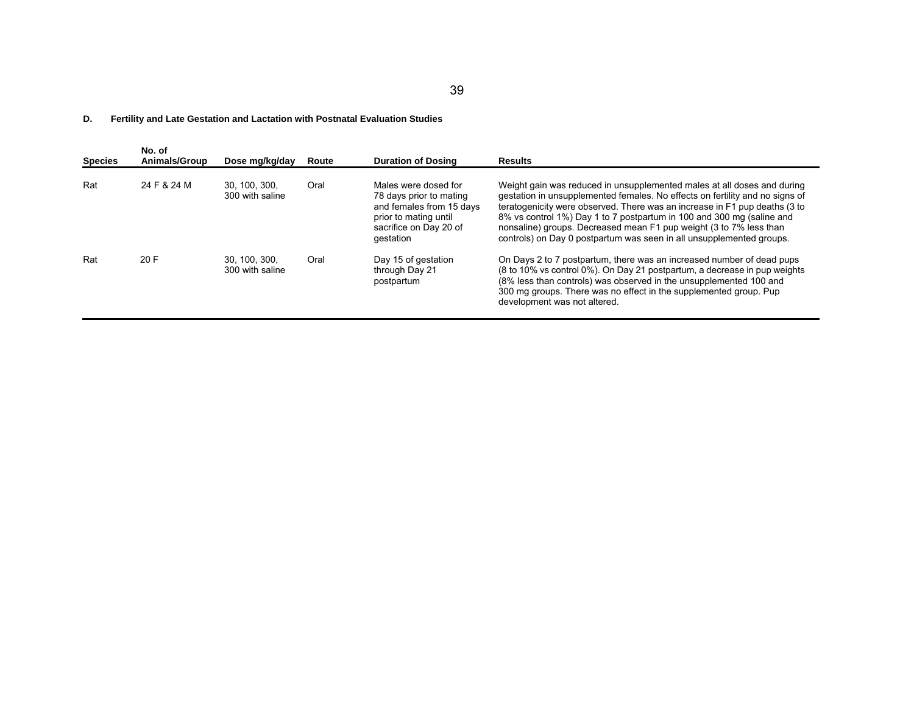**D. Fertility and Late Gestation and Lactation with Postnatal Evaluation Studies**

| Species | No. of Animals/Group | Dose mg/kg/day | Route | Duration of Dosing | Results |
|---|---|---|---|---|---|
| Rat | 24 F & 24 M | 30, 100, 300, 300 with saline | Oral | Males were dosed for 78 days prior to mating and females from 15 days prior to mating until sacrifice on Day 20 of gestation | Weight gain was reduced in unsupplemented males at all doses and during gestation in unsupplemented females. No effects on fertility and no signs of teratogenicity were observed. There was an increase in F1 pup deaths (3 to 8% vs control 1%) Day 1 to 7 postpartum in 100 and 300 mg (saline and nonsaline) groups. Decreased mean F1 pup weight (3 to 7% less than controls) on Day 0 postpartum was seen in all unsupplemented groups. |
| Rat | 20 F | 30, 100, 300, 300 with saline | Oral | Day 15 of gestation through Day 21 postpartum | On Days 2 to 7 postpartum, there was an increased number of dead pups (8 to 10% vs control 0%). On Day 21 postpartum, a decrease in pup weights (8% less than controls) was observed in the unsupplemented 100 and 300 mg groups. There was no effect in the supplemented group. Pup development was not altered. |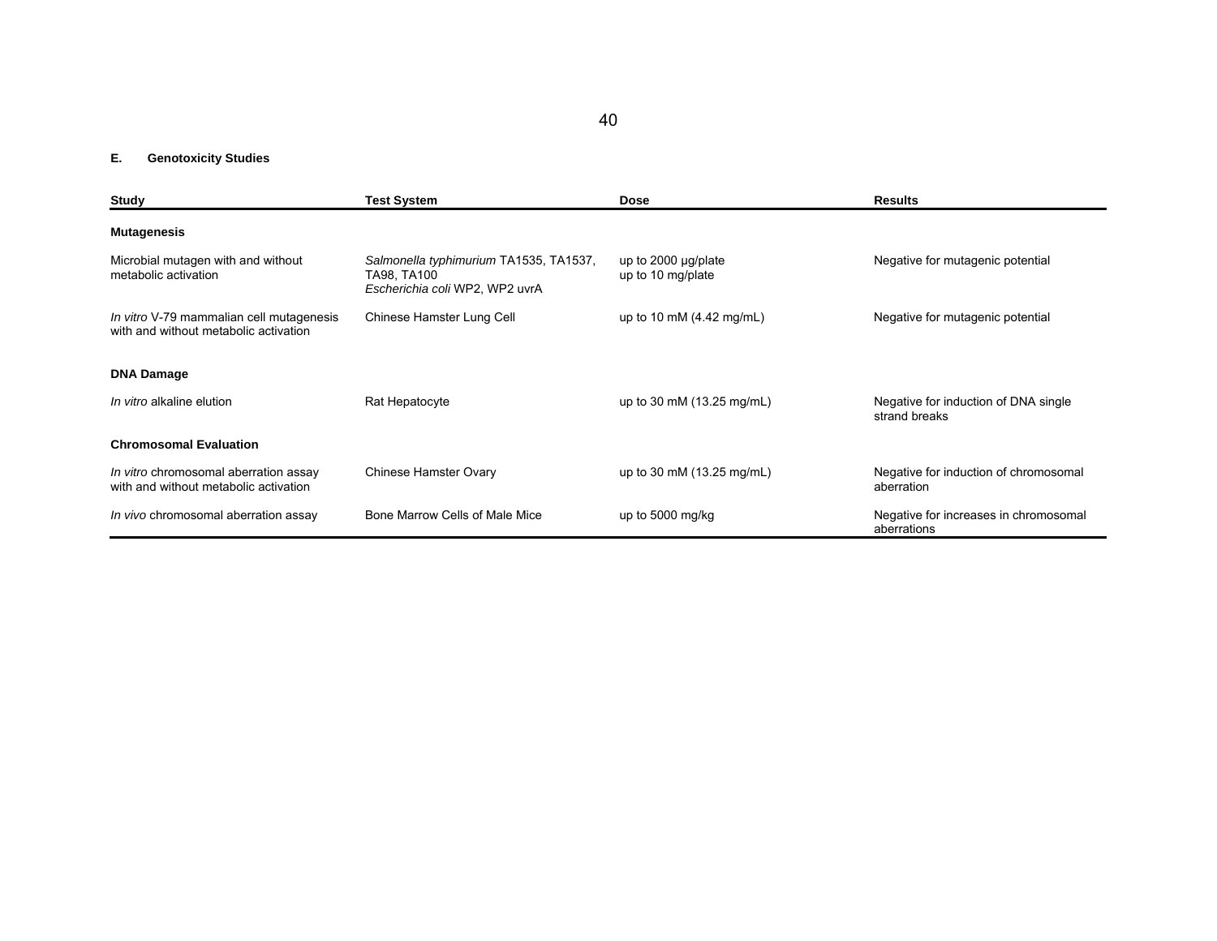### E. Genotoxicity Studies

| Study | Test System | Dose | Results |
|---|---|---|---|
| **Mutagenesis** | | | |
| Microbial mutagen with and without metabolic activation | *Salmonella typhimurium* TA1535, TA1537, TA98, TA100 *Escherichia coli* WP2, WP2 uvrA | up to 2000 µg/plate up to 10 mg/plate | Negative for mutagenic potential |
| *In vitro* V-79 mammalian cell mutagenesis with and without metabolic activation | Chinese Hamster Lung Cell | up to 10 mM (4.42 mg/mL) | Negative for mutagenic potential |
| **DNA Damage** | | | |
| *In vitro* alkaline elution | Rat Hepatocyte | up to 30 mM (13.25 mg/mL) | Negative for induction of DNA single strand breaks |
| **Chromosomal Evaluation** | | | |
| *In vitro* chromosomal aberration assay with and without metabolic activation | Chinese Hamster Ovary | up to 30 mM (13.25 mg/mL) | Negative for induction of chromosomal aberration |
| *In vivo* chromosomal aberration assay | Bone Marrow Cells of Male Mice | up to 5000 mg/kg | Negative for increases in chromosomal aberrations |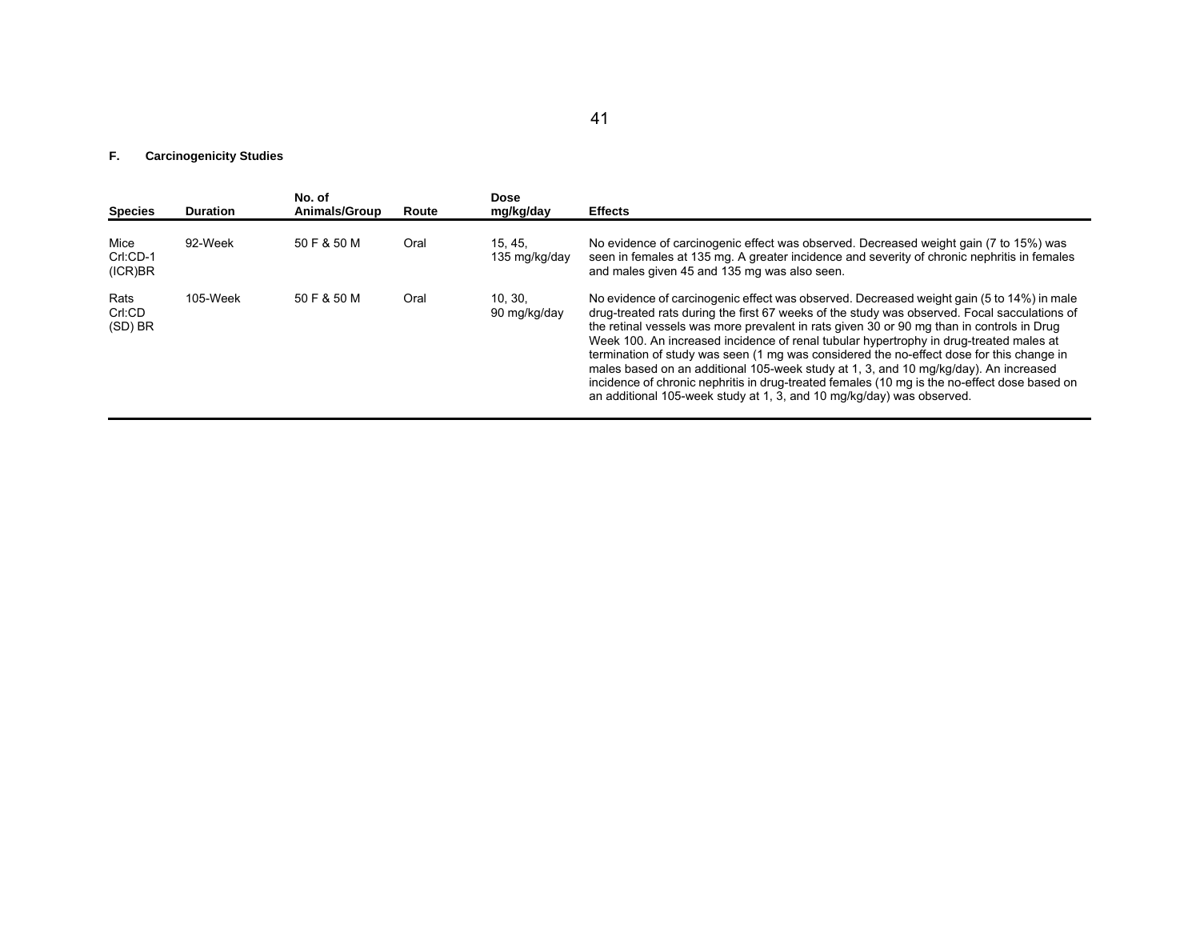### F. Carcinogenicity Studies

| Species | Duration | No. of Animals/Group | Route | Dose mg/kg/day | Effects |
|---|---|---|---|---|---|
| Mice Crl:CD-1 (ICR)BR | 92-Week | 50 F & 50 M | Oral | 15, 45, 135 mg/kg/day | No evidence of carcinogenic effect was observed. Decreased weight gain (7 to 15%) was seen in females at 135 mg. A greater incidence and severity of chronic nephritis in females and males given 45 and 135 mg was also seen. |
| Rats Crl:CD (SD) BR | 105-Week | 50 F & 50 M | Oral | 10, 30, 90 mg/kg/day | No evidence of carcinogenic effect was observed. Decreased weight gain (5 to 14%) in male drug-treated rats during the first 67 weeks of the study was observed. Focal sacculations of the retinal vessels was more prevalent in rats given 30 or 90 mg than in controls in Drug Week 100. An increased incidence of renal tubular hypertrophy in drug-treated males at termination of study was seen (1 mg was considered the no-effect dose for this change in males based on an additional 105-week study at 1, 3, and 10 mg/kg/day). An increased incidence of chronic nephritis in drug-treated females (10 mg is the no-effect dose based on an additional 105-week study at 1, 3, and 10 mg/kg/day) was observed. |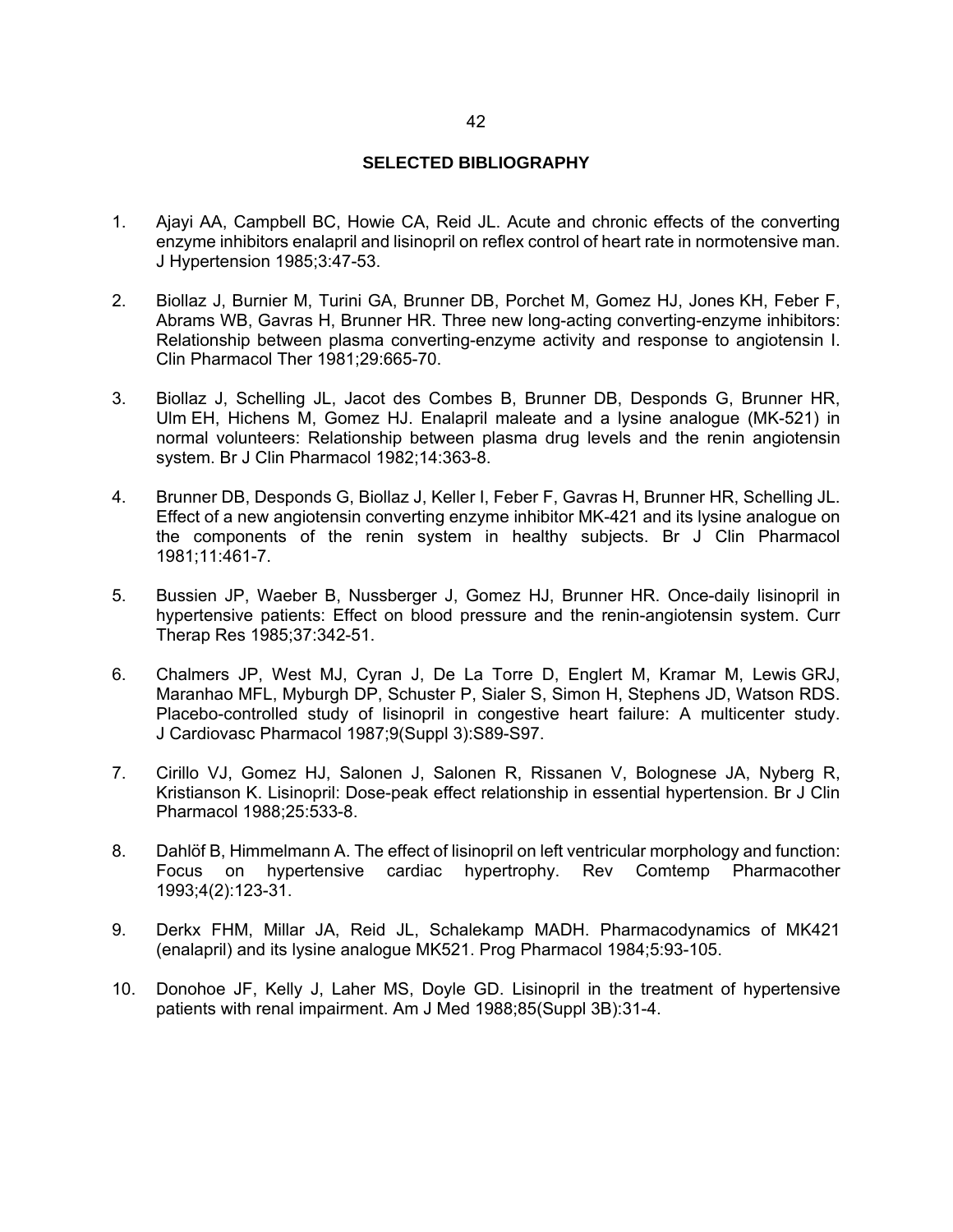## SELECTED BIBLIOGRAPHY

1. Ajayi AA, Campbell BC, Howie CA, Reid JL. Acute and chronic effects of the converting enzyme inhibitors enalapril and lisinopril on reflex control of heart rate in normotensive man. J Hypertension 1985;3:47-53.

2. Biollaz J, Burnier M, Turini GA, Brunner DB, Porchet M, Gomez HJ, Jones KH, Feber F, Abrams WB, Gavras H, Brunner HR. Three new long-acting converting-enzyme inhibitors: Relationship between plasma converting-enzyme activity and response to angiotensin I. Clin Pharmacol Ther 1981;29:665-70.

3. Biollaz J, Schelling JL, Jacot des Combes B, Brunner DB, Desponds G, Brunner HR, Ulm EH, Hichens M, Gomez HJ. Enalapril maleate and a lysine analogue (MK-521) in normal volunteers: Relationship between plasma drug levels and the renin angiotensin system. Br J Clin Pharmacol 1982;14:363-8.

4. Brunner DB, Desponds G, Biollaz J, Keller I, Feber F, Gavras H, Brunner HR, Schelling JL. Effect of a new angiotensin converting enzyme inhibitor MK-421 and its lysine analogue on the components of the renin system in healthy subjects. Br J Clin Pharmacol 1981;11:461-7.

5. Bussien JP, Waeber B, Nussberger J, Gomez HJ, Brunner HR. Once-daily lisinopril in hypertensive patients: Effect on blood pressure and the renin-angiotensin system. Curr Therap Res 1985;37:342-51.

6. Chalmers JP, West MJ, Cyran J, De La Torre D, Englert M, Kramar M, Lewis GRJ, Maranhao MFL, Myburgh DP, Schuster P, Sialer S, Simon H, Stephens JD, Watson RDS. Placebo-controlled study of lisinopril in congestive heart failure: A multicenter study. J Cardiovasc Pharmacol 1987;9(Suppl 3):S89-S97.

7. Cirillo VJ, Gomez HJ, Salonen J, Salonen R, Rissanen V, Bolognese JA, Nyberg R, Kristianson K. Lisinopril: Dose-peak effect relationship in essential hypertension. Br J Clin Pharmacol 1988;25:533-8.

8. Dahlöf B, Himmelmann A. The effect of lisinopril on left ventricular morphology and function: Focus on hypertensive cardiac hypertrophy. Rev Comtemp Pharmacother 1993;4(2):123-31.

9. Derkx FHM, Millar JA, Reid JL, Schalekamp MADH. Pharmacodynamics of MK421 (enalapril) and its lysine analogue MK521. Prog Pharmacol 1984;5:93-105.

10. Donohoe JF, Kelly J, Laher MS, Doyle GD. Lisinopril in the treatment of hypertensive patients with renal impairment. Am J Med 1988;85(Suppl 3B):31-4.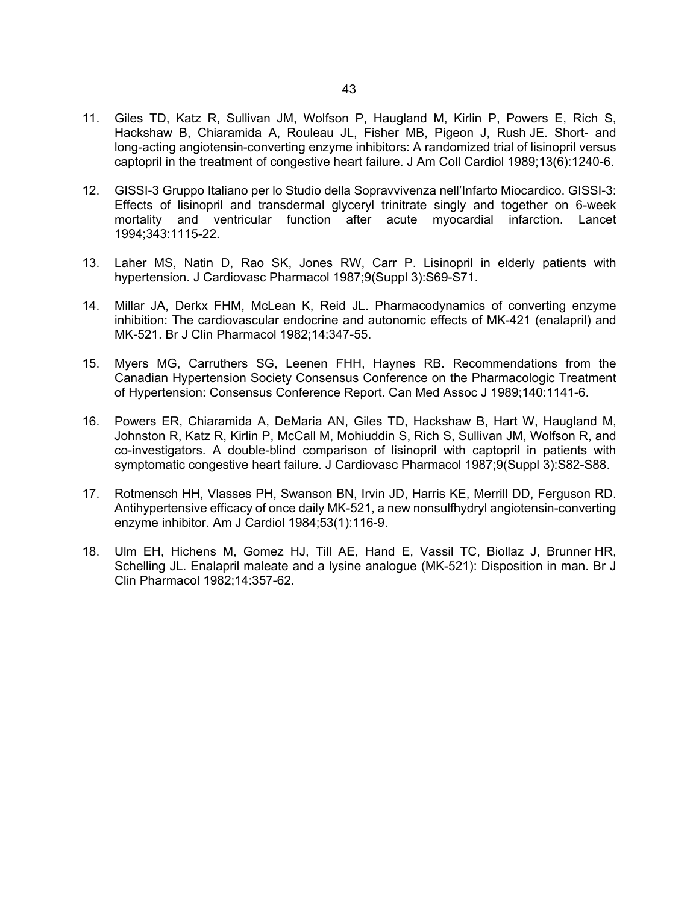11. Giles TD, Katz R, Sullivan JM, Wolfson P, Haugland M, Kirlin P, Powers E, Rich S, Hackshaw B, Chiaramida A, Rouleau JL, Fisher MB, Pigeon J, Rush JE. Short- and long-acting angiotensin-converting enzyme inhibitors: A randomized trial of lisinopril versus captopril in the treatment of congestive heart failure. J Am Coll Cardiol 1989;13(6):1240-6.

12. GISSI-3 Gruppo Italiano per lo Studio della Sopravvivenza nell'Infarto Miocardico. GISSI-3: Effects of lisinopril and transdermal glyceryl trinitrate singly and together on 6-week mortality and ventricular function after acute myocardial infarction. Lancet 1994;343:1115-22.

13. Laher MS, Natin D, Rao SK, Jones RW, Carr P. Lisinopril in elderly patients with hypertension. J Cardiovasc Pharmacol 1987;9(Suppl 3):S69-S71.

14. Millar JA, Derkx FHM, McLean K, Reid JL. Pharmacodynamics of converting enzyme inhibition: The cardiovascular endocrine and autonomic effects of MK-421 (enalapril) and MK-521. Br J Clin Pharmacol 1982;14:347-55.

15. Myers MG, Carruthers SG, Leenen FHH, Haynes RB. Recommendations from the Canadian Hypertension Society Consensus Conference on the Pharmacologic Treatment of Hypertension: Consensus Conference Report. Can Med Assoc J 1989;140:1141-6.

16. Powers ER, Chiaramida A, DeMaria AN, Giles TD, Hackshaw B, Hart W, Haugland M, Johnston R, Katz R, Kirlin P, McCall M, Mohiuddin S, Rich S, Sullivan JM, Wolfson R, and co-investigators. A double-blind comparison of lisinopril with captopril in patients with symptomatic congestive heart failure. J Cardiovasc Pharmacol 1987;9(Suppl 3):S82-S88.

17. Rotmensch HH, Vlasses PH, Swanson BN, Irvin JD, Harris KE, Merrill DD, Ferguson RD. Antihypertensive efficacy of once daily MK-521, a new nonsulfhydryl angiotensin-converting enzyme inhibitor. Am J Cardiol 1984;53(1):116-9.

18. Ulm EH, Hichens M, Gomez HJ, Till AE, Hand E, Vassil TC, Biollaz J, Brunner HR, Schelling JL. Enalapril maleate and a lysine analogue (MK-521): Disposition in man. Br J Clin Pharmacol 1982;14:357-62.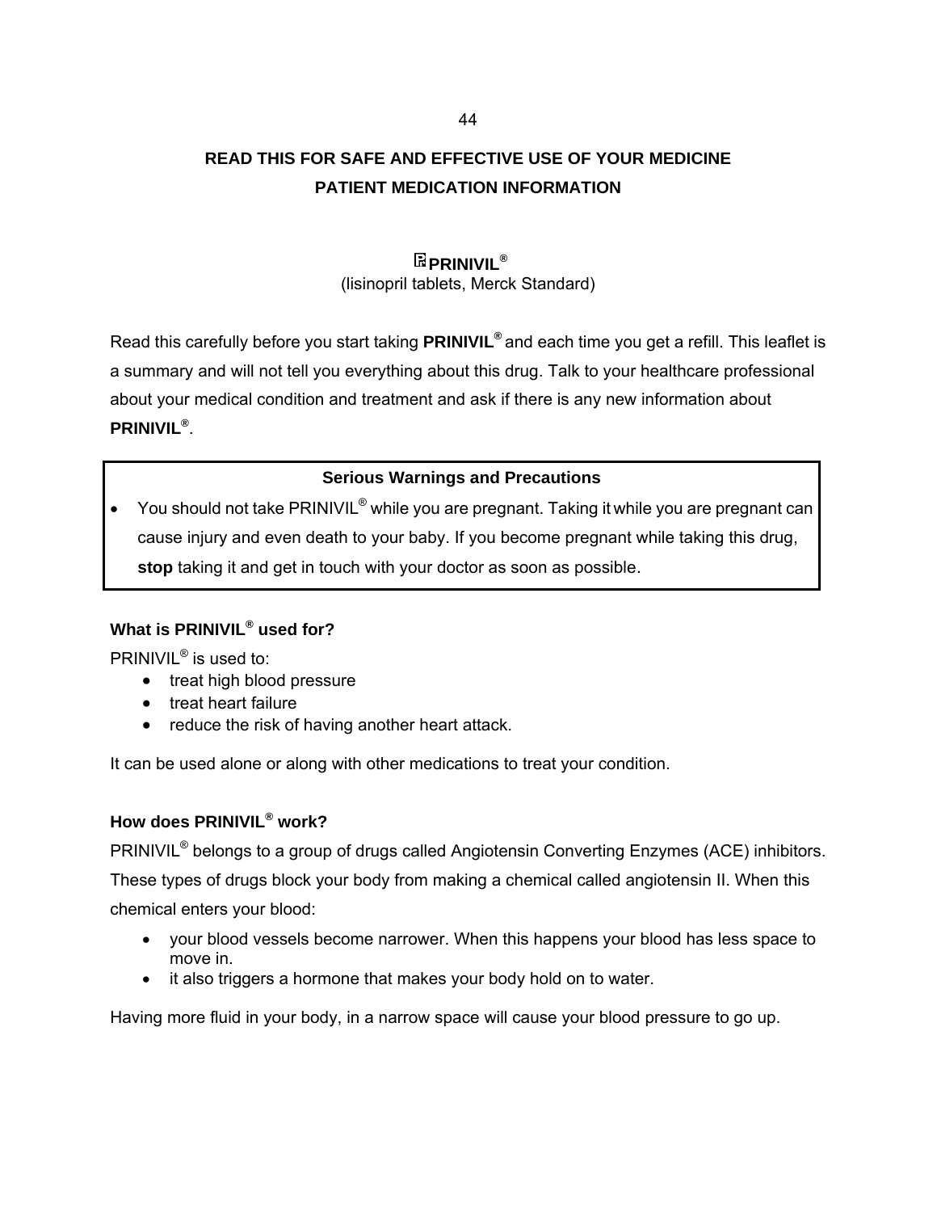**READ THIS FOR SAFE AND EFFECTIVE USE OF YOUR MEDICINE**

**PATIENT MEDICATION INFORMATION**

**℞PRINIVIL®**

(lisinopril tablets, Merck Standard)

Read this carefully before you start taking **PRINIVIL®** and each time you get a refill. This leaflet is a summary and will not tell you everything about this drug. Talk to your healthcare professional about your medical condition and treatment and ask if there is any new information about **PRINIVIL®**.

| **Serious Warnings and Precautions** |
| --- |
| • You should not take PRINIVIL® while you are pregnant. Taking it while you are pregnant can cause injury and even death to your baby. If you become pregnant while taking this drug, **stop** taking it and get in touch with your doctor as soon as possible. |

**What is PRINIVIL® used for?**

PRINIVIL® is used to:

- treat high blood pressure
- treat heart failure
- reduce the risk of having another heart attack.

It can be used alone or along with other medications to treat your condition.

**How does PRINIVIL® work?**

PRINIVIL® belongs to a group of drugs called Angiotensin Converting Enzymes (ACE) inhibitors. These types of drugs block your body from making a chemical called angiotensin II. When this chemical enters your blood:

- your blood vessels become narrower. When this happens your blood has less space to move in.
- it also triggers a hormone that makes your body hold on to water.

Having more fluid in your body, in a narrow space will cause your blood pressure to go up.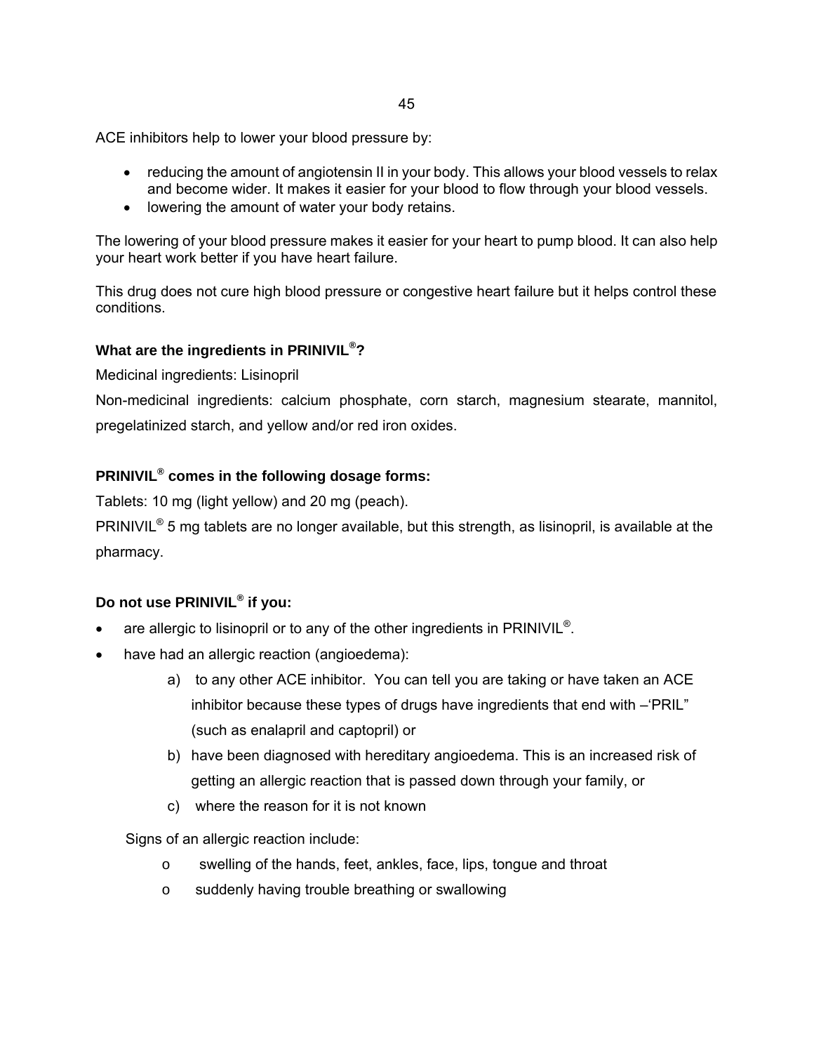ACE inhibitors help to lower your blood pressure by:

- reducing the amount of angiotensin II in your body. This allows your blood vessels to relax and become wider. It makes it easier for your blood to flow through your blood vessels.
- lowering the amount of water your body retains.

The lowering of your blood pressure makes it easier for your heart to pump blood. It can also help your heart work better if you have heart failure.

This drug does not cure high blood pressure or congestive heart failure but it helps control these conditions.

**What are the ingredients in PRINIVIL®?**

Medicinal ingredients: Lisinopril

Non-medicinal ingredients: calcium phosphate, corn starch, magnesium stearate, mannitol, pregelatinized starch, and yellow and/or red iron oxides.

**PRINIVIL® comes in the following dosage forms:**

Tablets: 10 mg (light yellow) and 20 mg (peach).

PRINIVIL® 5 mg tablets are no longer available, but this strength, as lisinopril, is available at the pharmacy.

**Do not use PRINIVIL® if you:**

- are allergic to lisinopril or to any of the other ingredients in PRINIVIL®.
- have had an allergic reaction (angioedema):
  a) to any other ACE inhibitor. You can tell you are taking or have taken an ACE inhibitor because these types of drugs have ingredients that end with –'PRIL" (such as enalapril and captopril) or
  b) have been diagnosed with hereditary angioedema. This is an increased risk of getting an allergic reaction that is passed down through your family, or
  c) where the reason for it is not known

  Signs of an allergic reaction include:
  - swelling of the hands, feet, ankles, face, lips, tongue and throat
  - suddenly having trouble breathing or swallowing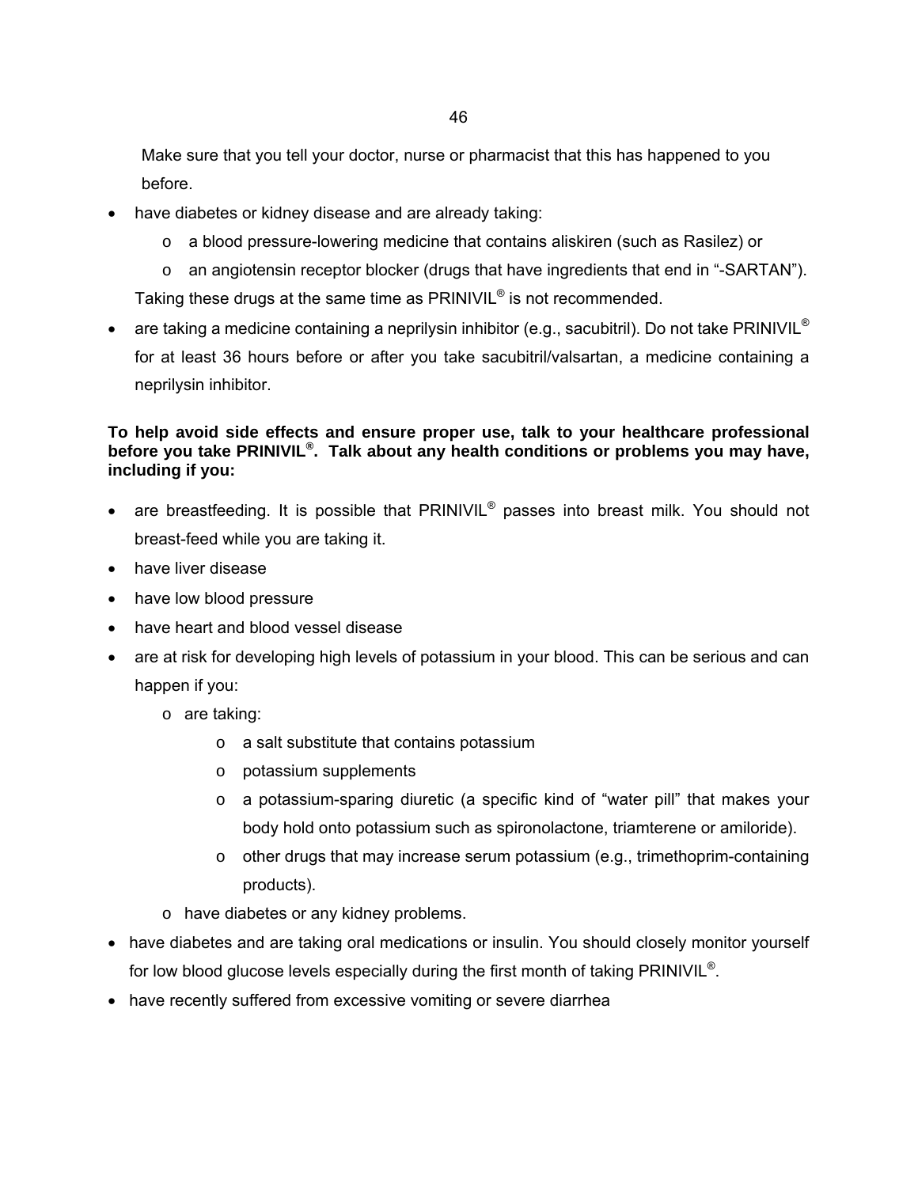Make sure that you tell your doctor, nurse or pharmacist that this has happened to you before.

- have diabetes or kidney disease and are already taking:
  - a blood pressure-lowering medicine that contains aliskiren (such as Rasilez) or
  - an angiotensin receptor blocker (drugs that have ingredients that end in "-SARTAN").

  Taking these drugs at the same time as PRINIVIL® is not recommended.
- are taking a medicine containing a neprilysin inhibitor (e.g., sacubitril). Do not take PRINIVIL® for at least 36 hours before or after you take sacubitril/valsartan, a medicine containing a neprilysin inhibitor.

**To help avoid side effects and ensure proper use, talk to your healthcare professional before you take PRINIVIL®. Talk about any health conditions or problems you may have, including if you:**

- are breastfeeding. It is possible that PRINIVIL® passes into breast milk. You should not breast-feed while you are taking it.
- have liver disease
- have low blood pressure
- have heart and blood vessel disease
- are at risk for developing high levels of potassium in your blood. This can be serious and can happen if you:
  - are taking:
    - a salt substitute that contains potassium
    - potassium supplements
    - a potassium-sparing diuretic (a specific kind of "water pill" that makes your body hold onto potassium such as spironolactone, triamterene or amiloride).
    - other drugs that may increase serum potassium (e.g., trimethoprim-containing products).
  - have diabetes or any kidney problems.
- have diabetes and are taking oral medications or insulin. You should closely monitor yourself for low blood glucose levels especially during the first month of taking PRINIVIL®.
- have recently suffered from excessive vomiting or severe diarrhea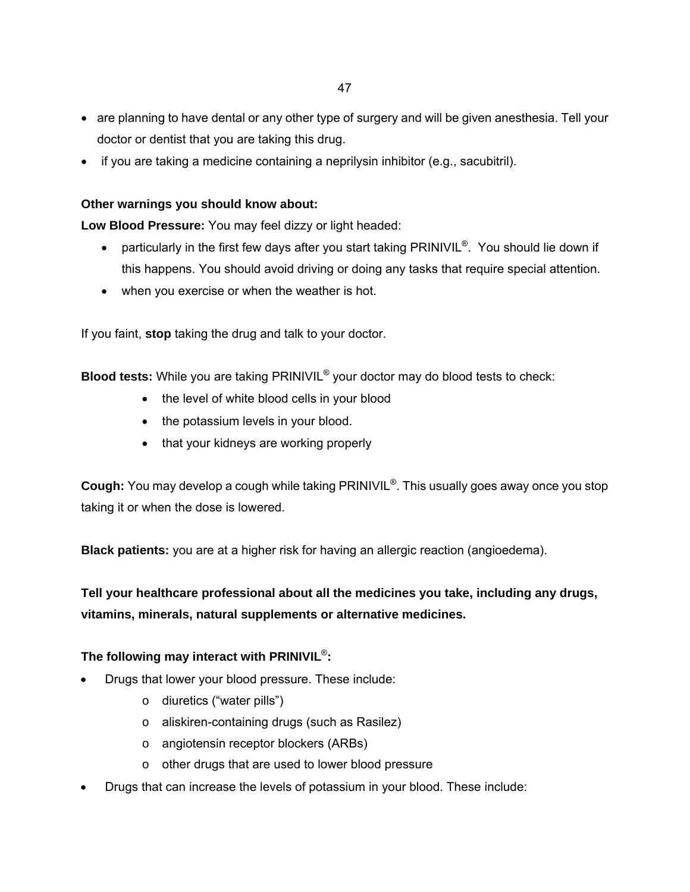- are planning to have dental or any other type of surgery and will be given anesthesia. Tell your doctor or dentist that you are taking this drug.
- if you are taking a medicine containing a neprilysin inhibitor (e.g., sacubitril).

**Other warnings you should know about:**

**Low Blood Pressure:** You may feel dizzy or light headed:

- particularly in the first few days after you start taking PRINIVIL®. You should lie down if this happens. You should avoid driving or doing any tasks that require special attention.
- when you exercise or when the weather is hot.

If you faint, **stop** taking the drug and talk to your doctor.

**Blood tests:** While you are taking PRINIVIL® your doctor may do blood tests to check:

- the level of white blood cells in your blood
- the potassium levels in your blood.
- that your kidneys are working properly

**Cough:** You may develop a cough while taking PRINIVIL®. This usually goes away once you stop taking it or when the dose is lowered.

**Black patients:** you are at a higher risk for having an allergic reaction (angioedema).

**Tell your healthcare professional about all the medicines you take, including any drugs, vitamins, minerals, natural supplements or alternative medicines.**

**The following may interact with PRINIVIL®:**

- Drugs that lower your blood pressure. These include:
  - diuretics ("water pills")
  - aliskiren-containing drugs (such as Rasilez)
  - angiotensin receptor blockers (ARBs)
  - other drugs that are used to lower blood pressure
- Drugs that can increase the levels of potassium in your blood. These include: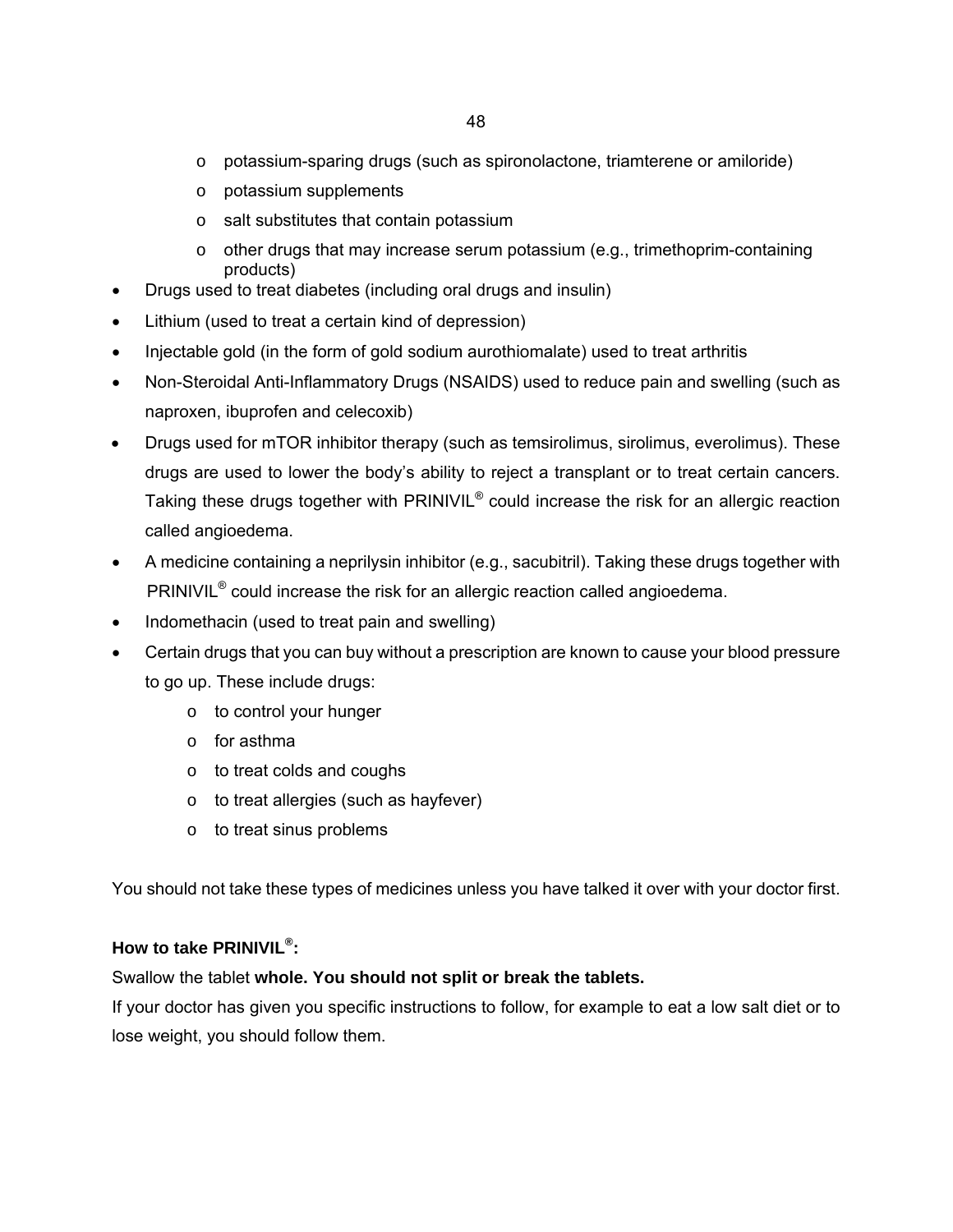- potassium-sparing drugs (such as spironolactone, triamterene or amiloride)
  - potassium supplements
  - salt substitutes that contain potassium
  - other drugs that may increase serum potassium (e.g., trimethoprim-containing products)
- Drugs used to treat diabetes (including oral drugs and insulin)
- Lithium (used to treat a certain kind of depression)
- Injectable gold (in the form of gold sodium aurothiomalate) used to treat arthritis
- Non-Steroidal Anti-Inflammatory Drugs (NSAIDS) used to reduce pain and swelling (such as naproxen, ibuprofen and celecoxib)
- Drugs used for mTOR inhibitor therapy (such as temsirolimus, sirolimus, everolimus). These drugs are used to lower the body's ability to reject a transplant or to treat certain cancers. Taking these drugs together with PRINIVIL® could increase the risk for an allergic reaction called angioedema.
- A medicine containing a neprilysin inhibitor (e.g., sacubitril). Taking these drugs together with PRINIVIL® could increase the risk for an allergic reaction called angioedema.
- Indomethacin (used to treat pain and swelling)
- Certain drugs that you can buy without a prescription are known to cause your blood pressure to go up. These include drugs:
  - to control your hunger
  - for asthma
  - to treat colds and coughs
  - to treat allergies (such as hayfever)
  - to treat sinus problems

You should not take these types of medicines unless you have talked it over with your doctor first.

**How to take PRINIVIL®:**

Swallow the tablet **whole. You should not split or break the tablets.**

If your doctor has given you specific instructions to follow, for example to eat a low salt diet or to lose weight, you should follow them.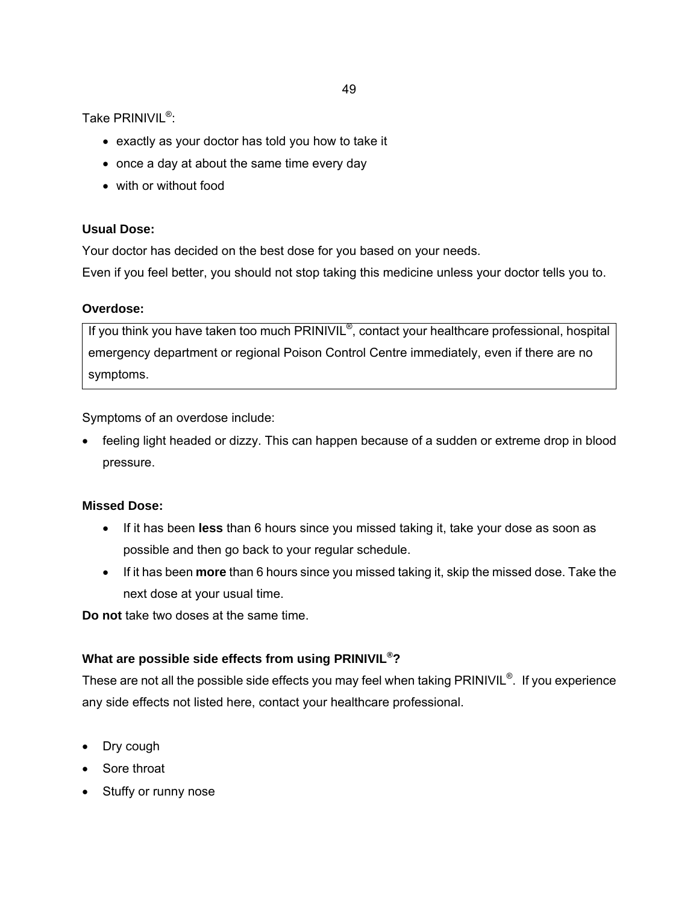Take PRINIVIL®:

- exactly as your doctor has told you how to take it
- once a day at about the same time every day
- with or without food

**Usual Dose:**

Your doctor has decided on the best dose for you based on your needs.
Even if you feel better, you should not stop taking this medicine unless your doctor tells you to.

**Overdose:**

| If you think you have taken too much PRINIVIL®, contact your healthcare professional, hospital emergency department or regional Poison Control Centre immediately, even if there are no symptoms. |
| --- |

Symptoms of an overdose include:

- feeling light headed or dizzy. This can happen because of a sudden or extreme drop in blood pressure.

**Missed Dose:**

- If it has been **less** than 6 hours since you missed taking it, take your dose as soon as possible and then go back to your regular schedule.
- If it has been **more** than 6 hours since you missed taking it, skip the missed dose. Take the next dose at your usual time.

**Do not** take two doses at the same time.

**What are possible side effects from using PRINIVIL®?**

These are not all the possible side effects you may feel when taking PRINIVIL®. If you experience any side effects not listed here, contact your healthcare professional.

- Dry cough
- Sore throat
- Stuffy or runny nose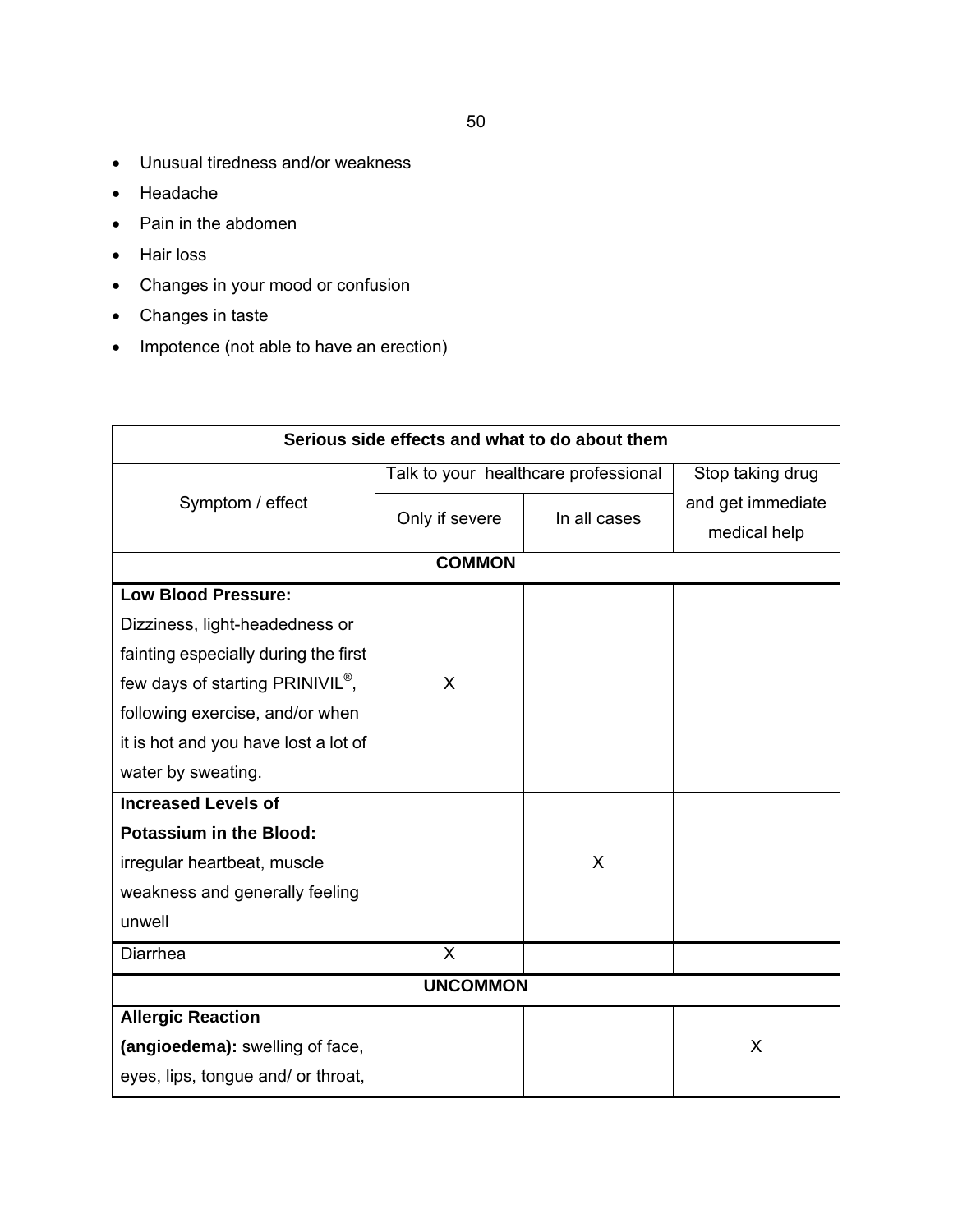- Unusual tiredness and/or weakness
- Headache
- Pain in the abdomen
- Hair loss
- Changes in your mood or confusion
- Changes in taste
- Impotence (not able to have an erection)

| Serious side effects and what to do about them | | | |
|---|---|---|---|
| Symptom / effect | Talk to your healthcare professional | | Stop taking drug and get immediate medical help |
| | Only if severe | In all cases | |
| **COMMON** | | | |
| **Low Blood Pressure:** Dizziness, light-headedness or fainting especially during the first few days of starting PRINIVIL®, following exercise, and/or when it is hot and you have lost a lot of water by sweating. | X | | |
| **Increased Levels of Potassium in the Blood:** irregular heartbeat, muscle weakness and generally feeling unwell | | X | |
| Diarrhea | X | | |
| **UNCOMMON** | | | |
| **Allergic Reaction (angioedema):** swelling of face, eyes, lips, tongue and/ or throat, | | | X |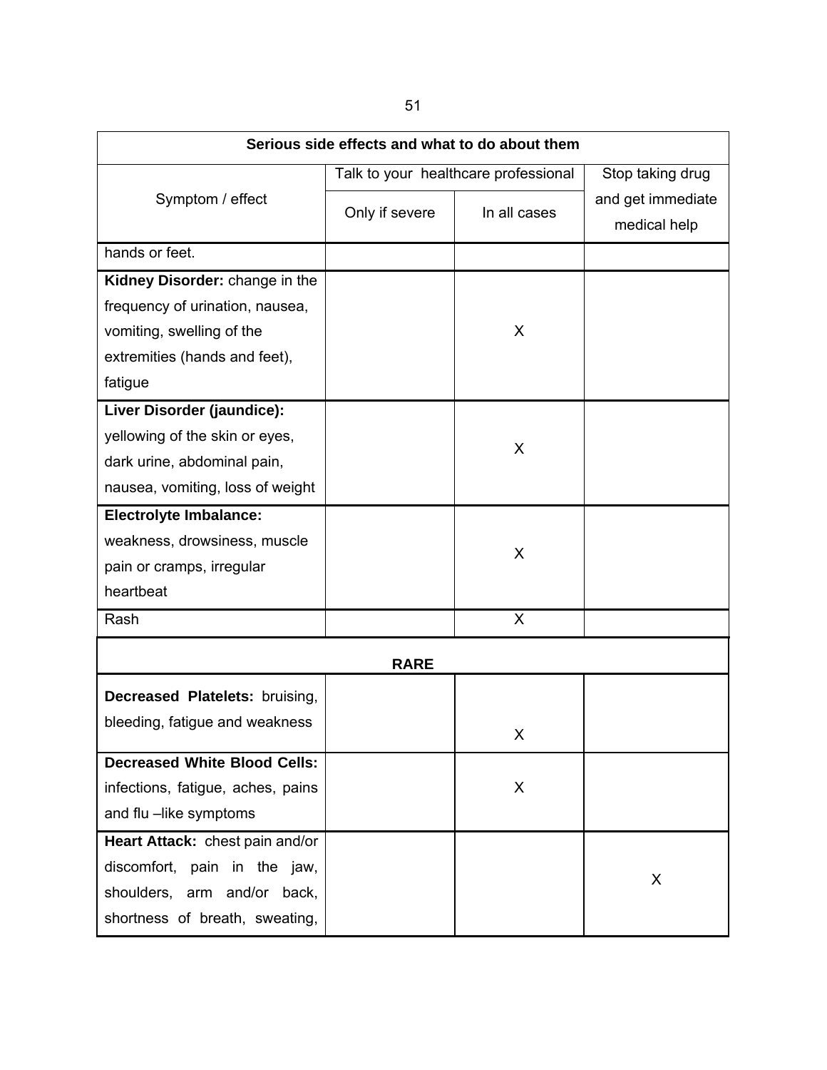| Serious side effects and what to do about them | | | |
|---|---|---|---|
| Symptom / effect | Talk to your healthcare professional | | Stop taking drug and get immediate medical help |
| | Only if severe | In all cases | |
| hands or feet. | | | |
| **Kidney Disorder:** change in the frequency of urination, nausea, vomiting, swelling of the extremities (hands and feet), fatigue | | X | |
| **Liver Disorder (jaundice):** yellowing of the skin or eyes, dark urine, abdominal pain, nausea, vomiting, loss of weight | | X | |
| **Electrolyte Imbalance:** weakness, drowsiness, muscle pain or cramps, irregular heartbeat | | X | |
| Rash | | X | |
| **RARE** | | | |
| **Decreased Platelets:** bruising, bleeding, fatigue and weakness | | X | |
| **Decreased White Blood Cells:** infections, fatigue, aches, pains and flu –like symptoms | | X | |
| **Heart Attack:** chest pain and/or discomfort, pain in the jaw, shoulders, arm and/or back, shortness of breath, sweating, | | | X |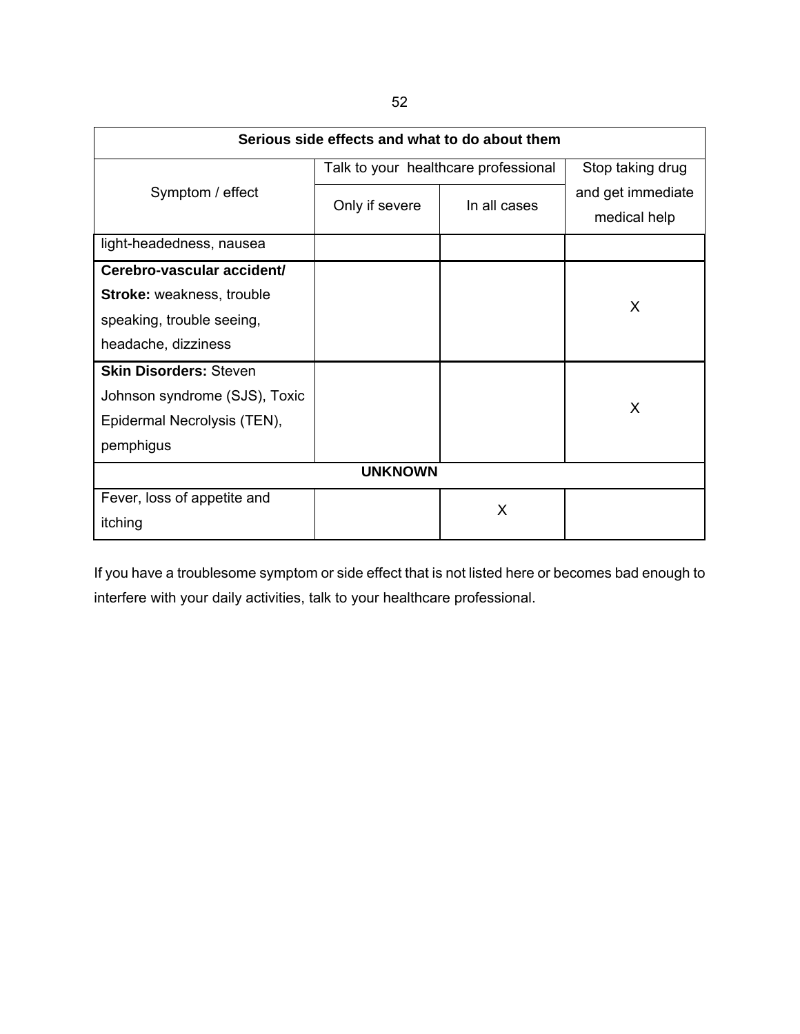| Serious side effects and what to do about them | | | |
|---|---|---|---|
| Symptom / effect | Talk to your healthcare professional | | Stop taking drug and get immediate medical help |
| | Only if severe | In all cases | |
| light-headedness, nausea | | | |
| **Cerebro-vascular accident/ Stroke:** weakness, trouble speaking, trouble seeing, headache, dizziness | | | X |
| **Skin Disorders:** Steven Johnson syndrome (SJS), Toxic Epidermal Necrolysis (TEN), pemphigus | | | X |
| **UNKNOWN** | | | |
| Fever, loss of appetite and itching | | X | |

If you have a troublesome symptom or side effect that is not listed here or becomes bad enough to interfere with your daily activities, talk to your healthcare professional.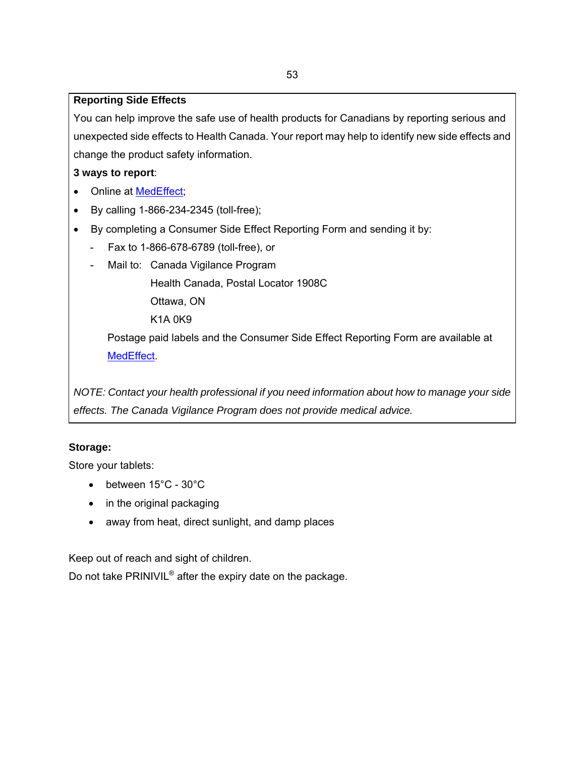**Reporting Side Effects**

You can help improve the safe use of health products for Canadians by reporting serious and unexpected side effects to Health Canada. Your report may help to identify new side effects and change the product safety information.

**3 ways to report**:

- Online at MedEffect;
- By calling 1-866-234-2345 (toll-free);
- By completing a Consumer Side Effect Reporting Form and sending it by:
  - Fax to 1-866-678-6789 (toll-free), or
  - Mail to: Canada Vigilance Program
    Health Canada, Postal Locator 1908C
    Ottawa, ON
    K1A 0K9

  Postage paid labels and the Consumer Side Effect Reporting Form are available at MedEffect.

*NOTE: Contact your health professional if you need information about how to manage your side effects. The Canada Vigilance Program does not provide medical advice.*

**Storage:**

Store your tablets:

- between 15°C - 30°C
- in the original packaging
- away from heat, direct sunlight, and damp places

Keep out of reach and sight of children.

Do not take PRINIVIL® after the expiry date on the package.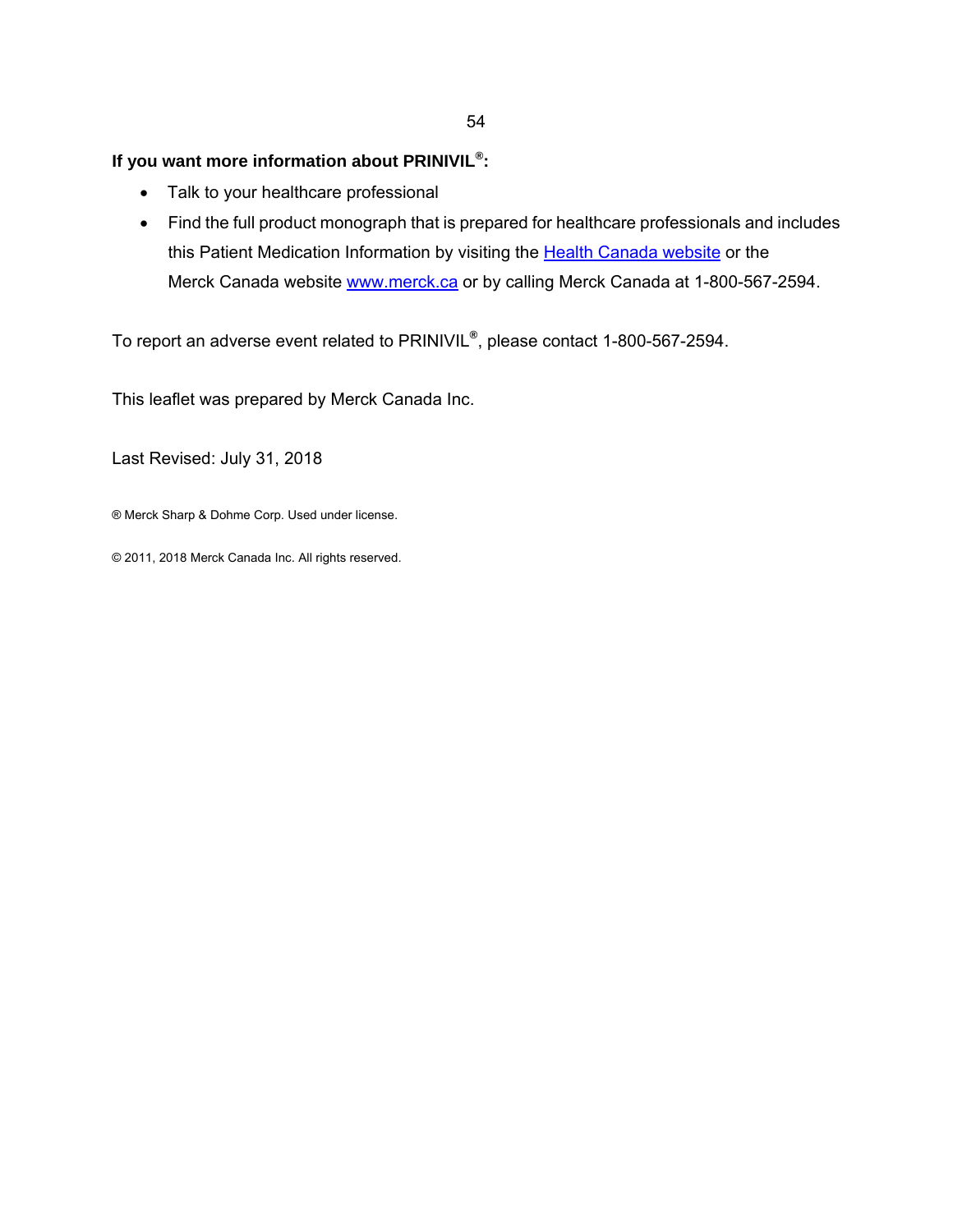**If you want more information about PRINIVIL®:**

- Talk to your healthcare professional
- Find the full product monograph that is prepared for healthcare professionals and includes this Patient Medication Information by visiting the Health Canada website or the Merck Canada website www.merck.ca or by calling Merck Canada at 1-800-567-2594.

To report an adverse event related to PRINIVIL®, please contact 1-800-567-2594.

This leaflet was prepared by Merck Canada Inc.

Last Revised: July 31, 2018

® Merck Sharp & Dohme Corp. Used under license.

© 2011, 2018 Merck Canada Inc. All rights reserved.